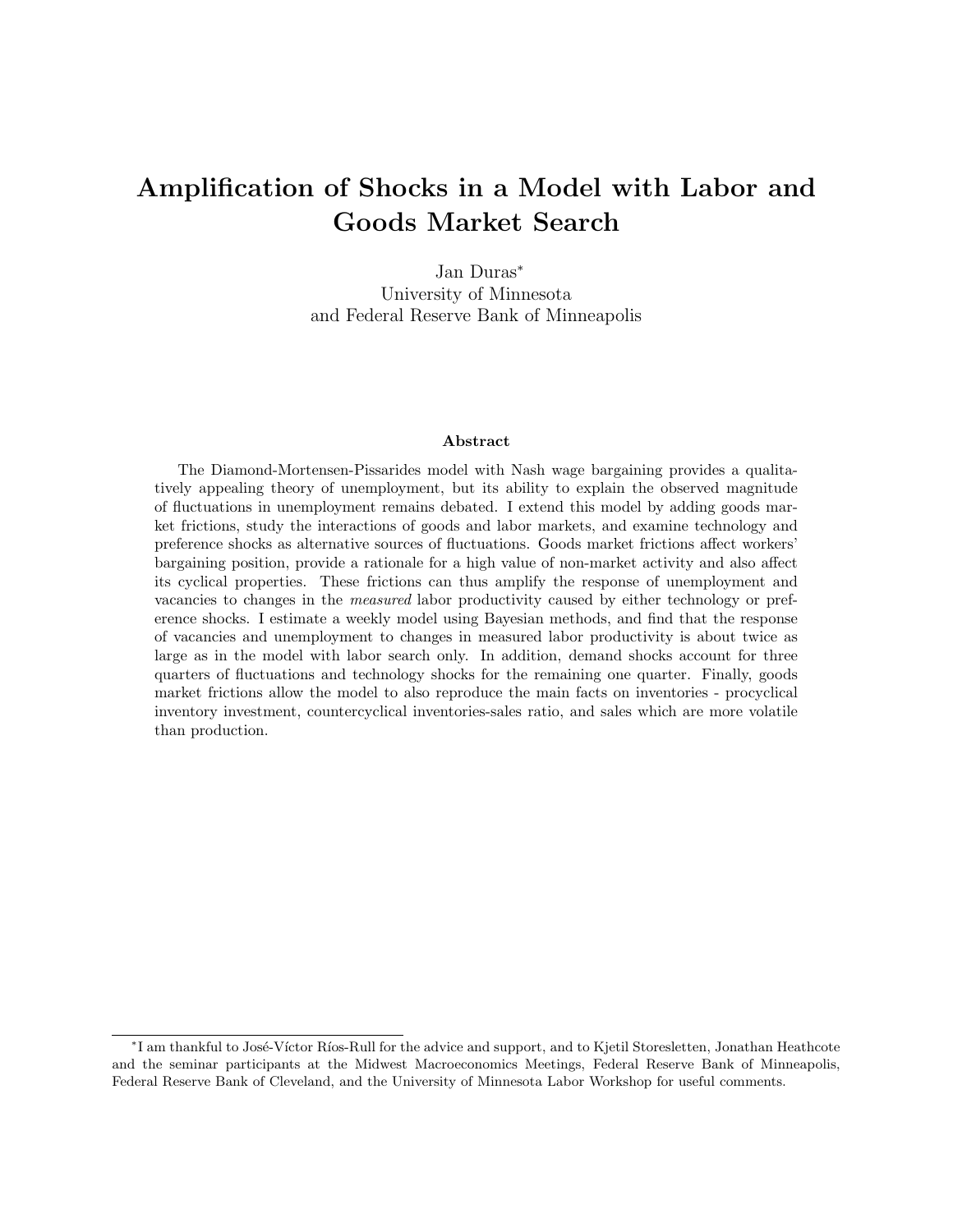# Amplification of Shocks in a Model with Labor and Goods Market Search

Jan Duras*
University of Minnesota
and Federal Reserve Bank of Minneapolis

### Abstract

The Diamond-Mortensen-Pissarides model with Nash wage bargaining provides a qualitatively appealing theory of unemployment, but its ability to explain the observed magnitude of fluctuations in unemployment remains debated. I extend this model by adding goods market frictions, study the interactions of goods and labor markets, and examine technology and preference shocks as alternative sources of fluctuations. Goods market frictions affect workers' bargaining position, provide a rationale for a high value of non-market activity and also affect its cyclical properties. These frictions can thus amplify the response of unemployment and vacancies to changes in the *measured* labor productivity caused by either technology or preference shocks. I estimate a weekly model using Bayesian methods, and find that the response of vacancies and unemployment to changes in measured labor productivity is about twice as large as in the model with labor search only. In addition, demand shocks account for three quarters of fluctuations and technology shocks for the remaining one quarter. Finally, goods market frictions allow the model to also reproduce the main facts on inventories - procyclical inventory investment, countercyclical inventories-sales ratio, and sales which are more volatile than production.

---

*I am thankful to José-Víctor Ríos-Rull for the advice and support, and to Kjetil Storesletten, Jonathan Heathcote and the seminar participants at the Midwest Macroeconomics Meetings, Federal Reserve Bank of Minneapolis, Federal Reserve Bank of Cleveland, and the University of Minnesota Labor Workshop for useful comments.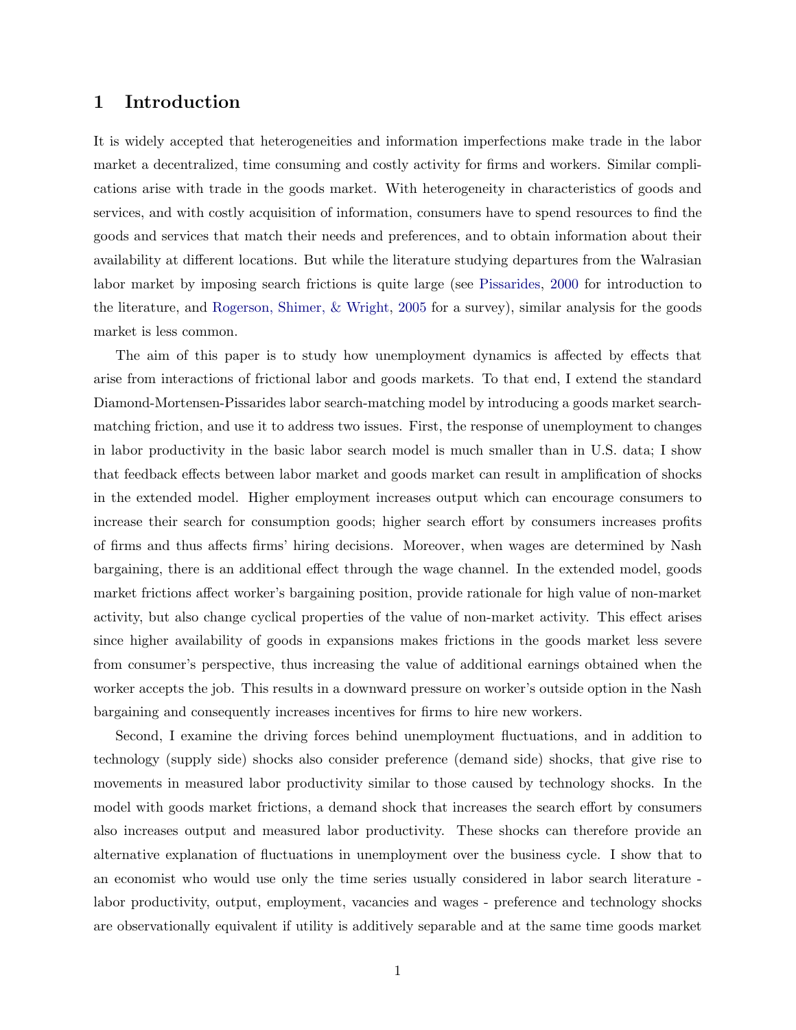## 1 Introduction

It is widely accepted that heterogeneities and information imperfections make trade in the labor market a decentralized, time consuming and costly activity for firms and workers. Similar complications arise with trade in the goods market. With heterogeneity in characteristics of goods and services, and with costly acquisition of information, consumers have to spend resources to find the goods and services that match their needs and preferences, and to obtain information about their availability at different locations. But while the literature studying departures from the Walrasian labor market by imposing search frictions is quite large (see Pissarides, 2000 for introduction to the literature, and Rogerson, Shimer, & Wright, 2005 for a survey), similar analysis for the goods market is less common.

The aim of this paper is to study how unemployment dynamics is affected by effects that arise from interactions of frictional labor and goods markets. To that end, I extend the standard Diamond-Mortensen-Pissarides labor search-matching model by introducing a goods market search-matching friction, and use it to address two issues. First, the response of unemployment to changes in labor productivity in the basic labor search model is much smaller than in U.S. data; I show that feedback effects between labor market and goods market can result in amplification of shocks in the extended model. Higher employment increases output which can encourage consumers to increase their search for consumption goods; higher search effort by consumers increases profits of firms and thus affects firms' hiring decisions. Moreover, when wages are determined by Nash bargaining, there is an additional effect through the wage channel. In the extended model, goods market frictions affect worker's bargaining position, provide rationale for high value of non-market activity, but also change cyclical properties of the value of non-market activity. This effect arises since higher availability of goods in expansions makes frictions in the goods market less severe from consumer's perspective, thus increasing the value of additional earnings obtained when the worker accepts the job. This results in a downward pressure on worker's outside option in the Nash bargaining and consequently increases incentives for firms to hire new workers.

Second, I examine the driving forces behind unemployment fluctuations, and in addition to technology (supply side) shocks also consider preference (demand side) shocks, that give rise to movements in measured labor productivity similar to those caused by technology shocks. In the model with goods market frictions, a demand shock that increases the search effort by consumers also increases output and measured labor productivity. These shocks can therefore provide an alternative explanation of fluctuations in unemployment over the business cycle. I show that to an economist who would use only the time series usually considered in labor search literature - labor productivity, output, employment, vacancies and wages - preference and technology shocks are observationally equivalent if utility is additively separable and at the same time goods market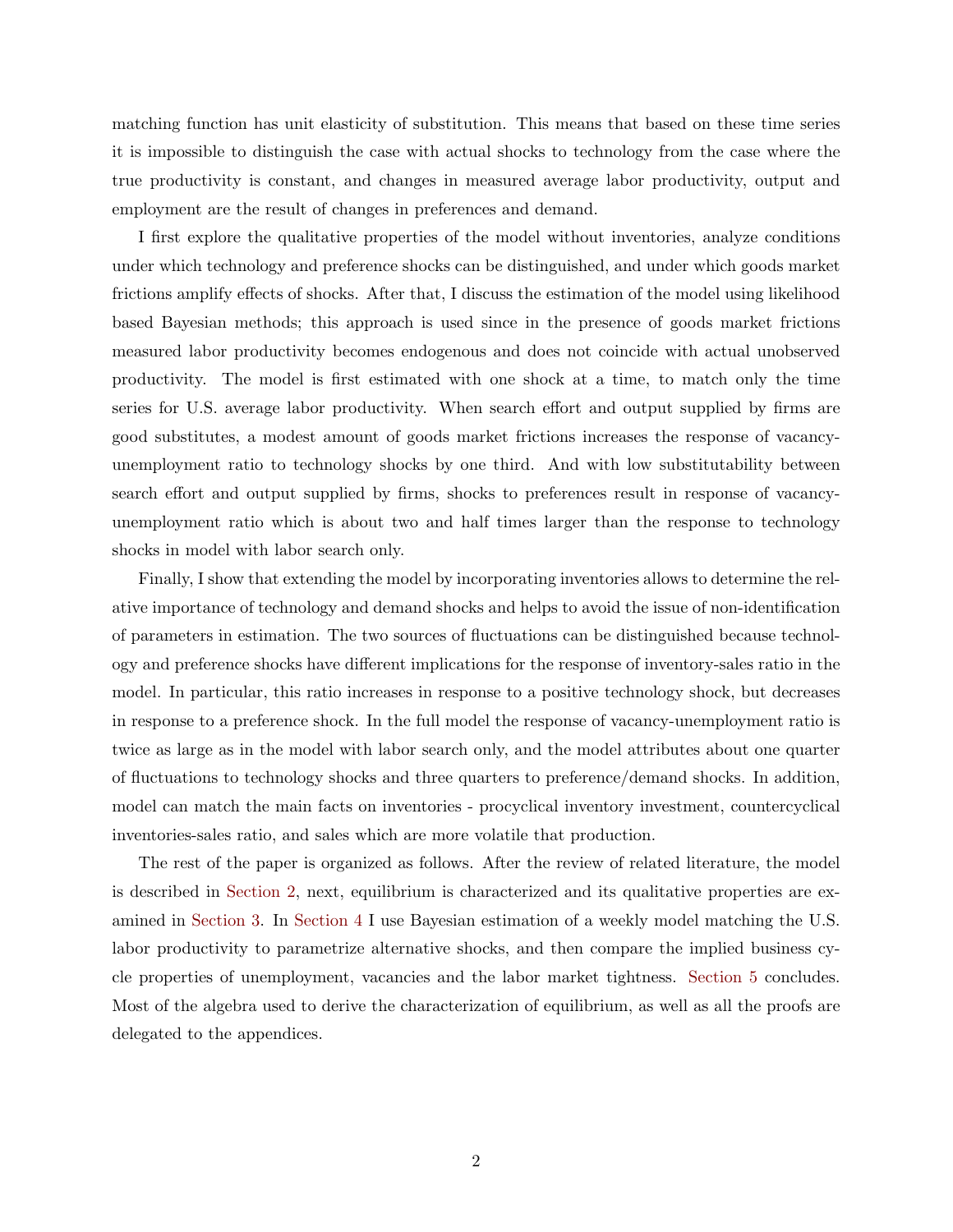matching function has unit elasticity of substitution. This means that based on these time series it is impossible to distinguish the case with actual shocks to technology from the case where the true productivity is constant, and changes in measured average labor productivity, output and employment are the result of changes in preferences and demand.

I first explore the qualitative properties of the model without inventories, analyze conditions under which technology and preference shocks can be distinguished, and under which goods market frictions amplify effects of shocks. After that, I discuss the estimation of the model using likelihood based Bayesian methods; this approach is used since in the presence of goods market frictions measured labor productivity becomes endogenous and does not coincide with actual unobserved productivity. The model is first estimated with one shock at a time, to match only the time series for U.S. average labor productivity. When search effort and output supplied by firms are good substitutes, a modest amount of goods market frictions increases the response of vacancy-unemployment ratio to technology shocks by one third. And with low substitutability between search effort and output supplied by firms, shocks to preferences result in response of vacancy-unemployment ratio which is about two and half times larger than the response to technology shocks in model with labor search only.

Finally, I show that extending the model by incorporating inventories allows to determine the relative importance of technology and demand shocks and helps to avoid the issue of non-identification of parameters in estimation. The two sources of fluctuations can be distinguished because technology and preference shocks have different implications for the response of inventory-sales ratio in the model. In particular, this ratio increases in response to a positive technology shock, but decreases in response to a preference shock. In the full model the response of vacancy-unemployment ratio is twice as large as in the model with labor search only, and the model attributes about one quarter of fluctuations to technology shocks and three quarters to preference/demand shocks. In addition, model can match the main facts on inventories - procyclical inventory investment, countercyclical inventories-sales ratio, and sales which are more volatile that production.

The rest of the paper is organized as follows. After the review of related literature, the model is described in Section 2, next, equilibrium is characterized and its qualitative properties are examined in Section 3. In Section 4 I use Bayesian estimation of a weekly model matching the U.S. labor productivity to parametrize alternative shocks, and then compare the implied business cycle properties of unemployment, vacancies and the labor market tightness. Section 5 concludes. Most of the algebra used to derive the characterization of equilibrium, as well as all the proofs are delegated to the appendices.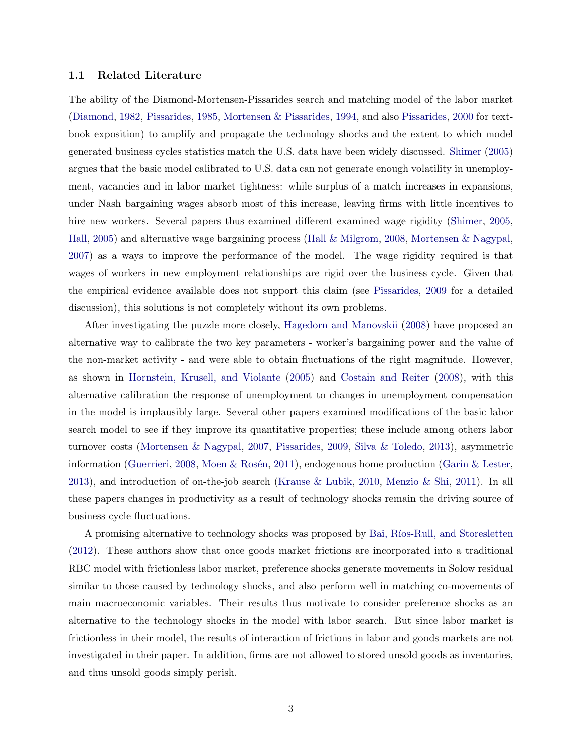### 1.1 Related Literature

The ability of the Diamond-Mortensen-Pissarides search and matching model of the labor market (Diamond, 1982, Pissarides, 1985, Mortensen & Pissarides, 1994, and also Pissarides, 2000 for textbook exposition) to amplify and propagate the technology shocks and the extent to which model generated business cycles statistics match the U.S. data have been widely discussed. Shimer (2005) argues that the basic model calibrated to U.S. data can not generate enough volatility in unemployment, vacancies and in labor market tightness: while surplus of a match increases in expansions, under Nash bargaining wages absorb most of this increase, leaving firms with little incentives to hire new workers. Several papers thus examined different examined wage rigidity (Shimer, 2005, Hall, 2005) and alternative wage bargaining process (Hall & Milgrom, 2008, Mortensen & Nagypal, 2007) as a ways to improve the performance of the model. The wage rigidity required is that wages of workers in new employment relationships are rigid over the business cycle. Given that the empirical evidence available does not support this claim (see Pissarides, 2009 for a detailed discussion), this solutions is not completely without its own problems.

After investigating the puzzle more closely, Hagedorn and Manovskii (2008) have proposed an alternative way to calibrate the two key parameters - worker's bargaining power and the value of the non-market activity - and were able to obtain fluctuations of the right magnitude. However, as shown in Hornstein, Krusell, and Violante (2005) and Costain and Reiter (2008), with this alternative calibration the response of unemployment to changes in unemployment compensation in the model is implausibly large. Several other papers examined modifications of the basic labor search model to see if they improve its quantitative properties; these include among others labor turnover costs (Mortensen & Nagypal, 2007, Pissarides, 2009, Silva & Toledo, 2013), asymmetric information (Guerrieri, 2008, Moen & Rosén, 2011), endogenous home production (Garin & Lester, 2013), and introduction of on-the-job search (Krause & Lubik, 2010, Menzio & Shi, 2011). In all these papers changes in productivity as a result of technology shocks remain the driving source of business cycle fluctuations.

A promising alternative to technology shocks was proposed by Bai, Ríos-Rull, and Storesletten (2012). These authors show that once goods market frictions are incorporated into a traditional RBC model with frictionless labor market, preference shocks generate movements in Solow residual similar to those caused by technology shocks, and also perform well in matching co-movements of main macroeconomic variables. Their results thus motivate to consider preference shocks as an alternative to the technology shocks in the model with labor search. But since labor market is frictionless in their model, the results of interaction of frictions in labor and goods markets are not investigated in their paper. In addition, firms are not allowed to stored unsold goods as inventories, and thus unsold goods simply perish.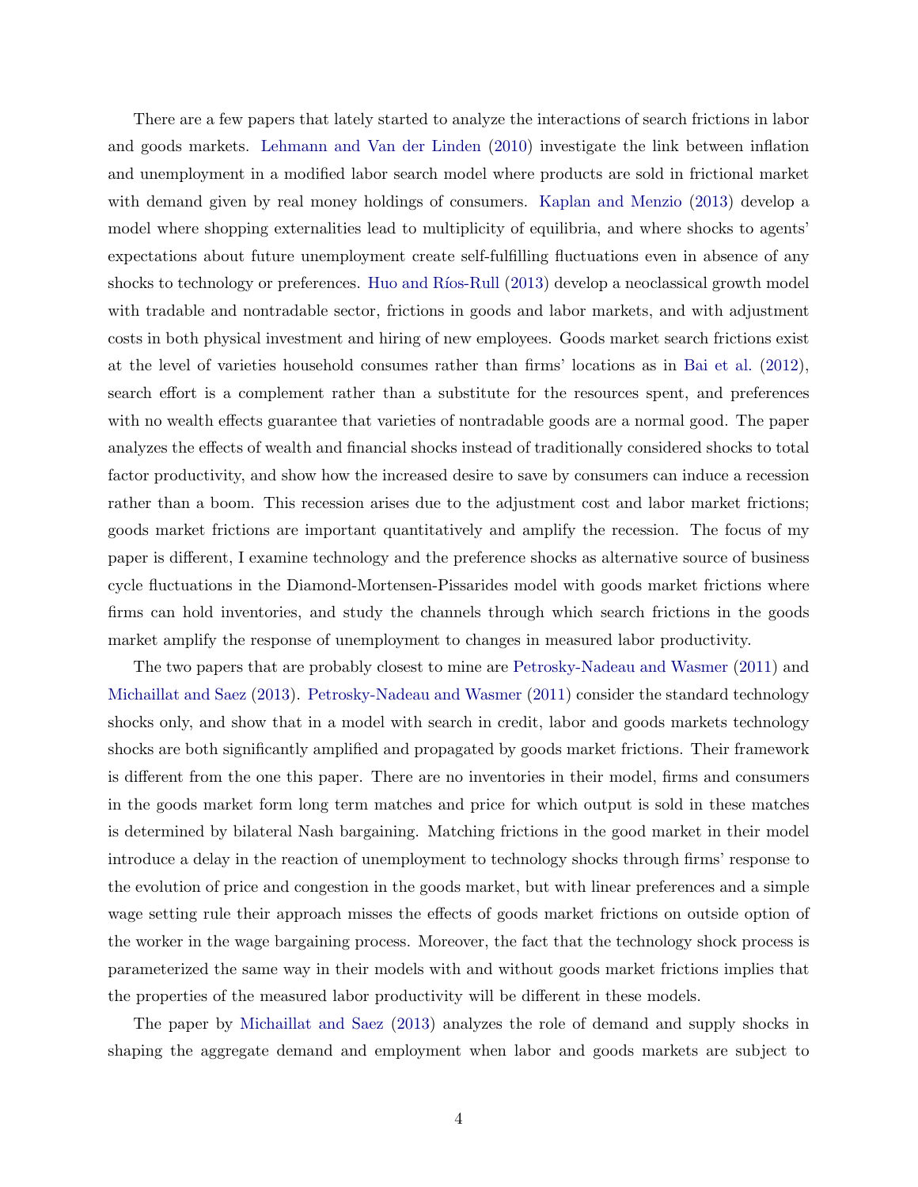There are a few papers that lately started to analyze the interactions of search frictions in labor and goods markets. Lehmann and Van der Linden (2010) investigate the link between inflation and unemployment in a modified labor search model where products are sold in frictional market with demand given by real money holdings of consumers. Kaplan and Menzio (2013) develop a model where shopping externalities lead to multiplicity of equilibria, and where shocks to agents' expectations about future unemployment create self-fulfilling fluctuations even in absence of any shocks to technology or preferences. Huo and Ríos-Rull (2013) develop a neoclassical growth model with tradable and nontradable sector, frictions in goods and labor markets, and with adjustment costs in both physical investment and hiring of new employees. Goods market search frictions exist at the level of varieties household consumes rather than firms' locations as in Bai et al. (2012), search effort is a complement rather than a substitute for the resources spent, and preferences with no wealth effects guarantee that varieties of nontradable goods are a normal good. The paper analyzes the effects of wealth and financial shocks instead of traditionally considered shocks to total factor productivity, and show how the increased desire to save by consumers can induce a recession rather than a boom. This recession arises due to the adjustment cost and labor market frictions; goods market frictions are important quantitatively and amplify the recession. The focus of my paper is different, I examine technology and the preference shocks as alternative source of business cycle fluctuations in the Diamond-Mortensen-Pissarides model with goods market frictions where firms can hold inventories, and study the channels through which search frictions in the goods market amplify the response of unemployment to changes in measured labor productivity.

The two papers that are probably closest to mine are Petrosky-Nadeau and Wasmer (2011) and Michaillat and Saez (2013). Petrosky-Nadeau and Wasmer (2011) consider the standard technology shocks only, and show that in a model with search in credit, labor and goods markets technology shocks are both significantly amplified and propagated by goods market frictions. Their framework is different from the one this paper. There are no inventories in their model, firms and consumers in the goods market form long term matches and price for which output is sold in these matches is determined by bilateral Nash bargaining. Matching frictions in the good market in their model introduce a delay in the reaction of unemployment to technology shocks through firms' response to the evolution of price and congestion in the goods market, but with linear preferences and a simple wage setting rule their approach misses the effects of goods market frictions on outside option of the worker in the wage bargaining process. Moreover, the fact that the technology shock process is parameterized the same way in their models with and without goods market frictions implies that the properties of the measured labor productivity will be different in these models.

The paper by Michaillat and Saez (2013) analyzes the role of demand and supply shocks in shaping the aggregate demand and employment when labor and goods markets are subject to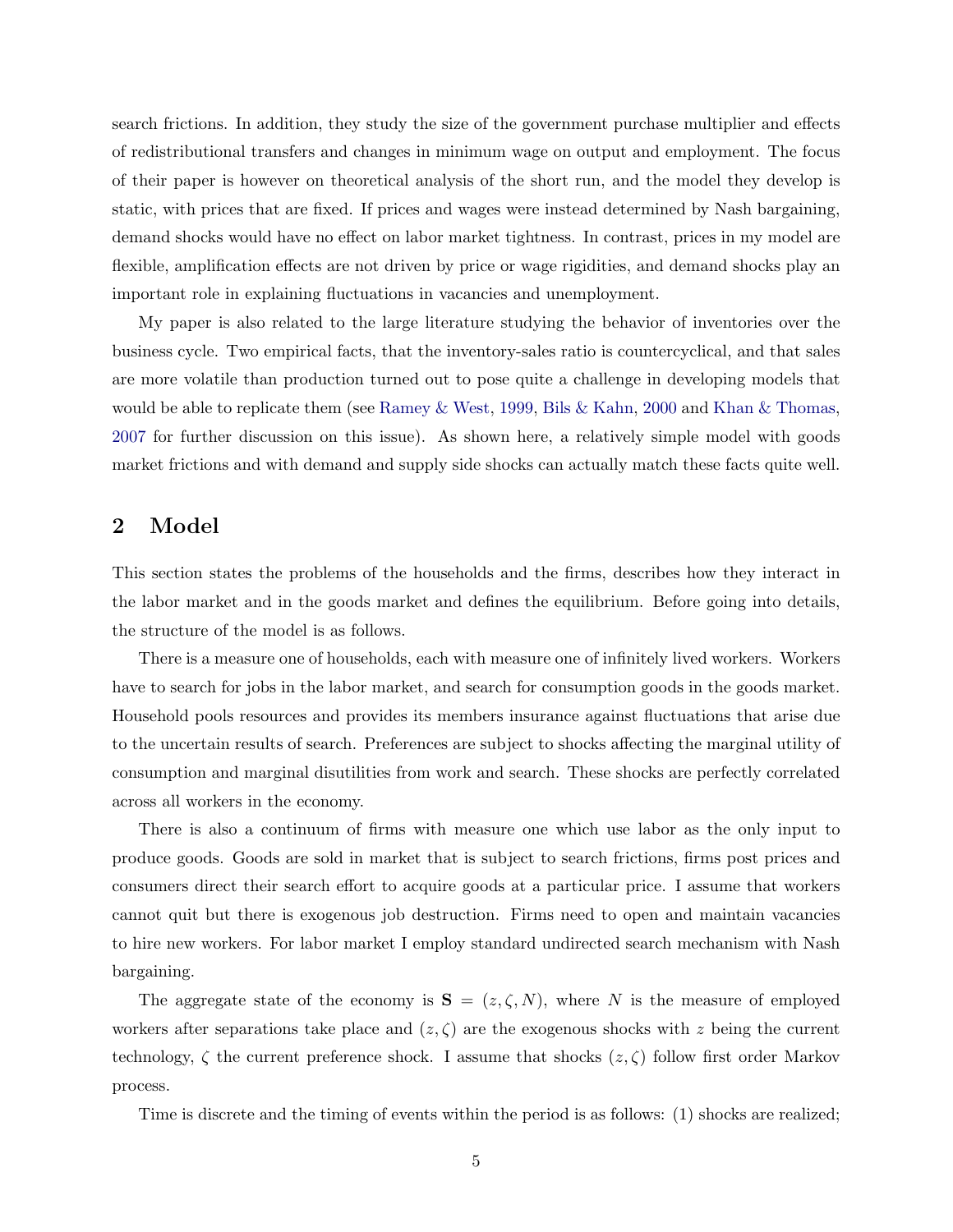search frictions. In addition, they study the size of the government purchase multiplier and effects of redistributional transfers and changes in minimum wage on output and employment. The focus of their paper is however on theoretical analysis of the short run, and the model they develop is static, with prices that are fixed. If prices and wages were instead determined by Nash bargaining, demand shocks would have no effect on labor market tightness. In contrast, prices in my model are flexible, amplification effects are not driven by price or wage rigidities, and demand shocks play an important role in explaining fluctuations in vacancies and unemployment.

My paper is also related to the large literature studying the behavior of inventories over the business cycle. Two empirical facts, that the inventory-sales ratio is countercyclical, and that sales are more volatile than production turned out to pose quite a challenge in developing models that would be able to replicate them (see Ramey & West, 1999, Bils & Kahn, 2000 and Khan & Thomas, 2007 for further discussion on this issue). As shown here, a relatively simple model with goods market frictions and with demand and supply side shocks can actually match these facts quite well.

## 2 Model

This section states the problems of the households and the firms, describes how they interact in the labor market and in the goods market and defines the equilibrium. Before going into details, the structure of the model is as follows.

There is a measure one of households, each with measure one of infinitely lived workers. Workers have to search for jobs in the labor market, and search for consumption goods in the goods market. Household pools resources and provides its members insurance against fluctuations that arise due to the uncertain results of search. Preferences are subject to shocks affecting the marginal utility of consumption and marginal disutilities from work and search. These shocks are perfectly correlated across all workers in the economy.

There is also a continuum of firms with measure one which use labor as the only input to produce goods. Goods are sold in market that is subject to search frictions, firms post prices and consumers direct their search effort to acquire goods at a particular price. I assume that workers cannot quit but there is exogenous job destruction. Firms need to open and maintain vacancies to hire new workers. For labor market I employ standard undirected search mechanism with Nash bargaining.

The aggregate state of the economy is $\mathbf{S} = (z, \zeta, N)$, where $N$ is the measure of employed workers after separations take place and $(z, \zeta)$ are the exogenous shocks with $z$ being the current technology, $\zeta$ the current preference shock. I assume that shocks $(z, \zeta)$ follow first order Markov process.

Time is discrete and the timing of events within the period is as follows: (1) shocks are realized;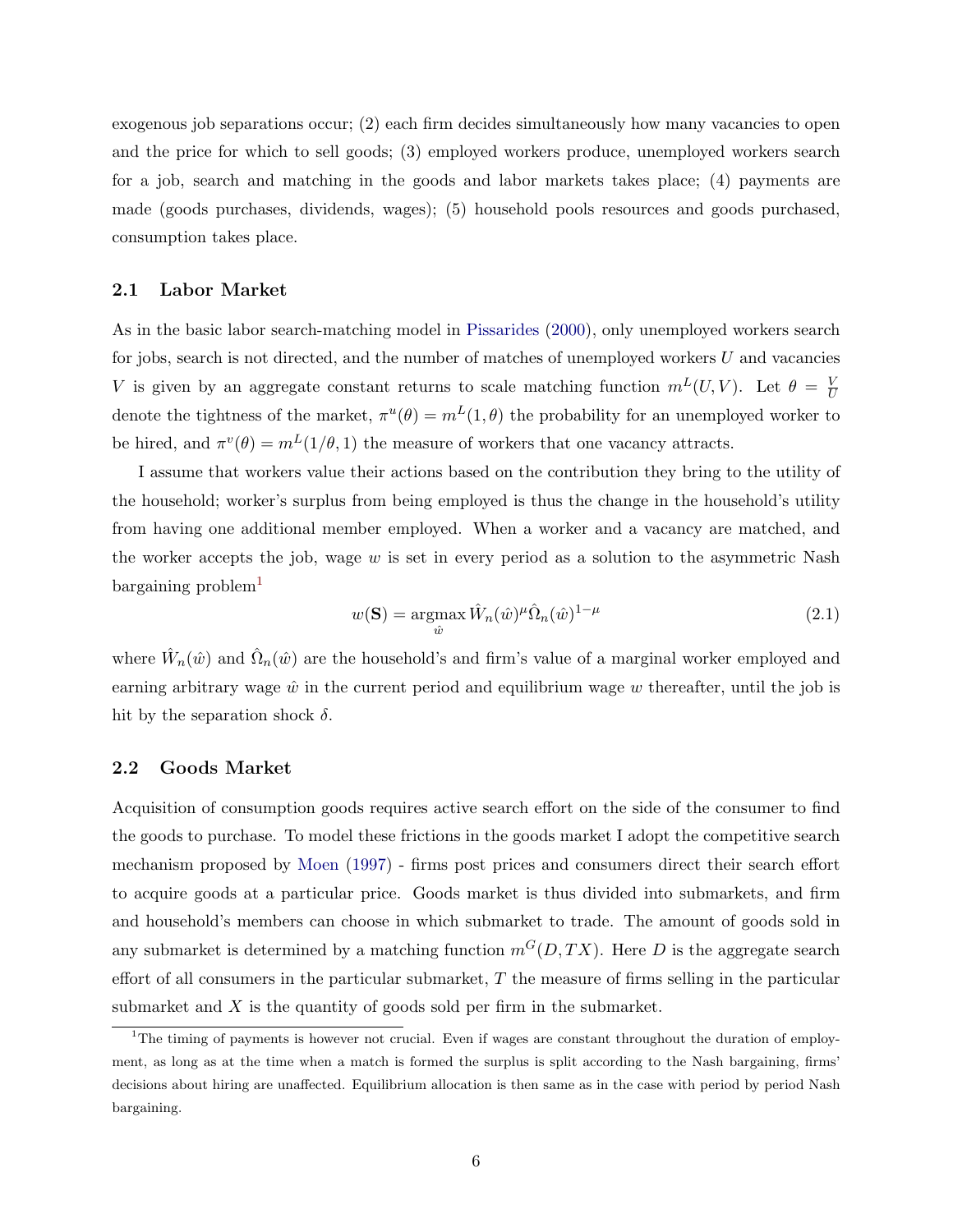exogenous job separations occur; (2) each firm decides simultaneously how many vacancies to open and the price for which to sell goods; (3) employed workers produce, unemployed workers search for a job, search and matching in the goods and labor markets takes place; (4) payments are made (goods purchases, dividends, wages); (5) household pools resources and goods purchased, consumption takes place.

### 2.1 Labor Market

As in the basic labor search-matching model in Pissarides (2000), only unemployed workers search for jobs, search is not directed, and the number of matches of unemployed workers $U$ and vacancies $V$ is given by an aggregate constant returns to scale matching function $m^L(U,V)$. Let $\theta = \frac{V}{U}$ denote the tightness of the market, $\pi^u(\theta) = m^L(1,\theta)$ the probability for an unemployed worker to be hired, and $\pi^v(\theta) = m^L(1/\theta, 1)$ the measure of workers that one vacancy attracts.

I assume that workers value their actions based on the contribution they bring to the utility of the household; worker's surplus from being employed is thus the change in the household's utility from having one additional member employed. When a worker and a vacancy are matched, and the worker accepts the job, wage $w$ is set in every period as a solution to the asymmetric Nash bargaining problem[1]

$$w(\mathbf{S}) = \underset{\hat{w}}{\operatorname{argmax}}\, \hat{W}_n(\hat{w})^{\mu} \hat{\Omega}_n(\hat{w})^{1-\mu} \tag{2.1}$$

where $\hat{W}_n(\hat{w})$ and $\hat{\Omega}_n(\hat{w})$ are the household's and firm's value of a marginal worker employed and earning arbitrary wage $\hat{w}$ in the current period and equilibrium wage $w$ thereafter, until the job is hit by the separation shock $\delta$.

### 2.2 Goods Market

Acquisition of consumption goods requires active search effort on the side of the consumer to find the goods to purchase. To model these frictions in the goods market I adopt the competitive search mechanism proposed by Moen (1997) - firms post prices and consumers direct their search effort to acquire goods at a particular price. Goods market is thus divided into submarkets, and firm and household's members can choose in which submarket to trade. The amount of goods sold in any submarket is determined by a matching function $m^G(D, TX)$. Here $D$ is the aggregate search effort of all consumers in the particular submarket, $T$ the measure of firms selling in the particular submarket and $X$ is the quantity of goods sold per firm in the submarket.

[1] The timing of payments is however not crucial. Even if wages are constant throughout the duration of employment, as long as at the time when a match is formed the surplus is split according to the Nash bargaining, firms' decisions about hiring are unaffected. Equilibrium allocation is then same as in the case with period by period Nash bargaining.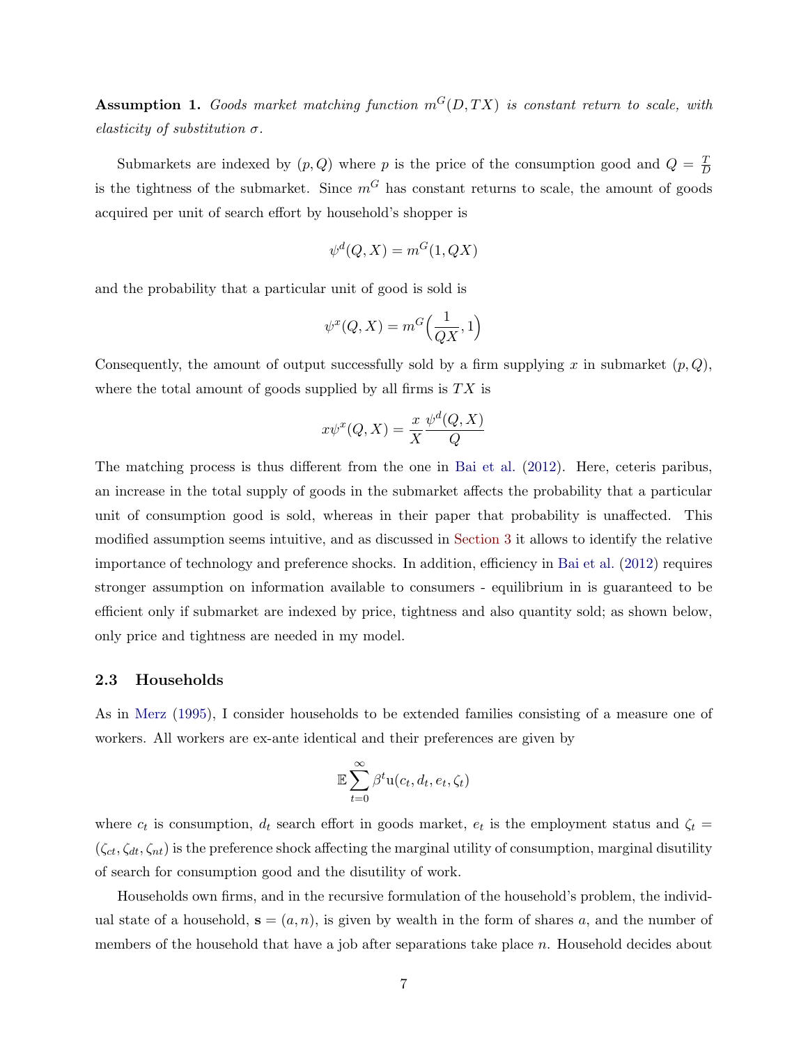**Assumption 1.** *Goods market matching function $m^G(D, TX)$ is constant return to scale, with elasticity of substitution $\sigma$.*

Submarkets are indexed by $(p, Q)$ where $p$ is the price of the consumption good and $Q = \frac{T}{D}$ is the tightness of the submarket. Since $m^G$ has constant returns to scale, the amount of goods acquired per unit of search effort by household's shopper is

$$\psi^d(Q, X) = m^G(1, QX)$$

and the probability that a particular unit of good is sold is

$$\psi^x(Q, X) = m^G\Big(\frac{1}{QX}, 1\Big)$$

Consequently, the amount of output successfully sold by a firm supplying $x$ in submarket $(p, Q)$, where the total amount of goods supplied by all firms is $TX$ is

$$x\psi^x(Q, X) = \frac{x}{X}\frac{\psi^d(Q, X)}{Q}$$

The matching process is thus different from the one in Bai et al. (2012). Here, ceteris paribus, an increase in the total supply of goods in the submarket affects the probability that a particular unit of consumption good is sold, whereas in their paper that probability is unaffected. This modified assumption seems intuitive, and as discussed in Section 3 it allows to identify the relative importance of technology and preference shocks. In addition, efficiency in Bai et al. (2012) requires stronger assumption on information available to consumers - equilibrium in is guaranteed to be efficient only if submarket are indexed by price, tightness and also quantity sold; as shown below, only price and tightness are needed in my model.

### 2.3 Households

As in Merz (1995), I consider households to be extended families consisting of a measure one of workers. All workers are ex-ante identical and their preferences are given by

$$\mathbb{E}\sum_{t=0}^{\infty}\beta^t \mathrm{u}(c_t, d_t, e_t, \zeta_t)$$

where $c_t$ is consumption, $d_t$ search effort in goods market, $e_t$ is the employment status and $\zeta_t = (\zeta_{ct}, \zeta_{dt}, \zeta_{nt})$ is the preference shock affecting the marginal utility of consumption, marginal disutility of search for consumption good and the disutility of work.

Households own firms, and in the recursive formulation of the household's problem, the individual state of a household, $\mathbf{s} = (a, n)$, is given by wealth in the form of shares $a$, and the number of members of the household that have a job after separations take place $n$. Household decides about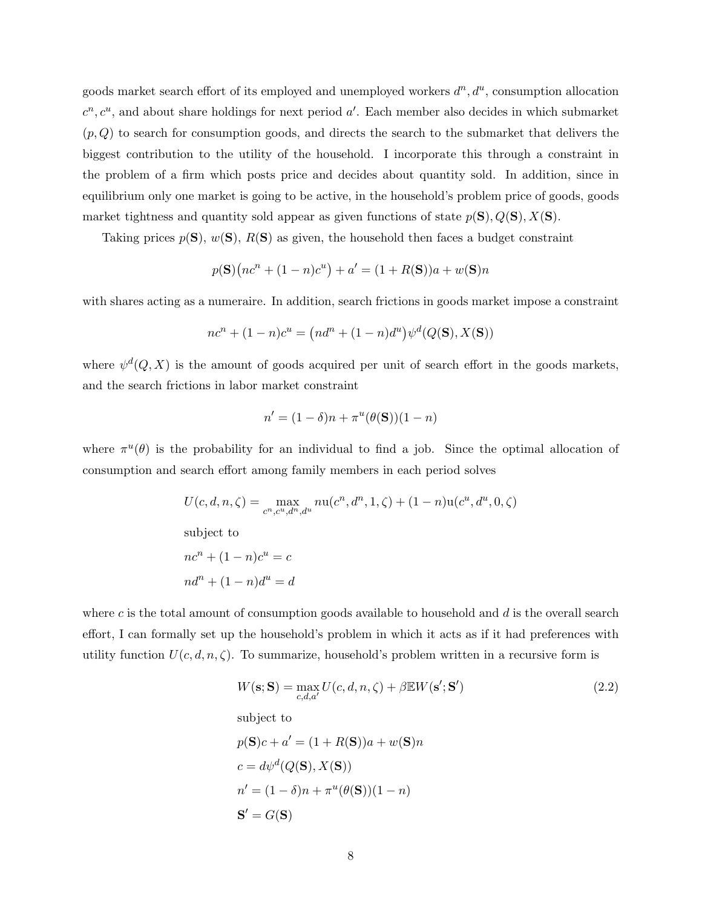goods market search effort of its employed and unemployed workers $d^n, d^u$, consumption allocation $c^n, c^u$, and about share holdings for next period $a'$. Each member also decides in which submarket $(p, Q)$ to search for consumption goods, and directs the search to the submarket that delivers the biggest contribution to the utility of the household. I incorporate this through a constraint in the problem of a firm which posts price and decides about quantity sold. In addition, since in equilibrium only one market is going to be active, in the household's problem price of goods, goods market tightness and quantity sold appear as given functions of state $p(\mathbf{S}), Q(\mathbf{S}), X(\mathbf{S})$.

Taking prices $p(\mathbf{S})$, $w(\mathbf{S})$, $R(\mathbf{S})$ as given, the household then faces a budget constraint

$$p(\mathbf{S})\big(nc^n + (1-n)c^u\big) + a' = (1 + R(\mathbf{S}))a + w(\mathbf{S})n$$

with shares acting as a numeraire. In addition, search frictions in goods market impose a constraint

$$nc^n + (1-n)c^u = \big(nd^n + (1-n)d^u\big)\psi^d(Q(\mathbf{S}), X(\mathbf{S}))$$

where $\psi^d(Q, X)$ is the amount of goods acquired per unit of search effort in the goods markets, and the search frictions in labor market constraint

$$n' = (1-\delta)n + \pi^u(\theta(\mathbf{S}))(1-n)$$

where $\pi^u(\theta)$ is the probability for an individual to find a job. Since the optimal allocation of consumption and search effort among family members in each period solves

$$U(c, d, n, \zeta) = \max_{c^n, c^u, d^n, d^u} n\mathrm{u}(c^n, d^n, 1, \zeta) + (1-n)\mathrm{u}(c^u, d^u, 0, \zeta)$$

subject to

$$nc^n + (1-n)c^u = c$$

$$nd^n + (1-n)d^u = d$$

where $c$ is the total amount of consumption goods available to household and $d$ is the overall search effort, I can formally set up the household's problem in which it acts as if it had preferences with utility function $U(c, d, n, \zeta)$. To summarize, household's problem written in a recursive form is

$$W(\mathbf{s}; \mathbf{S}) = \max_{c, d, a'} U(c, d, n, \zeta) + \beta\mathbb{E}W(\mathbf{s}'; \mathbf{S}') \tag{2.2}$$

subject to

$$p(\mathbf{S})c + a' = (1 + R(\mathbf{S}))a + w(\mathbf{S})n$$

$$c = d\psi^d(Q(\mathbf{S}), X(\mathbf{S}))$$

$$n' = (1-\delta)n + \pi^u(\theta(\mathbf{S}))(1-n)$$

$$\mathbf{S}' = G(\mathbf{S})$$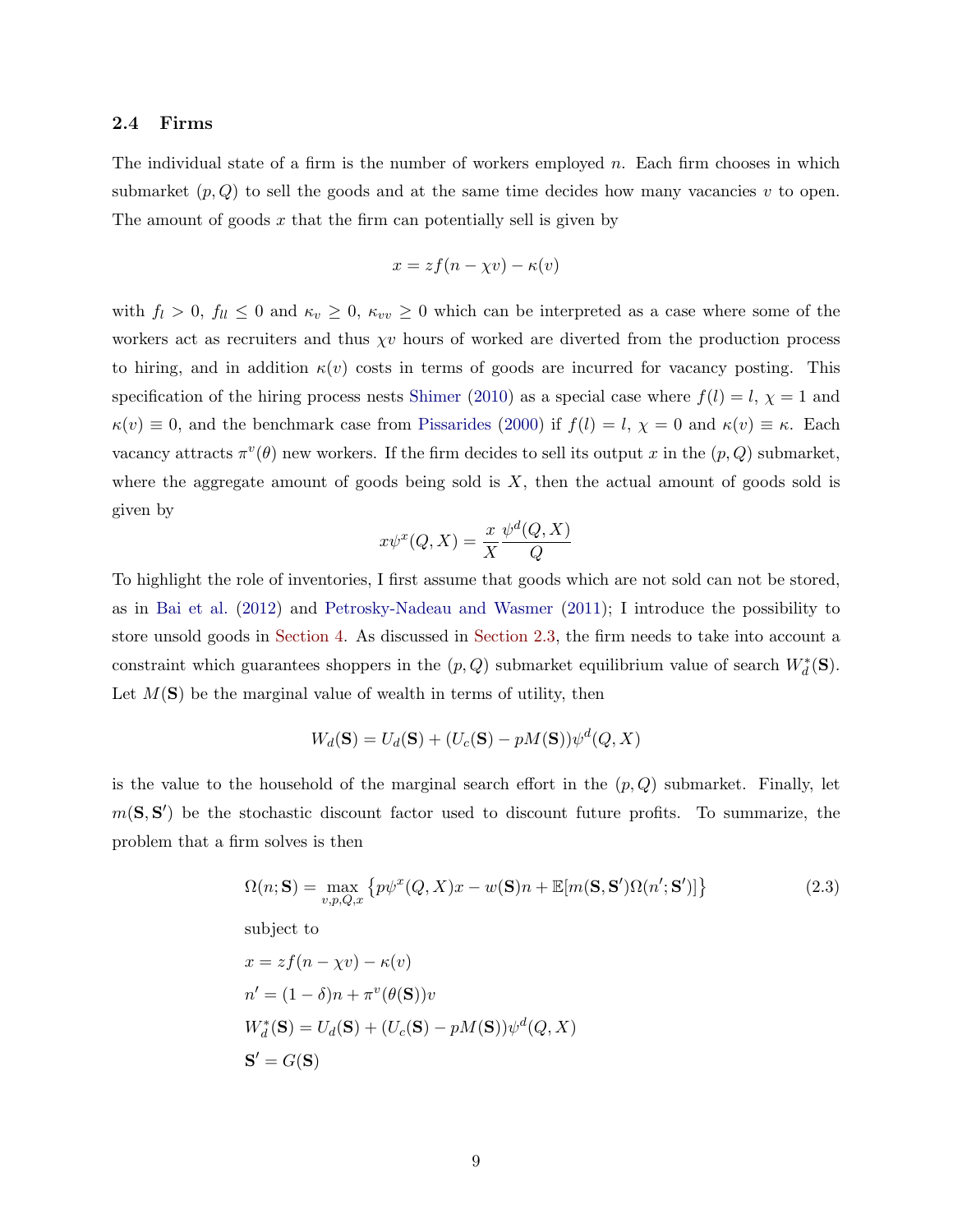### 2.4 Firms

The individual state of a firm is the number of workers employed $n$. Each firm chooses in which submarket $(p, Q)$ to sell the goods and at the same time decides how many vacancies $v$ to open. The amount of goods $x$ that the firm can potentially sell is given by

$$x = zf(n - \chi v) - \kappa(v)$$

with $f_l > 0$, $f_{ll} \leq 0$ and $\kappa_v \geq 0$, $\kappa_{vv} \geq 0$ which can be interpreted as a case where some of the workers act as recruiters and thus $\chi v$ hours of worked are diverted from the production process to hiring, and in addition $\kappa(v)$ costs in terms of goods are incurred for vacancy posting. This specification of the hiring process nests Shimer (2010) as a special case where $f(l) = l$, $\chi = 1$ and $\kappa(v) \equiv 0$, and the benchmark case from Pissarides (2000) if $f(l) = l$, $\chi = 0$ and $\kappa(v) \equiv \kappa$. Each vacancy attracts $\pi^v(\theta)$ new workers. If the firm decides to sell its output $x$ in the $(p, Q)$ submarket, where the aggregate amount of goods being sold is $X$, then the actual amount of goods sold is given by

$$x\psi^x(Q, X) = \frac{x}{X}\frac{\psi^d(Q, X)}{Q}$$

To highlight the role of inventories, I first assume that goods which are not sold can not be stored, as in Bai et al. (2012) and Petrosky-Nadeau and Wasmer (2011); I introduce the possibility to store unsold goods in Section 4. As discussed in Section 2.3, the firm needs to take into account a constraint which guarantees shoppers in the $(p, Q)$ submarket equilibrium value of search $W_d^*(\mathbf{S})$. Let $M(\mathbf{S})$ be the marginal value of wealth in terms of utility, then

$$W_d(\mathbf{S}) = U_d(\mathbf{S}) + (U_c(\mathbf{S}) - pM(\mathbf{S}))\psi^d(Q, X)$$

is the value to the household of the marginal search effort in the $(p, Q)$ submarket. Finally, let $m(\mathbf{S}, \mathbf{S}')$ be the stochastic discount factor used to discount future profits. To summarize, the problem that a firm solves is then

$$\Omega(n; \mathbf{S}) = \max_{v,p,Q,x} \left\{ p\psi^x(Q, X)x - w(\mathbf{S})n + \mathbb{E}[m(\mathbf{S}, \mathbf{S}')\Omega(n'; \mathbf{S}')] \right\} \tag{2.3}$$

subject to

$$x = zf(n - \chi v) - \kappa(v)$$

$$n' = (1 - \delta)n + \pi^v(\theta(\mathbf{S}))v$$

$$W_d^*(\mathbf{S}) = U_d(\mathbf{S}) + (U_c(\mathbf{S}) - pM(\mathbf{S}))\psi^d(Q, X)$$

$$\mathbf{S}' = G(\mathbf{S})$$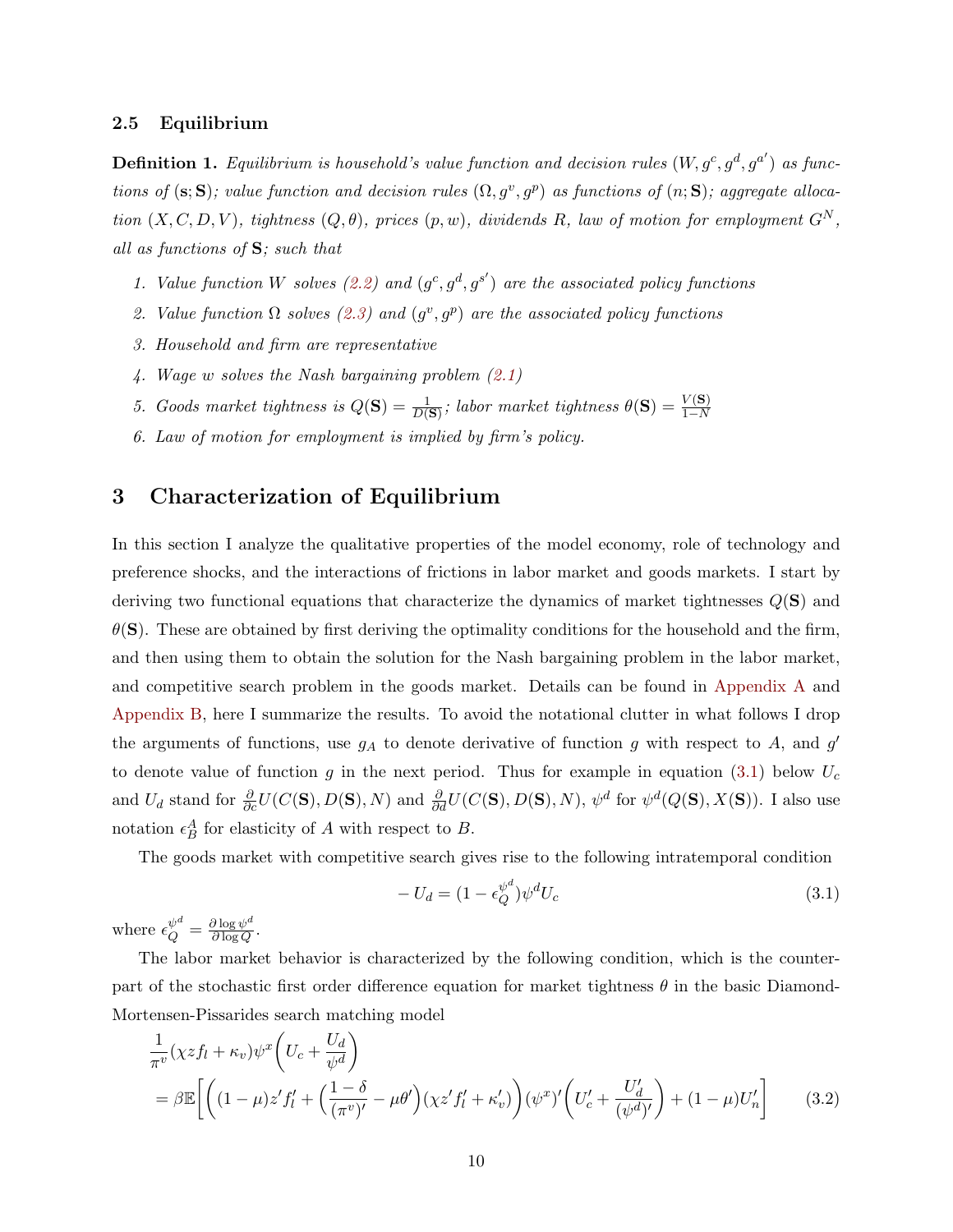### 2.5 Equilibrium

**Definition 1.** *Equilibrium is household's value function and decision rules $(W, g^c, g^d, g^{a'})$ as functions of $(\mathbf{s}; \mathbf{S})$; value function and decision rules $(\Omega, g^v, g^p)$ as functions of $(n; \mathbf{S})$; aggregate allocation $(X, C, D, V)$, tightness $(Q, \theta)$, prices $(p, w)$, dividends $R$, law of motion for employment $G^N$, all as functions of $\mathbf{S}$; such that*

1. *Value function $W$ solves (2.2) and $(g^c, g^d, g^{s'})$ are the associated policy functions*
2. *Value function $\Omega$ solves (2.3) and $(g^v, g^p)$ are the associated policy functions*
3. *Household and firm are representative*
4. *Wage $w$ solves the Nash bargaining problem (2.1)*
5. *Goods market tightness is $Q(\mathbf{S}) = \frac{1}{D(\mathbf{S})}$; labor market tightness $\theta(\mathbf{S}) = \frac{V(\mathbf{S})}{1-N}$*
6. *Law of motion for employment is implied by firm's policy.*

## 3 Characterization of Equilibrium

In this section I analyze the qualitative properties of the model economy, role of technology and preference shocks, and the interactions of frictions in labor market and goods markets. I start by deriving two functional equations that characterize the dynamics of market tightnesses $Q(\mathbf{S})$ and $\theta(\mathbf{S})$. These are obtained by first deriving the optimality conditions for the household and the firm, and then using them to obtain the solution for the Nash bargaining problem in the labor market, and competitive search problem in the goods market. Details can be found in Appendix A and Appendix B, here I summarize the results. To avoid the notational clutter in what follows I drop the arguments of functions, use $g_A$ to denote derivative of function $g$ with respect to $A$, and $g'$ to denote value of function $g$ in the next period. Thus for example in equation (3.1) below $U_c$ and $U_d$ stand for $\frac{\partial}{\partial c}U(C(\mathbf{S}), D(\mathbf{S}), N)$ and $\frac{\partial}{\partial d}U(C(\mathbf{S}), D(\mathbf{S}), N)$, $\psi^d$ for $\psi^d(Q(\mathbf{S}), X(\mathbf{S}))$. I also use notation $\epsilon^A_B$ for elasticity of $A$ with respect to $B$.

The goods market with competitive search gives rise to the following intratemporal condition

$$-U_d = (1 - \epsilon^{\psi^d}_Q)\psi^d U_c \tag{3.1}$$

where $\epsilon^{\psi^d}_Q = \frac{\partial \log \psi^d}{\partial \log Q}$.

The labor market behavior is characterized by the following condition, which is the counterpart of the stochastic first order difference equation for market tightness $\theta$ in the basic Diamond-Mortensen-Pissarides search matching model

$$\begin{aligned}
&\frac{1}{\pi^v}(\chi z f_l + \kappa_v)\psi^x\bigg(U_c + \frac{U_d}{\psi^d}\bigg) \\
&= \beta\mathbb{E}\bigg[\bigg((1-\mu)z' f_l' + \Big(\frac{1-\delta}{(\pi^v)'} - \mu\theta'\Big)(\chi z' f_l' + \kappa_v')\bigg)(\psi^x)'\bigg(U_c' + \frac{U_d'}{(\psi^d)'}\bigg) + (1-\mu)U_n'\bigg]
\end{aligned} \tag{3.2}$$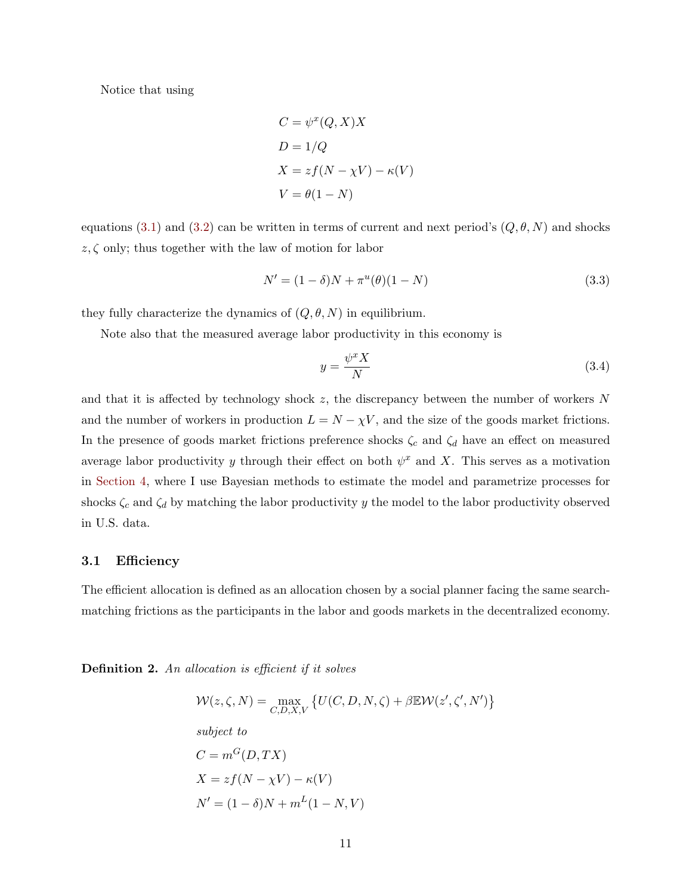Notice that using

$$
\begin{aligned}
C &= \psi^x(Q,X)X \\
D &= 1/Q \\
X &= zf(N-\chi V) - \kappa(V) \\
V &= \theta(1-N)
\end{aligned}
$$

equations (3.1) and (3.2) can be written in terms of current and next period's $(Q,\theta,N)$ and shocks $z,\zeta$ only; thus together with the law of motion for labor

$$
N' = (1-\delta)N + \pi^u(\theta)(1-N) \tag{3.3}
$$

they fully characterize the dynamics of $(Q,\theta,N)$ in equilibrium.

Note also that the measured average labor productivity in this economy is

$$
y = \frac{\psi^x X}{N} \tag{3.4}
$$

and that it is affected by technology shock $z$, the discrepancy between the number of workers $N$ and the number of workers in production $L = N - \chi V$, and the size of the goods market frictions. In the presence of goods market frictions preference shocks $\zeta_c$ and $\zeta_d$ have an effect on measured average labor productivity $y$ through their effect on both $\psi^x$ and $X$. This serves as a motivation in Section 4, where I use Bayesian methods to estimate the model and parametrize processes for shocks $\zeta_c$ and $\zeta_d$ by matching the labor productivity $y$ the model to the labor productivity observed in U.S. data.

### 3.1 Efficiency

The efficient allocation is defined as an allocation chosen by a social planner facing the same search-matching frictions as the participants in the labor and goods markets in the decentralized economy.

**Definition 2.** *An allocation is efficient if it solves*

$$
\mathcal{W}(z,\zeta,N) = \max_{C,D,X,V} \left\{ U(C,D,N,\zeta) + \beta \mathbb{E}\mathcal{W}(z',\zeta',N') \right\}
$$

*subject to*

$$
\begin{aligned}
C &= m^G(D,TX) \\
X &= zf(N-\chi V) - \kappa(V) \\
N' &= (1-\delta)N + m^L(1-N,V)
\end{aligned}
$$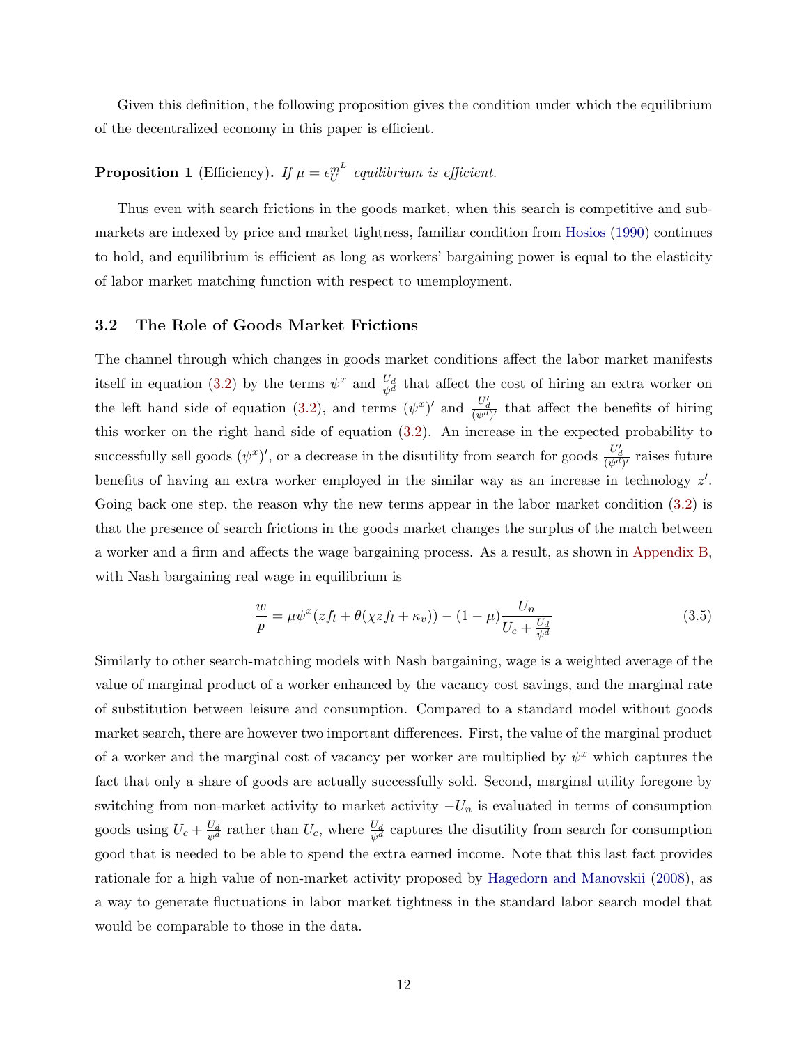Given this definition, the following proposition gives the condition under which the equilibrium of the decentralized economy in this paper is efficient.

**Proposition 1** (Efficiency)**.** *If $\mu = \epsilon_U^{m^L}$ equilibrium is efficient.*

Thus even with search frictions in the goods market, when this search is competitive and submarkets are indexed by price and market tightness, familiar condition from Hosios (1990) continues to hold, and equilibrium is efficient as long as workers' bargaining power is equal to the elasticity of labor market matching function with respect to unemployment.

### 3.2 The Role of Goods Market Frictions

The channel through which changes in goods market conditions affect the labor market manifests itself in equation (3.2) by the terms $\psi^x$ and $\frac{U_d}{\psi^d}$ that affect the cost of hiring an extra worker on the left hand side of equation (3.2), and terms $(\psi^x)'$ and $\frac{U_d'}{(\psi^d)'}$ that affect the benefits of hiring this worker on the right hand side of equation (3.2). An increase in the expected probability to successfully sell goods $(\psi^x)'$, or a decrease in the disutility from search for goods $\frac{U_d'}{(\psi^d)'}$ raises future benefits of having an extra worker employed in the similar way as an increase in technology $z'$. Going back one step, the reason why the new terms appear in the labor market condition (3.2) is that the presence of search frictions in the goods market changes the surplus of the match between a worker and a firm and affects the wage bargaining process. As a result, as shown in Appendix B, with Nash bargaining real wage in equilibrium is

$$\frac{w}{p} = \mu\psi^x(zf_l + \theta(\chi zf_l + \kappa_v)) - (1-\mu)\frac{U_n}{U_c + \frac{U_d}{\psi^d}} \tag{3.5}$$

Similarly to other search-matching models with Nash bargaining, wage is a weighted average of the value of marginal product of a worker enhanced by the vacancy cost savings, and the marginal rate of substitution between leisure and consumption. Compared to a standard model without goods market search, there are however two important differences. First, the value of the marginal product of a worker and the marginal cost of vacancy per worker are multiplied by $\psi^x$ which captures the fact that only a share of goods are actually successfully sold. Second, marginal utility foregone by switching from non-market activity to market activity $-U_n$ is evaluated in terms of consumption goods using $U_c + \frac{U_d}{\psi^d}$ rather than $U_c$, where $\frac{U_d}{\psi^d}$ captures the disutility from search for consumption good that is needed to be able to spend the extra earned income. Note that this last fact provides rationale for a high value of non-market activity proposed by Hagedorn and Manovskii (2008), as a way to generate fluctuations in labor market tightness in the standard labor search model that would be comparable to those in the data.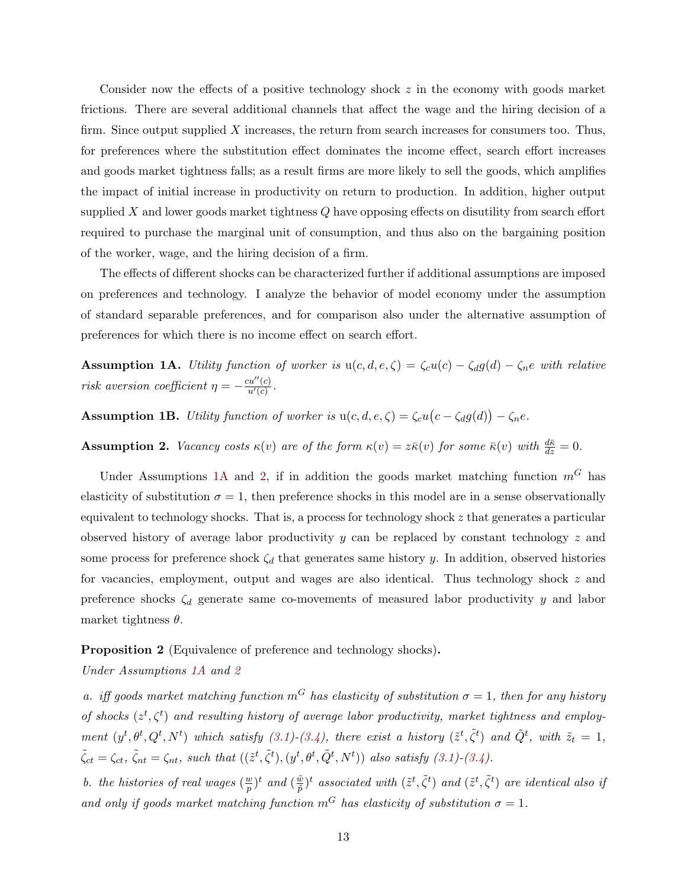Consider now the effects of a positive technology shock $z$ in the economy with goods market frictions. There are several additional channels that affect the wage and the hiring decision of a firm. Since output supplied $X$ increases, the return from search increases for consumers too. Thus, for preferences where the substitution effect dominates the income effect, search effort increases and goods market tightness falls; as a result firms are more likely to sell the goods, which amplifies the impact of initial increase in productivity on return to production. In addition, higher output supplied $X$ and lower goods market tightness $Q$ have opposing effects on disutility from search effort required to purchase the marginal unit of consumption, and thus also on the bargaining position of the worker, wage, and the hiring decision of a firm.

The effects of different shocks can be characterized further if additional assumptions are imposed on preferences and technology. I analyze the behavior of model economy under the assumption of standard separable preferences, and for comparison also under the alternative assumption of preferences for which there is no income effect on search effort.

**Assumption 1A.** *Utility function of worker is* $\mathrm{u}(c, d, e, \zeta) = \zeta_c u(c) - \zeta_d g(d) - \zeta_n e$ *with relative risk aversion coefficient* $\eta = -\frac{cu''(c)}{u'(c)}$.

**Assumption 1B.** *Utility function of worker is* $\mathrm{u}(c, d, e, \zeta) = \zeta_c u\big(c - \zeta_d g(d)\big) - \zeta_n e$.

**Assumption 2.** *Vacancy costs* $\kappa(v)$ *are of the form* $\kappa(v) = z\bar{\kappa}(v)$ *for some* $\bar{\kappa}(v)$ *with* $\frac{d\bar{\kappa}}{dz} = 0$.

Under Assumptions 1A and 2, if in addition the goods market matching function $m^G$ has elasticity of substitution $\sigma = 1$, then preference shocks in this model are in a sense observationally equivalent to technology shocks. That is, a process for technology shock $z$ that generates a particular observed history of average labor productivity $y$ can be replaced by constant technology $z$ and some process for preference shock $\zeta_d$ that generates same history $y$. In addition, observed histories for vacancies, employment, output and wages are also identical. Thus technology shock $z$ and preference shocks $\zeta_d$ generate same co-movements of measured labor productivity $y$ and labor market tightness $\theta$.

**Proposition 2** (Equivalence of preference and technology shocks)**.**

*Under Assumptions 1A and 2*

*a. iff goods market matching function* $m^G$ *has elasticity of substitution* $\sigma = 1$*, then for any history of shocks* $(z^t, \zeta^t)$ *and resulting history of average labor productivity, market tightness and employment* $(y^t, \theta^t, Q^t, N^t)$ *which satisfy (3.1)-(3.4), there exist a history* $(\tilde{z}^t, \tilde{\zeta}^t)$ *and* $\tilde{Q}^t$*, with* $\tilde{z}_t = 1$*,* $\tilde{\zeta}_{ct} = \zeta_{ct}$*,* $\tilde{\zeta}_{nt} = \zeta_{nt}$*, such that* $((\tilde{z}^t, \tilde{\zeta}^t), (y^t, \theta^t, \tilde{Q}^t, N^t))$ *also satisfy (3.1)-(3.4).*

*b. the histories of real wages* $(\frac{w}{p})^t$ *and* $(\frac{\tilde{w}}{\tilde{p}})^t$ *associated with* $(\tilde{z}^t, \tilde{\zeta}^t)$ *and* $(\tilde{z}^t, \tilde{\zeta}^t)$ *are identical also if and only if goods market matching function* $m^G$ *has elasticity of substitution* $\sigma = 1$.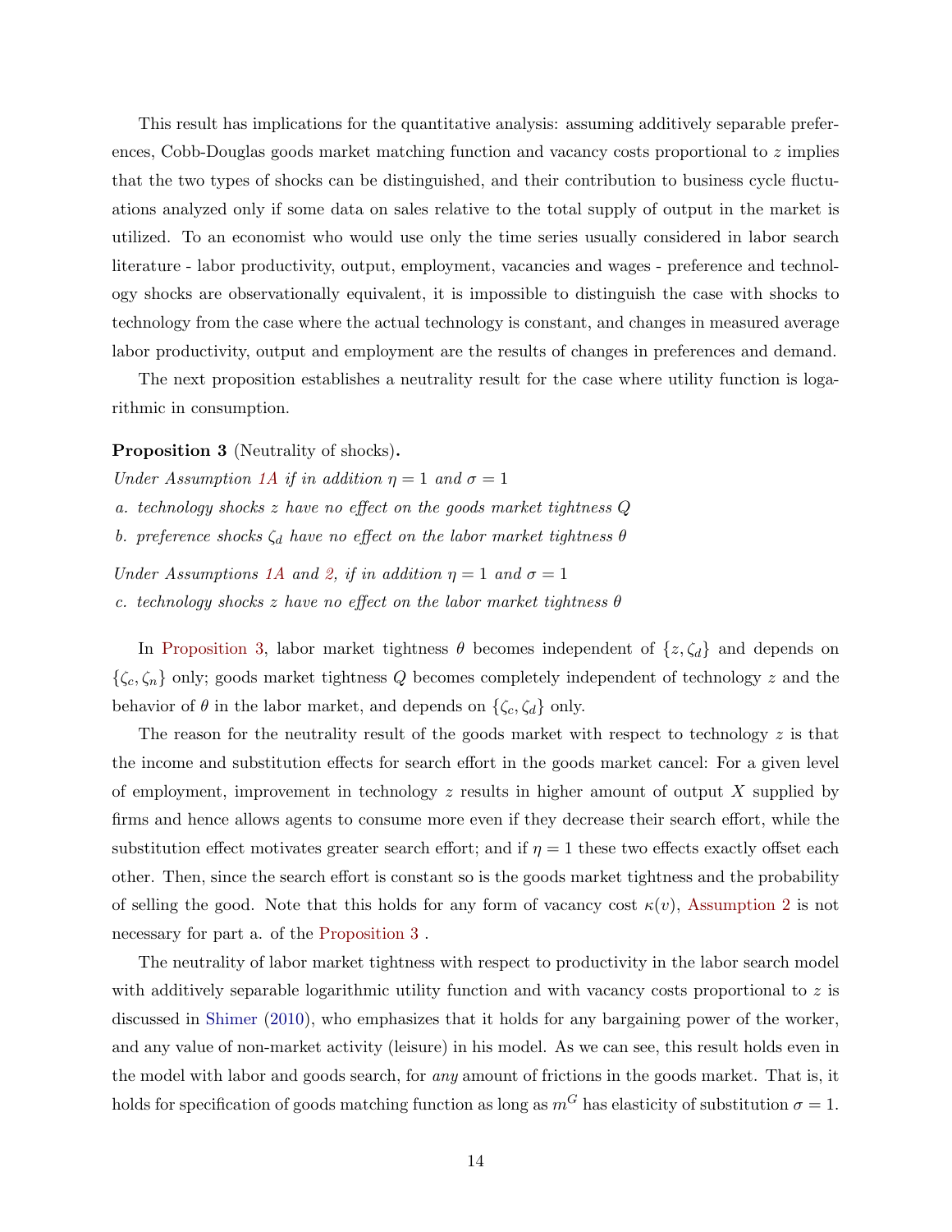This result has implications for the quantitative analysis: assuming additively separable preferences, Cobb-Douglas goods market matching function and vacancy costs proportional to $z$ implies that the two types of shocks can be distinguished, and their contribution to business cycle fluctuations analyzed only if some data on sales relative to the total supply of output in the market is utilized. To an economist who would use only the time series usually considered in labor search literature - labor productivity, output, employment, vacancies and wages - preference and technology shocks are observationally equivalent, it is impossible to distinguish the case with shocks to technology from the case where the actual technology is constant, and changes in measured average labor productivity, output and employment are the results of changes in preferences and demand.

The next proposition establishes a neutrality result for the case where utility function is logarithmic in consumption.

**Proposition 3** (Neutrality of shocks)**.**

*Under Assumption 1A if in addition $\eta = 1$ and $\sigma = 1$*

*a. technology shocks $z$ have no effect on the goods market tightness $Q$*

*b. preference shocks $\zeta_d$ have no effect on the labor market tightness $\theta$*

*Under Assumptions 1A and 2, if in addition $\eta = 1$ and $\sigma = 1$*

*c. technology shocks $z$ have no effect on the labor market tightness $\theta$*

In Proposition 3, labor market tightness $\theta$ becomes independent of $\{z, \zeta_d\}$ and depends on $\{\zeta_c, \zeta_n\}$ only; goods market tightness $Q$ becomes completely independent of technology $z$ and the behavior of $\theta$ in the labor market, and depends on $\{\zeta_c, \zeta_d\}$ only.

The reason for the neutrality result of the goods market with respect to technology $z$ is that the income and substitution effects for search effort in the goods market cancel: For a given level of employment, improvement in technology $z$ results in higher amount of output $X$ supplied by firms and hence allows agents to consume more even if they decrease their search effort, while the substitution effect motivates greater search effort; and if $\eta = 1$ these two effects exactly offset each other. Then, since the search effort is constant so is the goods market tightness and the probability of selling the good. Note that this holds for any form of vacancy cost $\kappa(v)$, Assumption 2 is not necessary for part a. of the Proposition 3 .

The neutrality of labor market tightness with respect to productivity in the labor search model with additively separable logarithmic utility function and with vacancy costs proportional to $z$ is discussed in Shimer (2010), who emphasizes that it holds for any bargaining power of the worker, and any value of non-market activity (leisure) in his model. As we can see, this result holds even in the model with labor and goods search, for *any* amount of frictions in the goods market. That is, it holds for specification of goods matching function as long as $m^G$ has elasticity of substitution $\sigma = 1$.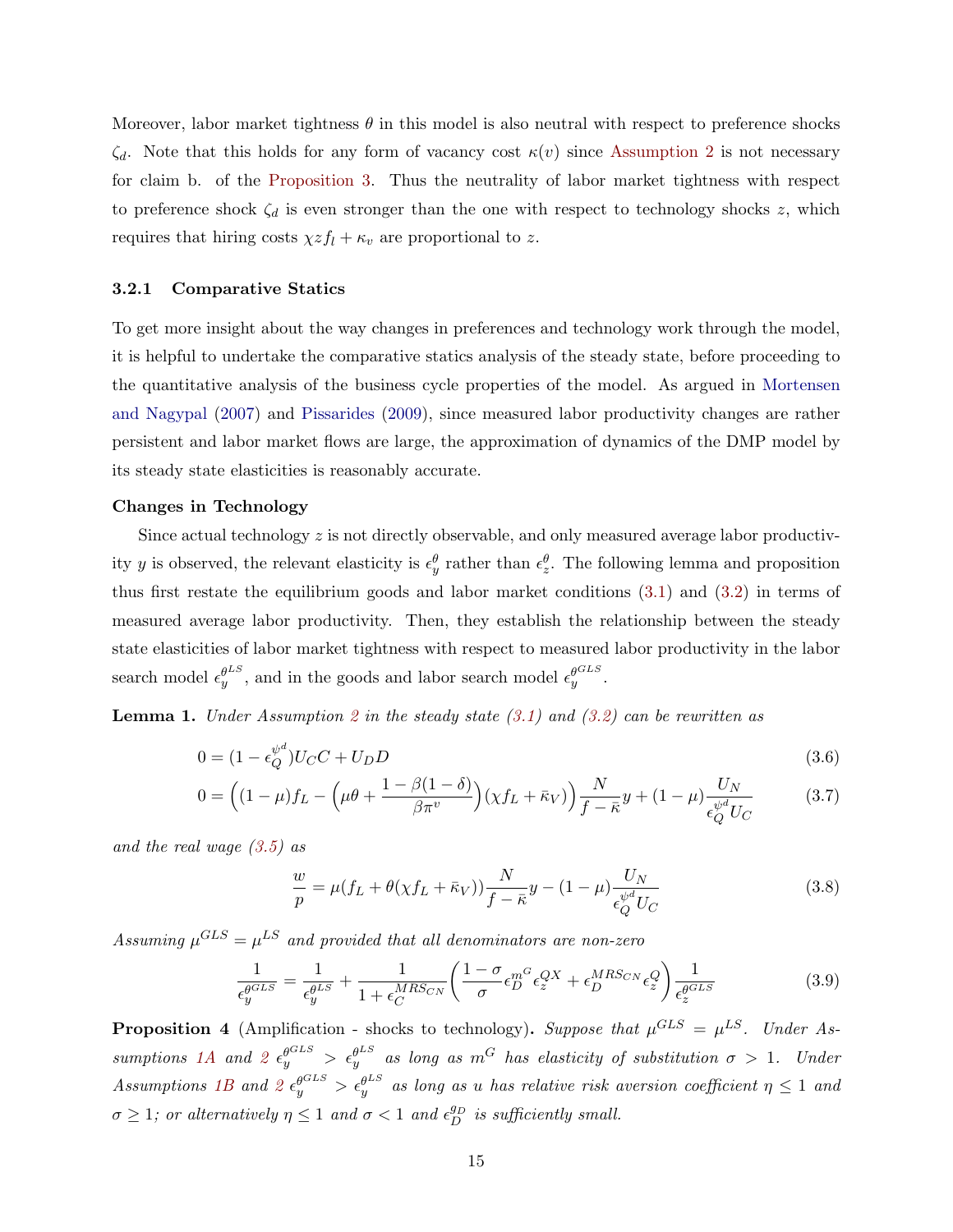Moreover, labor market tightness $\theta$ in this model is also neutral with respect to preference shocks $\zeta_d$. Note that this holds for any form of vacancy cost $\kappa(v)$ since Assumption 2 is not necessary for claim b. of the Proposition 3. Thus the neutrality of labor market tightness with respect to preference shock $\zeta_d$ is even stronger than the one with respect to technology shocks $z$, which requires that hiring costs $\chi z f_l + \kappa_v$ are proportional to $z$.

### 3.2.1 Comparative Statics

To get more insight about the way changes in preferences and technology work through the model, it is helpful to undertake the comparative statics analysis of the steady state, before proceeding to the quantitative analysis of the business cycle properties of the model. As argued in Mortensen and Nagypal (2007) and Pissarides (2009), since measured labor productivity changes are rather persistent and labor market flows are large, the approximation of dynamics of the DMP model by its steady state elasticities is reasonably accurate.

**Changes in Technology**

Since actual technology $z$ is not directly observable, and only measured average labor productivity $y$ is observed, the relevant elasticity is $\epsilon_y^{\theta}$ rather than $\epsilon_z^{\theta}$. The following lemma and proposition thus first restate the equilibrium goods and labor market conditions (3.1) and (3.2) in terms of measured average labor productivity. Then, they establish the relationship between the steady state elasticities of labor market tightness with respect to measured labor productivity in the labor search model $\epsilon_y^{\theta^{LS}}$, and in the goods and labor search model $\epsilon_y^{\theta^{GLS}}$.

**Lemma 1.** *Under Assumption 2 in the steady state (3.1) and (3.2) can be rewritten as*

$$0 = (1 - \epsilon_Q^{\psi^d}) U_C C + U_D D \tag{3.6}$$

$$0 = \Big((1-\mu) f_L - \Big(\mu\theta + \frac{1-\beta(1-\delta)}{\beta\pi^v}\Big)(\chi f_L + \bar{\kappa}_V)\Big)\frac{N}{f - \bar{\kappa}} y + (1-\mu)\frac{U_N}{\epsilon_Q^{\psi^d} U_C} \tag{3.7}$$

*and the real wage (3.5) as*

$$\frac{w}{p} = \mu(f_L + \theta(\chi f_L + \bar{\kappa}_V))\frac{N}{f - \bar{\kappa}} y - (1-\mu)\frac{U_N}{\epsilon_Q^{\psi^d} U_C} \tag{3.8}$$

*Assuming $\mu^{GLS} = \mu^{LS}$ and provided that all denominators are non-zero*

$$\frac{1}{\epsilon_y^{\theta^{GLS}}} = \frac{1}{\epsilon_y^{\theta^{LS}}} + \frac{1}{1 + \epsilon_C^{MRS_{CN}}}\Big(\frac{1-\sigma}{\sigma}\epsilon_D^{m^G}\epsilon_z^{QX} + \epsilon_D^{MRS_{CN}}\epsilon_z^{Q}\Big)\frac{1}{\epsilon_z^{\theta^{GLS}}} \tag{3.9}$$

**Proposition 4** (Amplification - shocks to technology)**.** *Suppose that $\mu^{GLS} = \mu^{LS}$. Under Assumptions 1A and 2 $\epsilon_y^{\theta^{GLS}} > \epsilon_y^{\theta^{LS}}$ as long as $m^G$ has elasticity of substitution $\sigma > 1$. Under Assumptions 1B and 2 $\epsilon_y^{\theta^{GLS}} > \epsilon_y^{\theta^{LS}}$ as long as $u$ has relative risk aversion coefficient $\eta \leq 1$ and $\sigma \geq 1$; or alternatively $\eta \leq 1$ and $\sigma < 1$ and $\epsilon_D^{g_D}$ is sufficiently small.*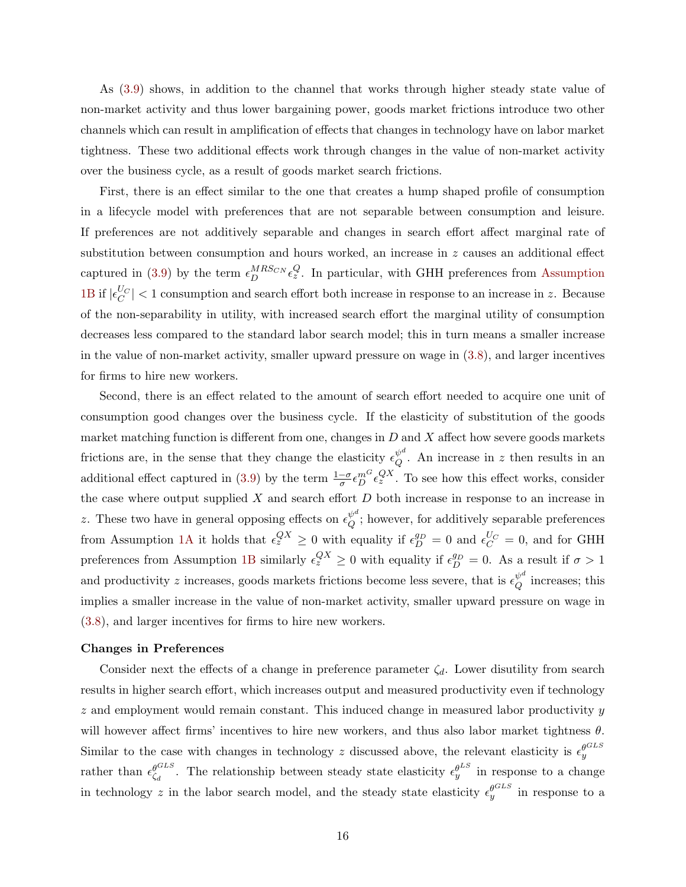As (3.9) shows, in addition to the channel that works through higher steady state value of non-market activity and thus lower bargaining power, goods market frictions introduce two other channels which can result in amplification of effects that changes in technology have on labor market tightness. These two additional effects work through changes in the value of non-market activity over the business cycle, as a result of goods market search frictions.

First, there is an effect similar to the one that creates a hump shaped profile of consumption in a lifecycle model with preferences that are not separable between consumption and leisure. If preferences are not additively separable and changes in search effort affect marginal rate of substitution between consumption and hours worked, an increase in $z$ causes an additional effect captured in (3.9) by the term $\epsilon_D^{MRS_{CN}} \epsilon_z^Q$. In particular, with GHH preferences from Assumption 1B if $|\epsilon_C^{U_C}| < 1$ consumption and search effort both increase in response to an increase in $z$. Because of the non-separability in utility, with increased search effort the marginal utility of consumption decreases less compared to the standard labor search model; this in turn means a smaller increase in the value of non-market activity, smaller upward pressure on wage in (3.8), and larger incentives for firms to hire new workers.

Second, there is an effect related to the amount of search effort needed to acquire one unit of consumption good changes over the business cycle. If the elasticity of substitution of the goods market matching function is different from one, changes in $D$ and $X$ affect how severe goods markets frictions are, in the sense that they change the elasticity $\epsilon_Q^{\psi^d}$. An increase in $z$ then results in an additional effect captured in (3.9) by the term $\frac{1-\sigma}{\sigma} \epsilon_D^{m^G} \epsilon_z^{QX}$. To see how this effect works, consider the case where output supplied $X$ and search effort $D$ both increase in response to an increase in $z$. These two have in general opposing effects on $\epsilon_Q^{\psi^d}$; however, for additively separable preferences from Assumption 1A it holds that $\epsilon_z^{QX} \geq 0$ with equality if $\epsilon_D^{g_D} = 0$ and $\epsilon_C^{U_C} = 0$, and for GHH preferences from Assumption 1B similarly $\epsilon_z^{QX} \geq 0$ with equality if $\epsilon_D^{g_D} = 0$. As a result if $\sigma > 1$ and productivity $z$ increases, goods markets frictions become less severe, that is $\epsilon_Q^{\psi^d}$ increases; this implies a smaller increase in the value of non-market activity, smaller upward pressure on wage in (3.8), and larger incentives for firms to hire new workers.

**Changes in Preferences**

Consider next the effects of a change in preference parameter $\zeta_d$. Lower disutility from search results in higher search effort, which increases output and measured productivity even if technology $z$ and employment would remain constant. This induced change in measured labor productivity $y$ will however affect firms' incentives to hire new workers, and thus also labor market tightness $\theta$. Similar to the case with changes in technology $z$ discussed above, the relevant elasticity is $\epsilon_y^{\theta^{GLS}}$ rather than $\epsilon_{\zeta_d}^{\theta^{GLS}}$. The relationship between steady state elasticity $\epsilon_y^{\theta^{LS}}$ in response to a change in technology $z$ in the labor search model, and the steady state elasticity $\epsilon_y^{\theta^{GLS}}$ in response to a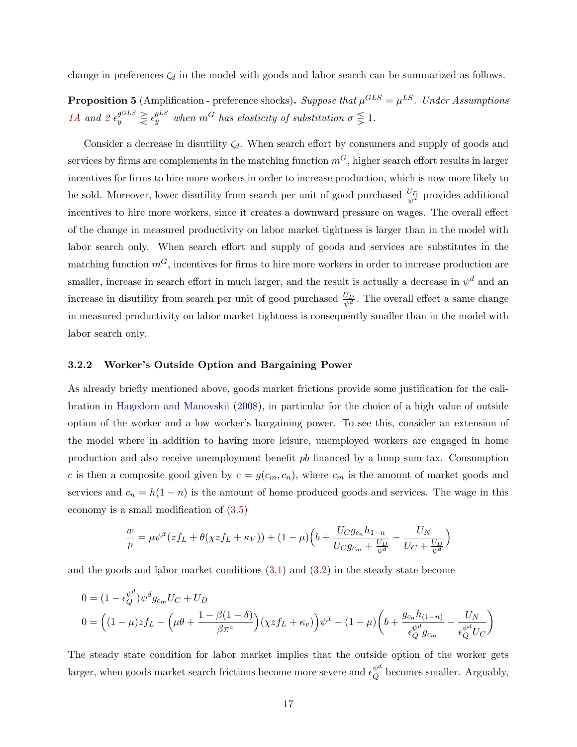change in preferences $\zeta_d$ in the model with goods and labor search can be summarized as follows.

**Proposition 5** (Amplification - preference shocks)**.** *Suppose that $\mu^{GLS} = \mu^{LS}$. Under Assumptions 1A and 2 $\epsilon_y^{\theta^{GLS}} \gtreqless \epsilon_y^{\theta^{LS}}$ when $m^G$ has elasticity of substitution $\sigma \lesseqgtr 1$.*

Consider a decrease in disutility $\zeta_d$. When search effort by consumers and supply of goods and services by firms are complements in the matching function $m^G$, higher search effort results in larger incentives for firms to hire more workers in order to increase production, which is now more likely to be sold. Moreover, lower disutility from search per unit of good purchased $\frac{U_D}{\psi^d}$ provides additional incentives to hire more workers, since it creates a downward pressure on wages. The overall effect of the change in measured productivity on labor market tightness is larger than in the model with labor search only. When search effort and supply of goods and services are substitutes in the matching function $m^G$, incentives for firms to hire more workers in order to increase production are smaller, increase in search effort in much larger, and the result is actually a decrease in $\psi^d$ and an increase in disutility from search per unit of good purchased $\frac{U_D}{\psi^d}$. The overall effect a same change in measured productivity on labor market tightness is consequently smaller than in the model with labor search only.

### 3.2.2 Worker's Outside Option and Bargaining Power

As already briefly mentioned above, goods market frictions provide some justification for the calibration in Hagedorn and Manovskii (2008), in particular for the choice of a high value of outside option of the worker and a low worker's bargaining power. To see this, consider an extension of the model where in addition to having more leisure, unemployed workers are engaged in home production and also receive unemployment benefit $pb$ financed by a lump sum tax. Consumption $c$ is then a composite good given by $c = g(c_m, c_n)$, where $c_m$ is the amount of market goods and services and $c_n = h(1-n)$ is the amount of home produced goods and services. The wage in this economy is a small modification of (3.5)

$$\frac{w}{p} = \mu\psi^x(zf_L + \theta(\chi z f_L + \kappa_V)) + (1-\mu)\Big(b + \frac{U_C g_{c_n} h_{1-n}}{U_C g_{c_m} + \frac{U_D}{\psi^d}} - \frac{U_N}{U_C + \frac{U_D}{\psi^d}}\Big)$$

and the goods and labor market conditions (3.1) and (3.2) in the steady state become

$$0 = (1-\epsilon_Q^{\psi^d})\psi^d g_{c_m} U_C + U_D$$

$$0 = \Big((1-\mu)zf_L - \Big(\mu\theta + \frac{1-\beta(1-\delta)}{\beta\pi^v}\Big)(\chi z f_L + \kappa_v)\Big)\psi^x - (1-\mu)\Big(b + \frac{g_{c_n} h_{(1-n)}}{\epsilon_Q^{\psi^d} g_{c_m}} - \frac{U_N}{\epsilon_Q^{\psi^d} U_C}\Big)$$

The steady state condition for labor market implies that the outside option of the worker gets larger, when goods market search frictions become more severe and $\epsilon_Q^{\psi^d}$ becomes smaller. Arguably,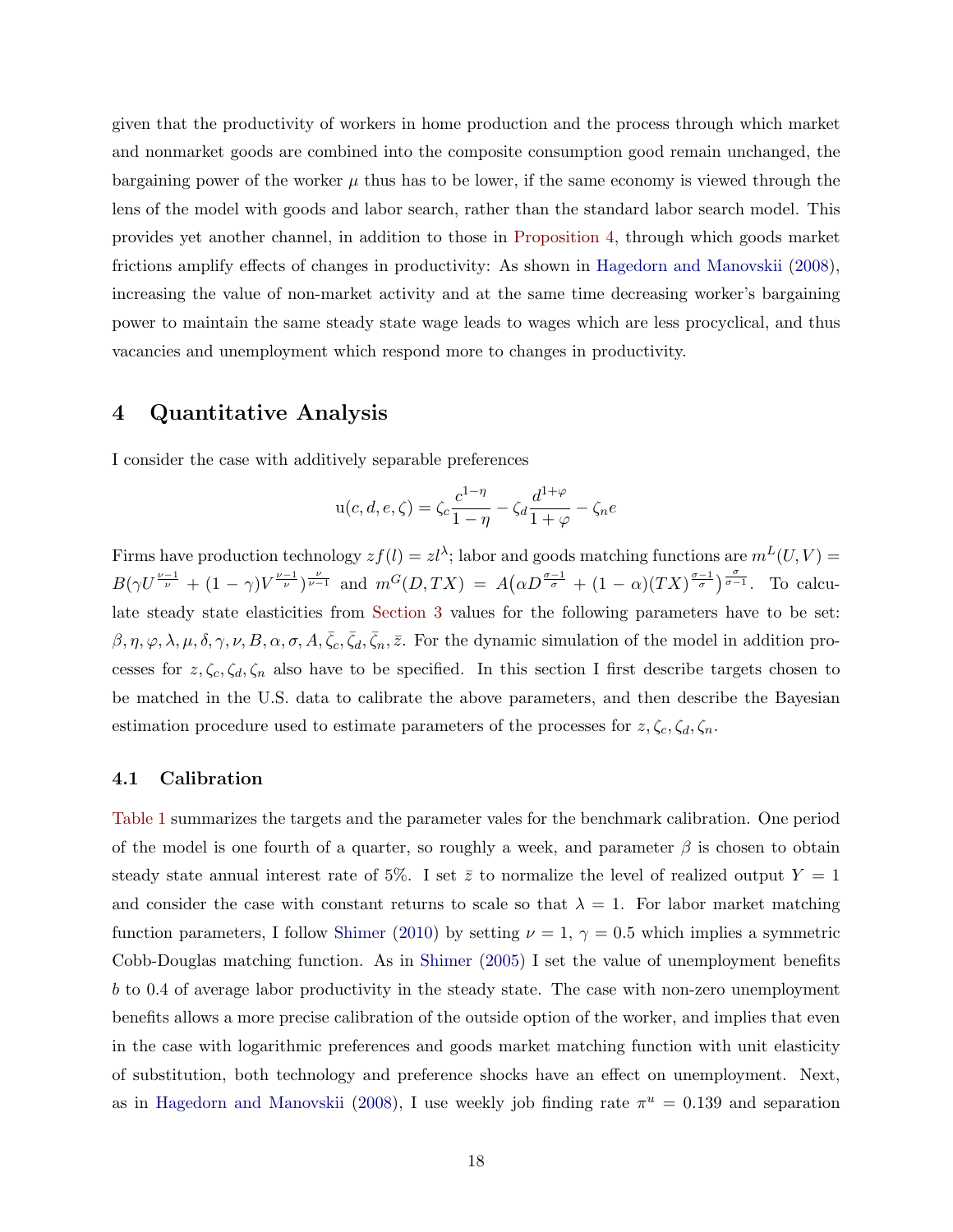given that the productivity of workers in home production and the process through which market and nonmarket goods are combined into the composite consumption good remain unchanged, the bargaining power of the worker $\mu$ thus has to be lower, if the same economy is viewed through the lens of the model with goods and labor search, rather than the standard labor search model. This provides yet another channel, in addition to those in Proposition 4, through which goods market frictions amplify effects of changes in productivity: As shown in Hagedorn and Manovskii (2008), increasing the value of non-market activity and at the same time decreasing worker's bargaining power to maintain the same steady state wage leads to wages which are less procyclical, and thus vacancies and unemployment which respond more to changes in productivity.

# 4 Quantitative Analysis

I consider the case with additively separable preferences

$$\mathrm{u}(c, d, e, \zeta) = \zeta_c \frac{c^{1-\eta}}{1-\eta} - \zeta_d \frac{d^{1+\varphi}}{1+\varphi} - \zeta_n e$$

Firms have production technology $zf(l) = zl^{\lambda}$; labor and goods matching functions are $m^L(U,V) = B(\gamma U^{\frac{\nu-1}{\nu}} + (1-\gamma)V^{\frac{\nu-1}{\nu}})^{\frac{\nu}{\nu-1}}$ and $m^G(D, TX) = A\big(\alpha D^{\frac{\sigma-1}{\sigma}} + (1-\alpha)(TX)^{\frac{\sigma-1}{\sigma}}\big)^{\frac{\sigma}{\sigma-1}}$. To calculate steady state elasticities from Section 3 values for the following parameters have to be set: $\beta, \eta, \varphi, \lambda, \mu, \delta, \gamma, \nu, B, \alpha, \sigma, A, \bar{\zeta}_c, \bar{\zeta}_d, \bar{\zeta}_n, \bar{z}$. For the dynamic simulation of the model in addition processes for $z, \zeta_c, \zeta_d, \zeta_n$ also have to be specified. In this section I first describe targets chosen to be matched in the U.S. data to calibrate the above parameters, and then describe the Bayesian estimation procedure used to estimate parameters of the processes for $z, \zeta_c, \zeta_d, \zeta_n$.

## 4.1 Calibration

Table 1 summarizes the targets and the parameter vales for the benchmark calibration. One period of the model is one fourth of a quarter, so roughly a week, and parameter $\beta$ is chosen to obtain steady state annual interest rate of 5%. I set $\bar{z}$ to normalize the level of realized output $Y = 1$ and consider the case with constant returns to scale so that $\lambda = 1$. For labor market matching function parameters, I follow Shimer (2010) by setting $\nu = 1$, $\gamma = 0.5$ which implies a symmetric Cobb-Douglas matching function. As in Shimer (2005) I set the value of unemployment benefits $b$ to 0.4 of average labor productivity in the steady state. The case with non-zero unemployment benefits allows a more precise calibration of the outside option of the worker, and implies that even in the case with logarithmic preferences and goods market matching function with unit elasticity of substitution, both technology and preference shocks have an effect on unemployment. Next, as in Hagedorn and Manovskii (2008), I use weekly job finding rate $\pi^u = 0.139$ and separation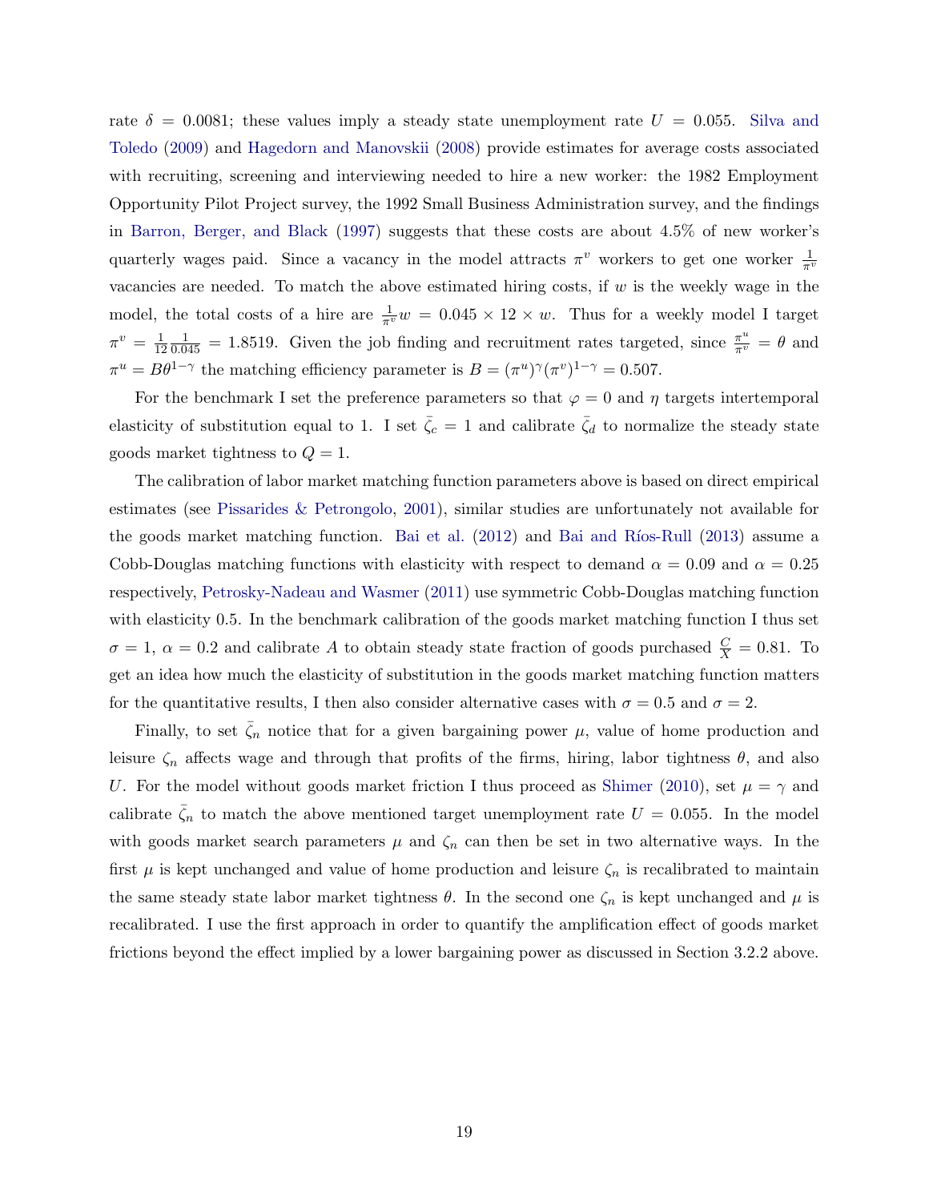rate $\delta = 0.0081$; these values imply a steady state unemployment rate $U = 0.055$. Silva and Toledo (2009) and Hagedorn and Manovskii (2008) provide estimates for average costs associated with recruiting, screening and interviewing needed to hire a new worker: the 1982 Employment Opportunity Pilot Project survey, the 1992 Small Business Administration survey, and the findings in Barron, Berger, and Black (1997) suggests that these costs are about 4.5% of new worker's quarterly wages paid. Since a vacancy in the model attracts $\pi^v$ workers to get one worker $\frac{1}{\pi^v}$ vacancies are needed. To match the above estimated hiring costs, if $w$ is the weekly wage in the model, the total costs of a hire are $\frac{1}{\pi^v} w = 0.045 \times 12 \times w$. Thus for a weekly model I target $\pi^v = \frac{1}{12}\frac{1}{0.045} = 1.8519$. Given the job finding and recruitment rates targeted, since $\frac{\pi^u}{\pi^v} = \theta$ and $\pi^u = B\theta^{1-\gamma}$ the matching efficiency parameter is $B = (\pi^u)^{\gamma}(\pi^v)^{1-\gamma} = 0.507$.

For the benchmark I set the preference parameters so that $\varphi = 0$ and $\eta$ targets intertemporal elasticity of substitution equal to 1. I set $\bar{\zeta}_c = 1$ and calibrate $\bar{\zeta}_d$ to normalize the steady state goods market tightness to $Q = 1$.

The calibration of labor market matching function parameters above is based on direct empirical estimates (see Pissarides & Petrongolo, 2001), similar studies are unfortunately not available for the goods market matching function. Bai et al. (2012) and Bai and Ríos-Rull (2013) assume a Cobb-Douglas matching functions with elasticity with respect to demand $\alpha = 0.09$ and $\alpha = 0.25$ respectively, Petrosky-Nadeau and Wasmer (2011) use symmetric Cobb-Douglas matching function with elasticity 0.5. In the benchmark calibration of the goods market matching function I thus set $\sigma = 1$, $\alpha = 0.2$ and calibrate $A$ to obtain steady state fraction of goods purchased $\frac{C}{X} = 0.81$. To get an idea how much the elasticity of substitution in the goods market matching function matters for the quantitative results, I then also consider alternative cases with $\sigma = 0.5$ and $\sigma = 2$.

Finally, to set $\bar{\zeta}_n$ notice that for a given bargaining power $\mu$, value of home production and leisure $\zeta_n$ affects wage and through that profits of the firms, hiring, labor tightness $\theta$, and also $U$. For the model without goods market friction I thus proceed as Shimer (2010), set $\mu = \gamma$ and calibrate $\bar{\zeta}_n$ to match the above mentioned target unemployment rate $U = 0.055$. In the model with goods market search parameters $\mu$ and $\zeta_n$ can then be set in two alternative ways. In the first $\mu$ is kept unchanged and value of home production and leisure $\zeta_n$ is recalibrated to maintain the same steady state labor market tightness $\theta$. In the second one $\zeta_n$ is kept unchanged and $\mu$ is recalibrated. I use the first approach in order to quantify the amplification effect of goods market frictions beyond the effect implied by a lower bargaining power as discussed in Section 3.2.2 above.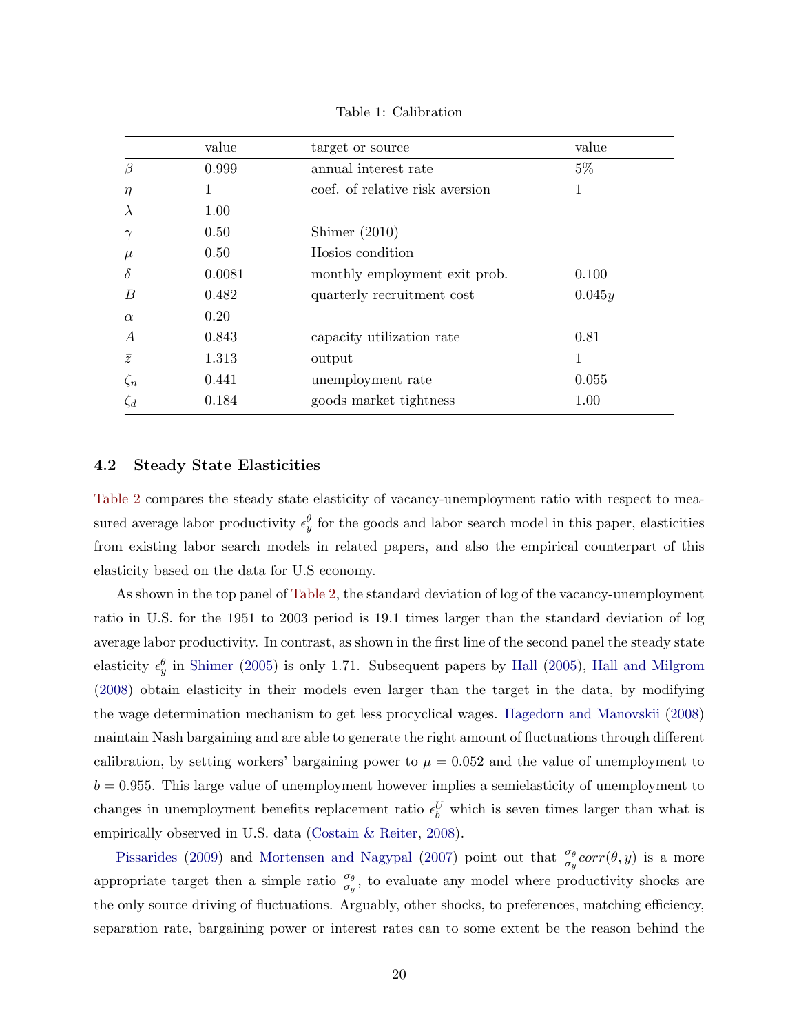Table 1: Calibration

| | value | target or source | value |
|---|---|---|---|
| $\beta$ | 0.999 | annual interest rate | 5% |
| $\eta$ | 1 | coef. of relative risk aversion | 1 |
| $\lambda$ | 1.00 | | |
| $\gamma$ | 0.50 | Shimer (2010) | |
| $\mu$ | 0.50 | Hosios condition | |
| $\delta$ | 0.0081 | monthly employment exit prob. | 0.100 |
| $B$ | 0.482 | quarterly recruitment cost | $0.045y$ |
| $\alpha$ | 0.20 | | |
| $A$ | 0.843 | capacity utilization rate | 0.81 |
| $\bar{z}$ | 1.313 | output | 1 |
| $\zeta_n$ | 0.441 | unemployment rate | 0.055 |
| $\zeta_d$ | 0.184 | goods market tightness | 1.00 |

### 4.2 Steady State Elasticities

Table 2 compares the steady state elasticity of vacancy-unemployment ratio with respect to measured average labor productivity $\epsilon_y^\theta$ for the goods and labor search model in this paper, elasticities from existing labor search models in related papers, and also the empirical counterpart of this elasticity based on the data for U.S economy.

As shown in the top panel of Table 2, the standard deviation of log of the vacancy-unemployment ratio in U.S. for the 1951 to 2003 period is 19.1 times larger than the standard deviation of log average labor productivity. In contrast, as shown in the first line of the second panel the steady state elasticity $\epsilon_y^\theta$ in Shimer (2005) is only 1.71. Subsequent papers by Hall (2005), Hall and Milgrom (2008) obtain elasticity in their models even larger than the target in the data, by modifying the wage determination mechanism to get less procyclical wages. Hagedorn and Manovskii (2008) maintain Nash bargaining and are able to generate the right amount of fluctuations through different calibration, by setting workers' bargaining power to $\mu = 0.052$ and the value of unemployment to $b = 0.955$. This large value of unemployment however implies a semielasticity of unemployment to changes in unemployment benefits replacement ratio $\epsilon_b^U$ which is seven times larger than what is empirically observed in U.S. data (Costain & Reiter, 2008).

Pissarides (2009) and Mortensen and Nagypal (2007) point out that $\frac{\sigma_\theta}{\sigma_y} corr(\theta, y)$ is a more appropriate target then a simple ratio $\frac{\sigma_\theta}{\sigma_y}$, to evaluate any model where productivity shocks are the only source driving of fluctuations. Arguably, other shocks, to preferences, matching efficiency, separation rate, bargaining power or interest rates can to some extent be the reason behind the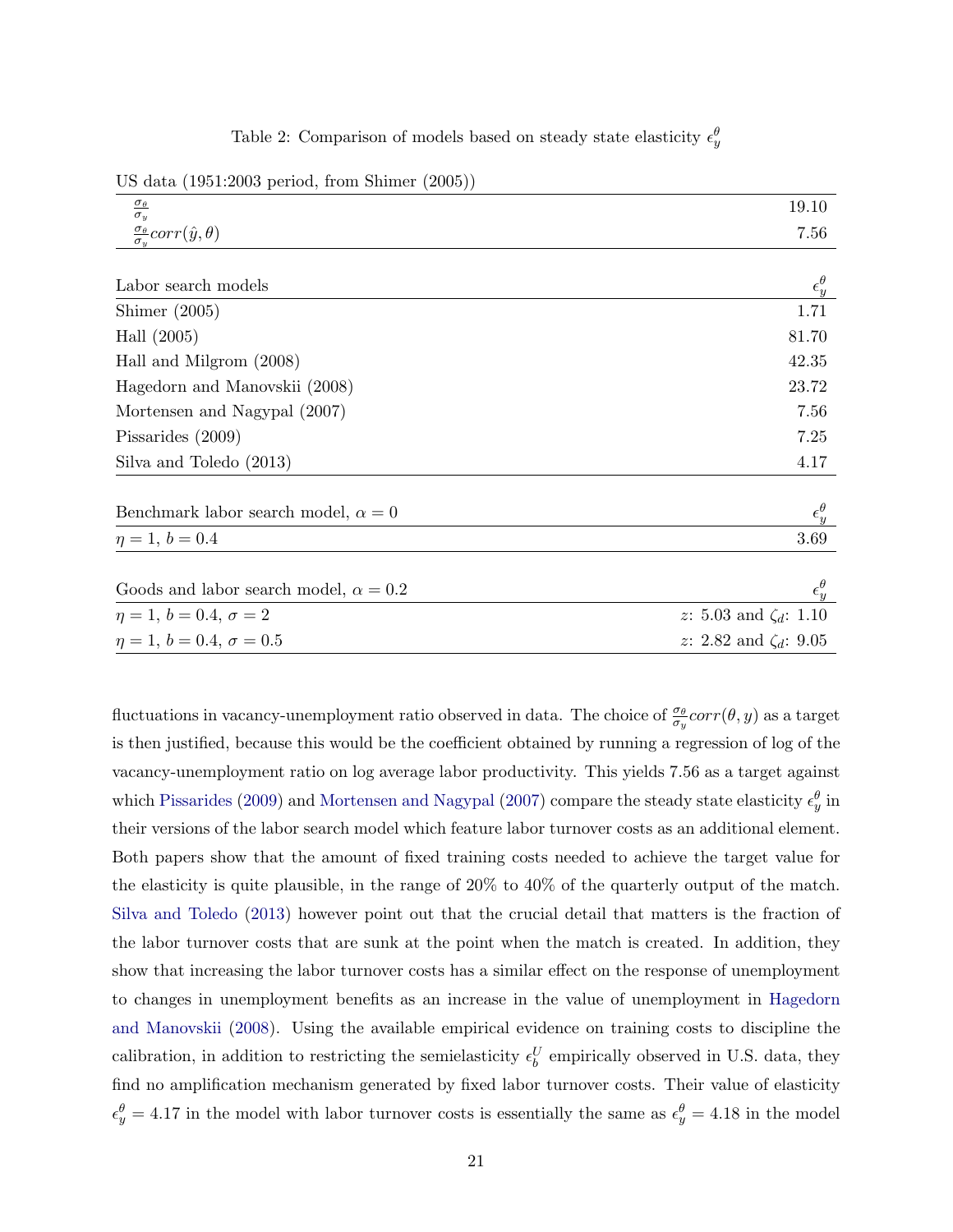Table 2: Comparison of models based on steady state elasticity $\epsilon_y^\theta$

| US data (1951:2003 period, from Shimer (2005)) | |
|---|---|
| $\frac{\sigma_\theta}{\sigma_y}$ | 19.10 |
| $\frac{\sigma_\theta}{\sigma_y} corr(\hat{y}, \theta)$ | 7.56 |
| **Labor search models** | $\epsilon_y^\theta$ |
| Shimer (2005) | 1.71 |
| Hall (2005) | 81.70 |
| Hall and Milgrom (2008) | 42.35 |
| Hagedorn and Manovskii (2008) | 23.72 |
| Mortensen and Nagypal (2007) | 7.56 |
| Pissarides (2009) | 7.25 |
| Silva and Toledo (2013) | 4.17 |
| **Benchmark labor search model, $\alpha = 0$** | $\epsilon_y^\theta$ |
| $\eta = 1$, $b = 0.4$ | 3.69 |
| **Goods and labor search model, $\alpha = 0.2$** | $\epsilon_y^\theta$ |
| $\eta = 1$, $b = 0.4$, $\sigma = 2$ | $z$: 5.03 and $\zeta_d$: 1.10 |
| $\eta = 1$, $b = 0.4$, $\sigma = 0.5$ | $z$: 2.82 and $\zeta_d$: 9.05 |

fluctuations in vacancy-unemployment ratio observed in data. The choice of $\frac{\sigma_\theta}{\sigma_y} corr(\theta, y)$ as a target is then justified, because this would be the coefficient obtained by running a regression of log of the vacancy-unemployment ratio on log average labor productivity. This yields 7.56 as a target against which Pissarides (2009) and Mortensen and Nagypal (2007) compare the steady state elasticity $\epsilon_y^\theta$ in their versions of the labor search model which feature labor turnover costs as an additional element. Both papers show that the amount of fixed training costs needed to achieve the target value for the elasticity is quite plausible, in the range of 20% to 40% of the quarterly output of the match. Silva and Toledo (2013) however point out that the crucial detail that matters is the fraction of the labor turnover costs that are sunk at the point when the match is created. In addition, they show that increasing the labor turnover costs has a similar effect on the response of unemployment to changes in unemployment benefits as an increase in the value of unemployment in Hagedorn and Manovskii (2008). Using the available empirical evidence on training costs to discipline the calibration, in addition to restricting the semielasticity $\epsilon_b^U$ empirically observed in U.S. data, they find no amplification mechanism generated by fixed labor turnover costs. Their value of elasticity $\epsilon_y^\theta = 4.17$ in the model with labor turnover costs is essentially the same as $\epsilon_y^\theta = 4.18$ in the model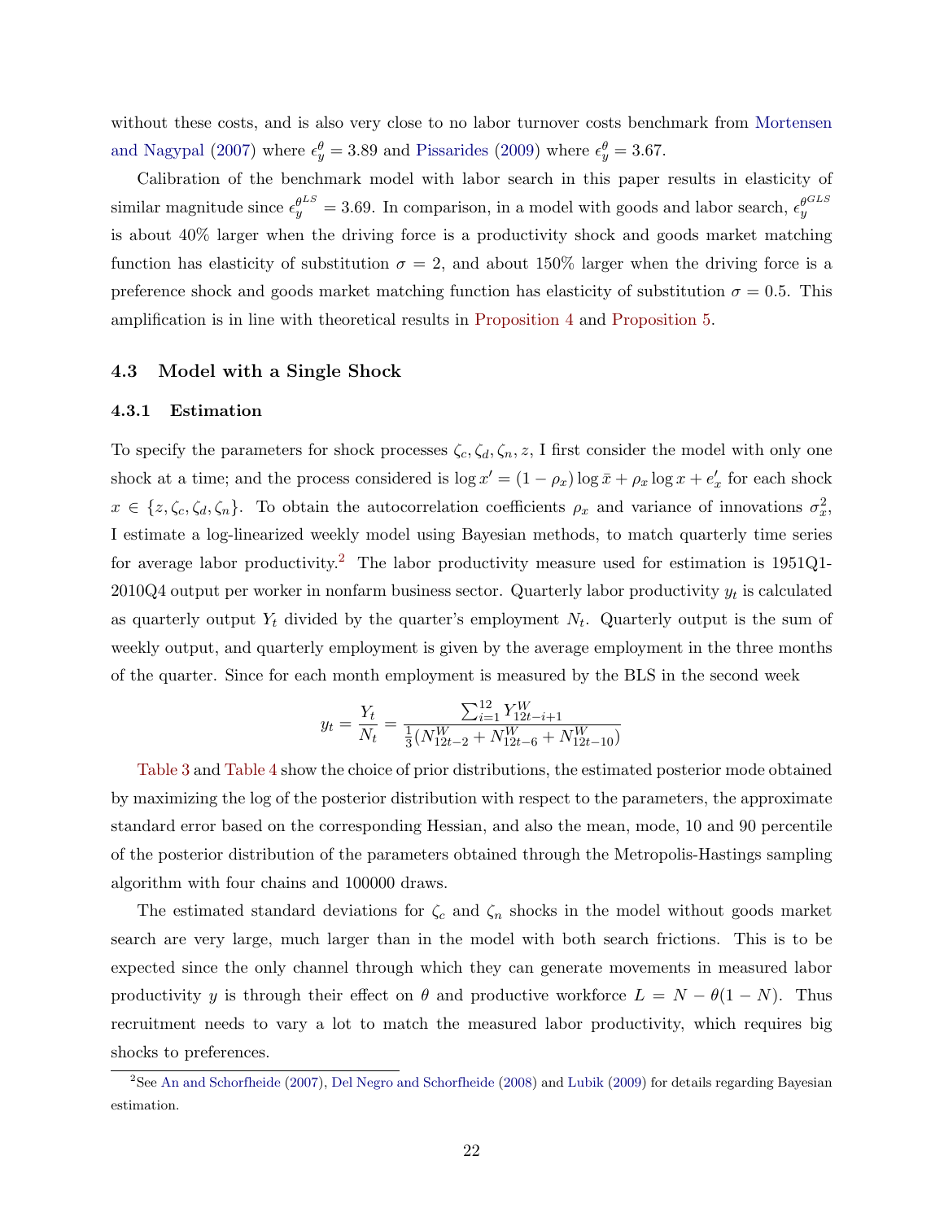without these costs, and is also very close to no labor turnover costs benchmark from Mortensen and Nagypal (2007) where $\epsilon_y^\theta = 3.89$ and Pissarides (2009) where $\epsilon_y^\theta = 3.67$.

Calibration of the benchmark model with labor search in this paper results in elasticity of similar magnitude since $\epsilon_y^{\theta^{LS}} = 3.69$. In comparison, in a model with goods and labor search, $\epsilon_y^{\theta^{GLS}}$ is about 40% larger when the driving force is a productivity shock and goods market matching function has elasticity of substitution $\sigma = 2$, and about 150% larger when the driving force is a preference shock and goods market matching function has elasticity of substitution $\sigma = 0.5$. This amplification is in line with theoretical results in Proposition 4 and Proposition 5.

### 4.3 Model with a Single Shock

#### 4.3.1 Estimation

To specify the parameters for shock processes $\zeta_c, \zeta_d, \zeta_n, z$, I first consider the model with only one shock at a time; and the process considered is $\log x' = (1 - \rho_x) \log \bar{x} + \rho_x \log x + e_x'$ for each shock $x \in \{z, \zeta_c, \zeta_d, \zeta_n\}$. To obtain the autocorrelation coefficients $\rho_x$ and variance of innovations $\sigma_x^2$, I estimate a log-linearized weekly model using Bayesian methods, to match quarterly time series for average labor productivity.[2] The labor productivity measure used for estimation is 1951Q1-2010Q4 output per worker in nonfarm business sector. Quarterly labor productivity $y_t$ is calculated as quarterly output $Y_t$ divided by the quarter's employment $N_t$. Quarterly output is the sum of weekly output, and quarterly employment is given by the average employment in the three months of the quarter. Since for each month employment is measured by the BLS in the second week

$$y_t = \frac{Y_t}{N_t} = \frac{\sum_{i=1}^{12} Y_{12t-i+1}^W}{\frac{1}{3}(N_{12t-2}^W + N_{12t-6}^W + N_{12t-10}^W)}$$

Table 3 and Table 4 show the choice of prior distributions, the estimated posterior mode obtained by maximizing the log of the posterior distribution with respect to the parameters, the approximate standard error based on the corresponding Hessian, and also the mean, mode, 10 and 90 percentile of the posterior distribution of the parameters obtained through the Metropolis-Hastings sampling algorithm with four chains and 100000 draws.

The estimated standard deviations for $\zeta_c$ and $\zeta_n$ shocks in the model without goods market search are very large, much larger than in the model with both search frictions. This is to be expected since the only channel through which they can generate movements in measured labor productivity $y$ is through their effect on $\theta$ and productive workforce $L = N - \theta(1 - N)$. Thus recruitment needs to vary a lot to match the measured labor productivity, which requires big shocks to preferences.

[2] See An and Schorfheide (2007), Del Negro and Schorfheide (2008) and Lubik (2009) for details regarding Bayesian estimation.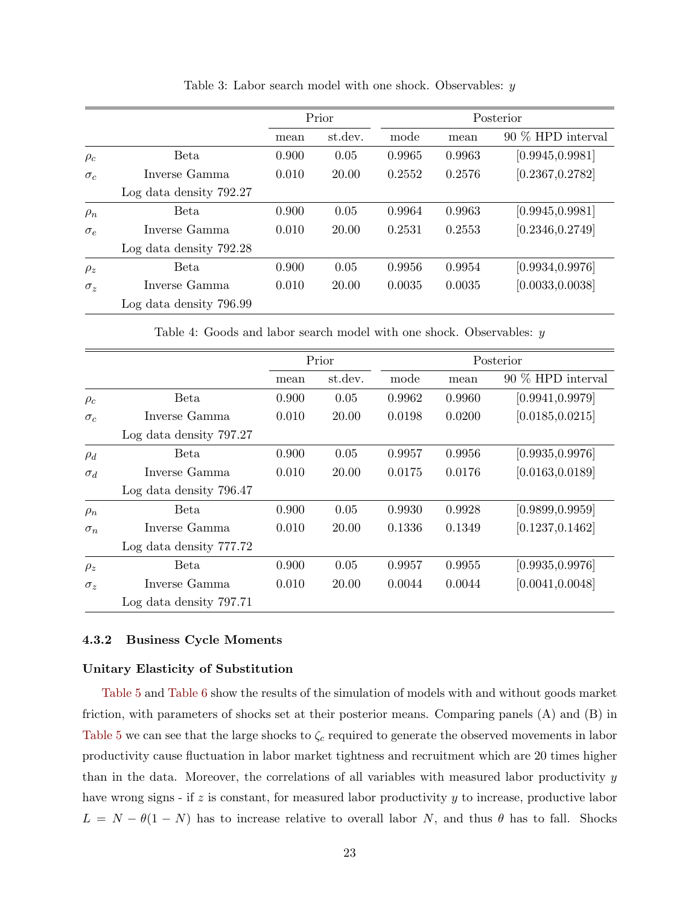Table 3: Labor search model with one shock. Observables: $y$

| | | Prior | | Posterior | | |
|---|---|---|---|---|---|---|
| | | mean | st.dev. | mode | mean | 90 % HPD interval |
| $\rho_c$ | Beta | 0.900 | 0.05 | 0.9965 | 0.9963 | [0.9945,0.9981] |
| $\sigma_c$ | Inverse Gamma | 0.010 | 20.00 | 0.2552 | 0.2576 | [0.2367,0.2782] |
| | Log data density 792.27 | | | | | |
| $\rho_n$ | Beta | 0.900 | 0.05 | 0.9964 | 0.9963 | [0.9945,0.9981] |
| $\sigma_e$ | Inverse Gamma | 0.010 | 20.00 | 0.2531 | 0.2553 | [0.2346,0.2749] |
| | Log data density 792.28 | | | | | |
| $\rho_z$ | Beta | 0.900 | 0.05 | 0.9956 | 0.9954 | [0.9934,0.9976] |
| $\sigma_z$ | Inverse Gamma | 0.010 | 20.00 | 0.0035 | 0.0035 | [0.0033,0.0038] |
| | Log data density 796.99 | | | | | |

Table 4: Goods and labor search model with one shock. Observables: $y$

| | | Prior | | Posterior | | |
|---|---|---|---|---|---|---|
| | | mean | st.dev. | mode | mean | 90 % HPD interval |
| $\rho_c$ | Beta | 0.900 | 0.05 | 0.9962 | 0.9960 | [0.9941,0.9979] |
| $\sigma_c$ | Inverse Gamma | 0.010 | 20.00 | 0.0198 | 0.0200 | [0.0185,0.0215] |
| | Log data density 797.27 | | | | | |
| $\rho_d$ | Beta | 0.900 | 0.05 | 0.9957 | 0.9956 | [0.9935,0.9976] |
| $\sigma_d$ | Inverse Gamma | 0.010 | 20.00 | 0.0175 | 0.0176 | [0.0163,0.0189] |
| | Log data density 796.47 | | | | | |
| $\rho_n$ | Beta | 0.900 | 0.05 | 0.9930 | 0.9928 | [0.9899,0.9959] |
| $\sigma_n$ | Inverse Gamma | 0.010 | 20.00 | 0.1336 | 0.1349 | [0.1237,0.1462] |
| | Log data density 777.72 | | | | | |
| $\rho_z$ | Beta | 0.900 | 0.05 | 0.9957 | 0.9955 | [0.9935,0.9976] |
| $\sigma_z$ | Inverse Gamma | 0.010 | 20.00 | 0.0044 | 0.0044 | [0.0041,0.0048] |
| | Log data density 797.71 | | | | | |

### 4.3.2 Business Cycle Moments

**Unitary Elasticity of Substitution**

Table 5 and Table 6 show the results of the simulation of models with and without goods market friction, with parameters of shocks set at their posterior means. Comparing panels (A) and (B) in Table 5 we can see that the large shocks to $\zeta_c$ required to generate the observed movements in labor productivity cause fluctuation in labor market tightness and recruitment which are 20 times higher than in the data. Moreover, the correlations of all variables with measured labor productivity $y$ have wrong signs - if $z$ is constant, for measured labor productivity $y$ to increase, productive labor $L = N - \theta(1 - N)$ has to increase relative to overall labor $N$, and thus $\theta$ has to fall. Shocks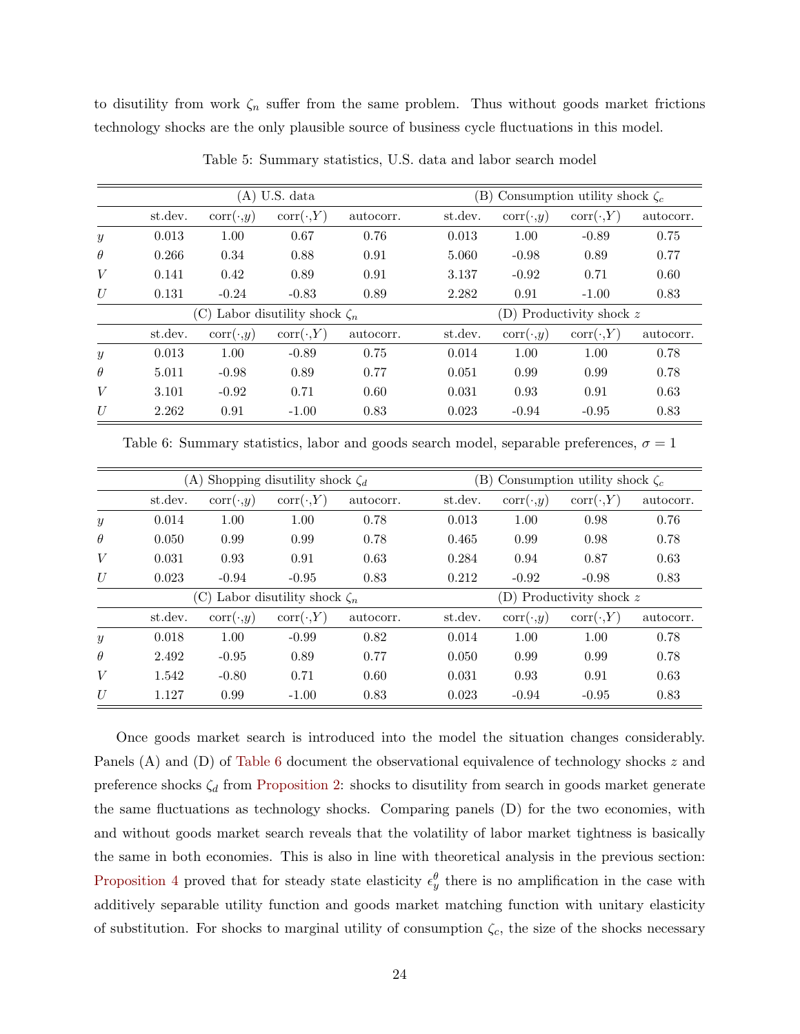to disutility from work $\zeta_n$ suffer from the same problem. Thus without goods market frictions technology shocks are the only plausible source of business cycle fluctuations in this model.

Table 5: Summary statistics, U.S. data and labor search model

| | (A) U.S. data | | | | (B) Consumption utility shock $\zeta_c$ | | | |
|---|---|---|---|---|---|---|---|---|
| | st.dev. | corr$(\cdot, y)$ | corr$(\cdot, Y)$ | autocorr. | st.dev. | corr$(\cdot, y)$ | corr$(\cdot, Y)$ | autocorr. |
| $y$ | 0.013 | 1.00 | 0.67 | 0.76 | 0.013 | 1.00 | -0.89 | 0.75 |
| $\theta$ | 0.266 | 0.34 | 0.88 | 0.91 | 5.060 | -0.98 | 0.89 | 0.77 |
| $V$ | 0.141 | 0.42 | 0.89 | 0.91 | 3.137 | -0.92 | 0.71 | 0.60 |
| $U$ | 0.131 | -0.24 | -0.83 | 0.89 | 2.282 | 0.91 | -1.00 | 0.83 |
| | (C) Labor disutility shock $\zeta_n$ | | | | (D) Productivity shock $z$ | | | |
| | st.dev. | corr$(\cdot, y)$ | corr$(\cdot, Y)$ | autocorr. | st.dev. | corr$(\cdot, y)$ | corr$(\cdot, Y)$ | autocorr. |
| $y$ | 0.013 | 1.00 | -0.89 | 0.75 | 0.014 | 1.00 | 1.00 | 0.78 |
| $\theta$ | 5.011 | -0.98 | 0.89 | 0.77 | 0.051 | 0.99 | 0.99 | 0.78 |
| $V$ | 3.101 | -0.92 | 0.71 | 0.60 | 0.031 | 0.93 | 0.91 | 0.63 |
| $U$ | 2.262 | 0.91 | -1.00 | 0.83 | 0.023 | -0.94 | -0.95 | 0.83 |

Table 6: Summary statistics, labor and goods search model, separable preferences, $\sigma = 1$

| | (A) Shopping disutility shock $\zeta_d$ | | | | (B) Consumption utility shock $\zeta_c$ | | | |
|---|---|---|---|---|---|---|---|---|
| | st.dev. | corr$(\cdot, y)$ | corr$(\cdot, Y)$ | autocorr. | st.dev. | corr$(\cdot, y)$ | corr$(\cdot, Y)$ | autocorr. |
| $y$ | 0.014 | 1.00 | 1.00 | 0.78 | 0.013 | 1.00 | 0.98 | 0.76 |
| $\theta$ | 0.050 | 0.99 | 0.99 | 0.78 | 0.465 | 0.99 | 0.98 | 0.78 |
| $V$ | 0.031 | 0.93 | 0.91 | 0.63 | 0.284 | 0.94 | 0.87 | 0.63 |
| $U$ | 0.023 | -0.94 | -0.95 | 0.83 | 0.212 | -0.92 | -0.98 | 0.83 |
| | (C) Labor disutility shock $\zeta_n$ | | | | (D) Productivity shock $z$ | | | |
| | st.dev. | corr$(\cdot, y)$ | corr$(\cdot, Y)$ | autocorr. | st.dev. | corr$(\cdot, y)$ | corr$(\cdot, Y)$ | autocorr. |
| $y$ | 0.018 | 1.00 | -0.99 | 0.82 | 0.014 | 1.00 | 1.00 | 0.78 |
| $\theta$ | 2.492 | -0.95 | 0.89 | 0.77 | 0.050 | 0.99 | 0.99 | 0.78 |
| $V$ | 1.542 | -0.80 | 0.71 | 0.60 | 0.031 | 0.93 | 0.91 | 0.63 |
| $U$ | 1.127 | 0.99 | -1.00 | 0.83 | 0.023 | -0.94 | -0.95 | 0.83 |

Once goods market search is introduced into the model the situation changes considerably. Panels (A) and (D) of Table 6 document the observational equivalence of technology shocks $z$ and preference shocks $\zeta_d$ from Proposition 2: shocks to disutility from search in goods market generate the same fluctuations as technology shocks. Comparing panels (D) for the two economies, with and without goods market search reveals that the volatility of labor market tightness is basically the same in both economies. This is also in line with theoretical analysis in the previous section: Proposition 4 proved that for steady state elasticity $\epsilon_y^\theta$ there is no amplification in the case with additively separable utility function and goods market matching function with unitary elasticity of substitution. For shocks to marginal utility of consumption $\zeta_c$, the size of the shocks necessary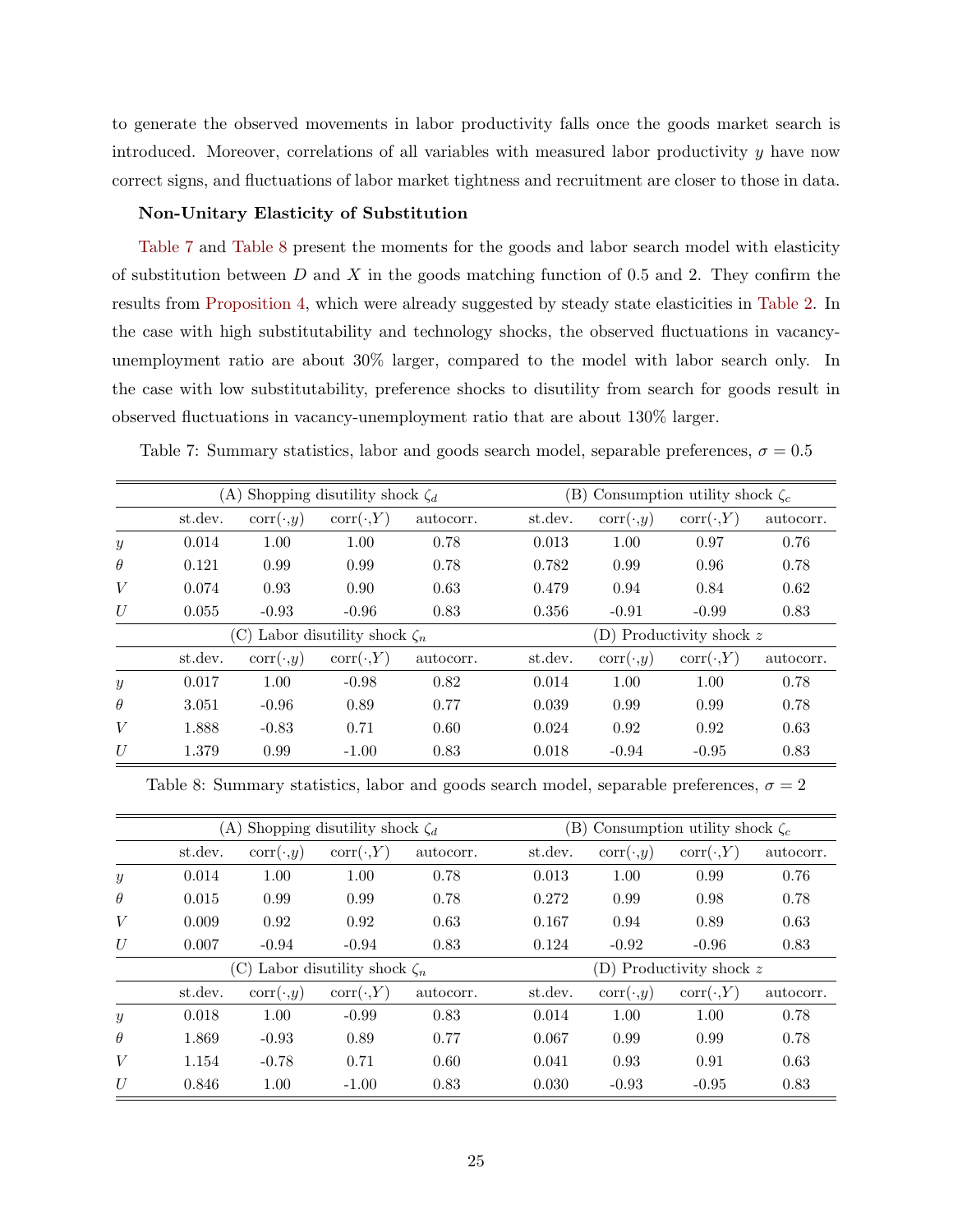to generate the observed movements in labor productivity falls once the goods market search is introduced. Moreover, correlations of all variables with measured labor productivity $y$ have now correct signs, and fluctuations of labor market tightness and recruitment are closer to those in data.

**Non-Unitary Elasticity of Substitution**

Table 7 and Table 8 present the moments for the goods and labor search model with elasticity of substitution between $D$ and $X$ in the goods matching function of 0.5 and 2. They confirm the results from Proposition 4, which were already suggested by steady state elasticities in Table 2. In the case with high substitutability and technology shocks, the observed fluctuations in vacancy-unemployment ratio are about 30% larger, compared to the model with labor search only. In the case with low substitutability, preference shocks to disutility from search for goods result in observed fluctuations in vacancy-unemployment ratio that are about 130% larger.

Table 7: Summary statistics, labor and goods search model, separable preferences, $\sigma = 0.5$

| | (A) Shopping disutility shock $\zeta_d$ | | | | (B) Consumption utility shock $\zeta_c$ | | | |
|---|---|---|---|---|---|---|---|---|
| | st.dev. | corr$(\cdot,y)$ | corr$(\cdot,Y)$ | autocorr. | st.dev. | corr$(\cdot,y)$ | corr$(\cdot,Y)$ | autocorr. |
| $y$ | 0.014 | 1.00 | 1.00 | 0.78 | 0.013 | 1.00 | 0.97 | 0.76 |
| $\theta$ | 0.121 | 0.99 | 0.99 | 0.78 | 0.782 | 0.99 | 0.96 | 0.78 |
| $V$ | 0.074 | 0.93 | 0.90 | 0.63 | 0.479 | 0.94 | 0.84 | 0.62 |
| $U$ | 0.055 | -0.93 | -0.96 | 0.83 | 0.356 | -0.91 | -0.99 | 0.83 |
| | (C) Labor disutility shock $\zeta_n$ | | | | (D) Productivity shock $z$ | | | |
| | st.dev. | corr$(\cdot,y)$ | corr$(\cdot,Y)$ | autocorr. | st.dev. | corr$(\cdot,y)$ | corr$(\cdot,Y)$ | autocorr. |
| $y$ | 0.017 | 1.00 | -0.98 | 0.82 | 0.014 | 1.00 | 1.00 | 0.78 |
| $\theta$ | 3.051 | -0.96 | 0.89 | 0.77 | 0.039 | 0.99 | 0.99 | 0.78 |
| $V$ | 1.888 | -0.83 | 0.71 | 0.60 | 0.024 | 0.92 | 0.92 | 0.63 |
| $U$ | 1.379 | 0.99 | -1.00 | 0.83 | 0.018 | -0.94 | -0.95 | 0.83 |

Table 8: Summary statistics, labor and goods search model, separable preferences, $\sigma = 2$

| | (A) Shopping disutility shock $\zeta_d$ | | | | (B) Consumption utility shock $\zeta_c$ | | | |
|---|---|---|---|---|---|---|---|---|
| | st.dev. | corr$(\cdot,y)$ | corr$(\cdot,Y)$ | autocorr. | st.dev. | corr$(\cdot,y)$ | corr$(\cdot,Y)$ | autocorr. |
| $y$ | 0.014 | 1.00 | 1.00 | 0.78 | 0.013 | 1.00 | 0.99 | 0.76 |
| $\theta$ | 0.015 | 0.99 | 0.99 | 0.78 | 0.272 | 0.99 | 0.98 | 0.78 |
| $V$ | 0.009 | 0.92 | 0.92 | 0.63 | 0.167 | 0.94 | 0.89 | 0.63 |
| $U$ | 0.007 | -0.94 | -0.94 | 0.83 | 0.124 | -0.92 | -0.96 | 0.83 |
| | (C) Labor disutility shock $\zeta_n$ | | | | (D) Productivity shock $z$ | | | |
| | st.dev. | corr$(\cdot,y)$ | corr$(\cdot,Y)$ | autocorr. | st.dev. | corr$(\cdot,y)$ | corr$(\cdot,Y)$ | autocorr. |
| $y$ | 0.018 | 1.00 | -0.99 | 0.83 | 0.014 | 1.00 | 1.00 | 0.78 |
| $\theta$ | 1.869 | -0.93 | 0.89 | 0.77 | 0.067 | 0.99 | 0.99 | 0.78 |
| $V$ | 1.154 | -0.78 | 0.71 | 0.60 | 0.041 | 0.93 | 0.91 | 0.63 |
| $U$ | 0.846 | 1.00 | -1.00 | 0.83 | 0.030 | -0.93 | -0.95 | 0.83 |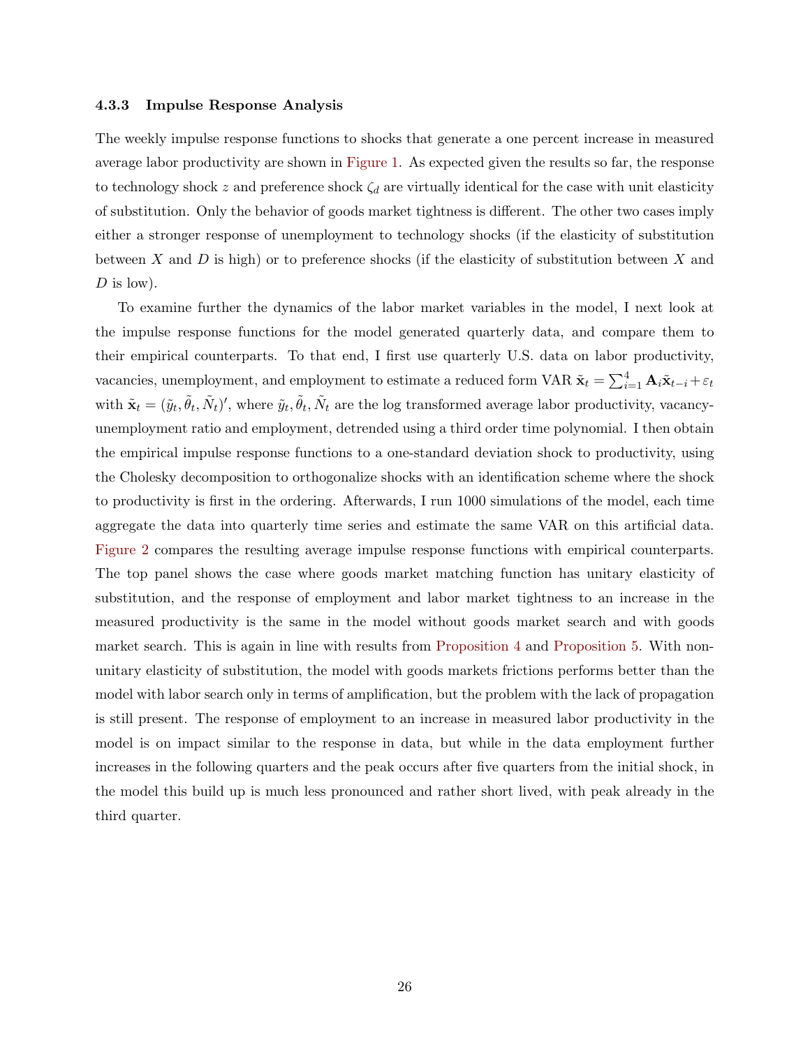#### 4.3.3 Impulse Response Analysis

The weekly impulse response functions to shocks that generate a one percent increase in measured average labor productivity are shown in Figure 1. As expected given the results so far, the response to technology shock $z$ and preference shock $\zeta_d$ are virtually identical for the case with unit elasticity of substitution. Only the behavior of goods market tightness is different. The other two cases imply either a stronger response of unemployment to technology shocks (if the elasticity of substitution between $X$ and $D$ is high) or to preference shocks (if the elasticity of substitution between $X$ and $D$ is low).

To examine further the dynamics of the labor market variables in the model, I next look at the impulse response functions for the model generated quarterly data, and compare them to their empirical counterparts. To that end, I first use quarterly U.S. data on labor productivity, vacancies, unemployment, and employment to estimate a reduced form VAR $\tilde{\mathbf{x}}_t = \sum_{i=1}^{4} \mathbf{A}_i \tilde{\mathbf{x}}_{t-i} + \varepsilon_t$ with $\tilde{\mathbf{x}}_t = (\tilde{y}_t, \tilde{\theta}_t, \tilde{N}_t)'$, where $\tilde{y}_t, \tilde{\theta}_t, \tilde{N}_t$ are the log transformed average labor productivity, vacancy-unemployment ratio and employment, detrended using a third order time polynomial. I then obtain the empirical impulse response functions to a one-standard deviation shock to productivity, using the Cholesky decomposition to orthogonalize shocks with an identification scheme where the shock to productivity is first in the ordering. Afterwards, I run 1000 simulations of the model, each time aggregate the data into quarterly time series and estimate the same VAR on this artificial data. Figure 2 compares the resulting average impulse response functions with empirical counterparts. The top panel shows the case where goods market matching function has unitary elasticity of substitution, and the response of employment and labor market tightness to an increase in the measured productivity is the same in the model without goods market search and with goods market search. This is again in line with results from Proposition 4 and Proposition 5. With non-unitary elasticity of substitution, the model with goods markets frictions performs better than the model with labor search only in terms of amplification, but the problem with the lack of propagation is still present. The response of employment to an increase in measured labor productivity in the model is on impact similar to the response in data, but while in the data employment further increases in the following quarters and the peak occurs after five quarters from the initial shock, in the model this build up is much less pronounced and rather short lived, with peak already in the third quarter.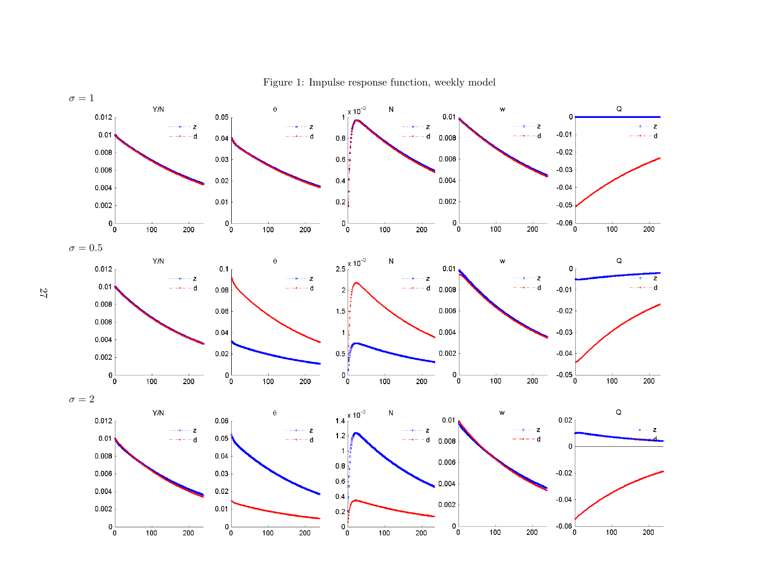Figure 1: Impulse response function, weekly model

$\sigma = 1$

$\sigma = 0.5$

$\sigma = 2$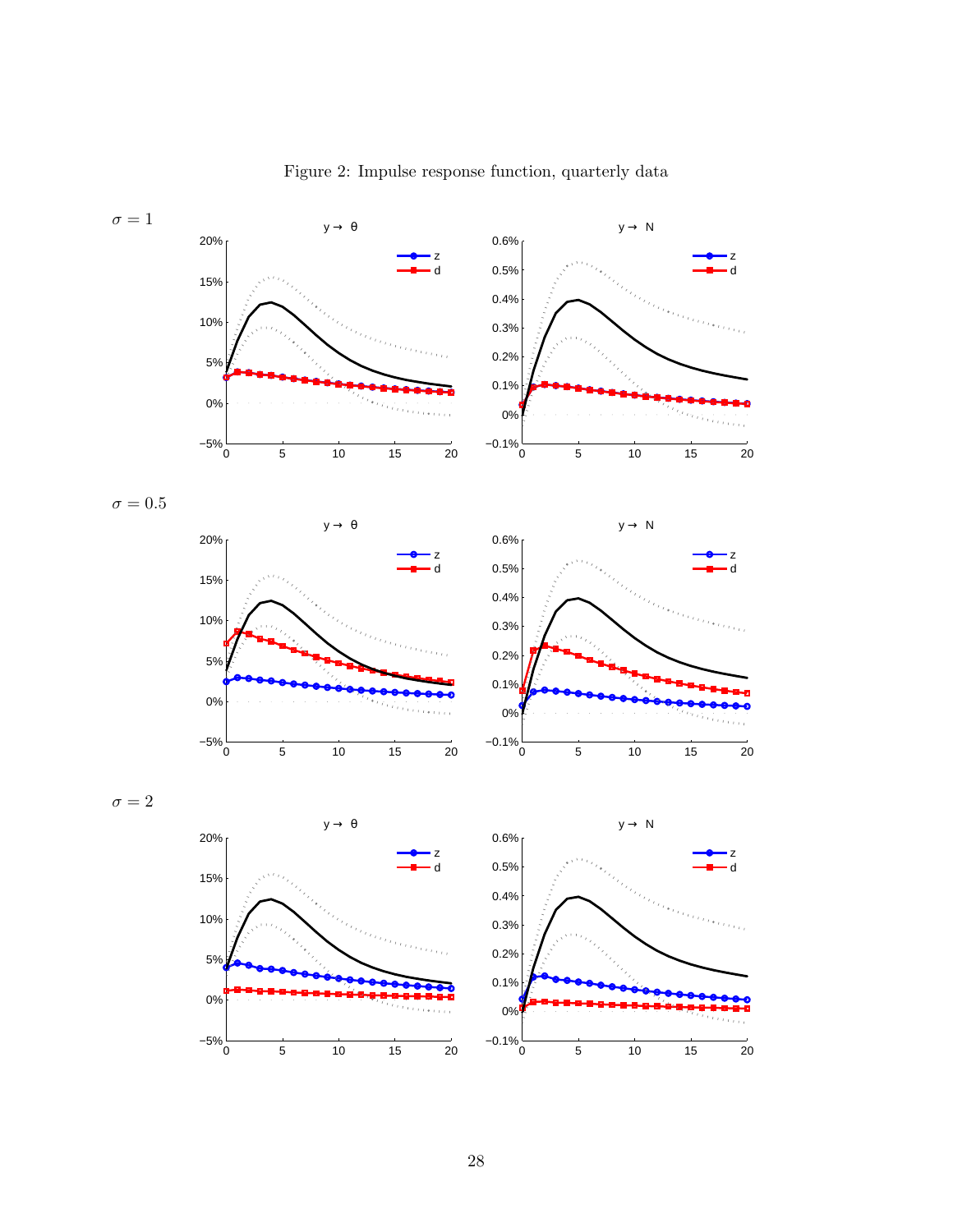Figure 2: Impulse response function, quarterly data

$\sigma = 1$

$\sigma = 0.5$

$\sigma = 2$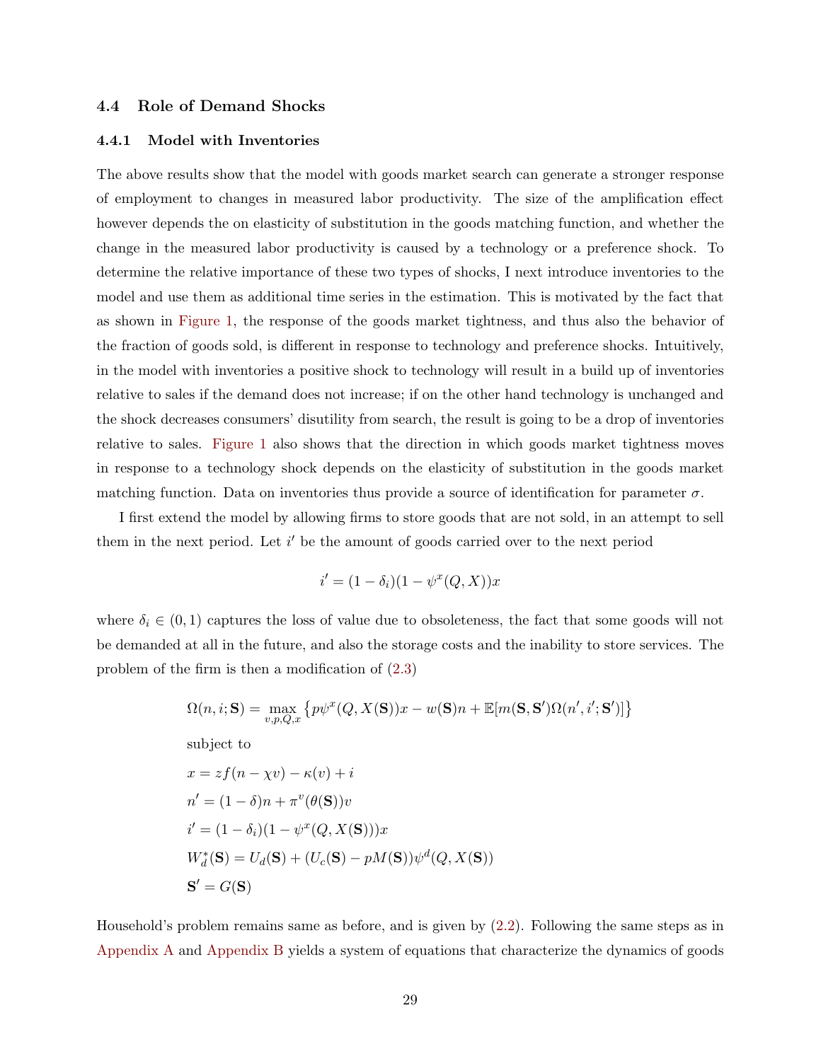### 4.4 Role of Demand Shocks

#### 4.4.1 Model with Inventories

The above results show that the model with goods market search can generate a stronger response of employment to changes in measured labor productivity. The size of the amplification effect however depends the on elasticity of substitution in the goods matching function, and whether the change in the measured labor productivity is caused by a technology or a preference shock. To determine the relative importance of these two types of shocks, I next introduce inventories to the model and use them as additional time series in the estimation. This is motivated by the fact that as shown in Figure 1, the response of the goods market tightness, and thus also the behavior of the fraction of goods sold, is different in response to technology and preference shocks. Intuitively, in the model with inventories a positive shock to technology will result in a build up of inventories relative to sales if the demand does not increase; if on the other hand technology is unchanged and the shock decreases consumers' disutility from search, the result is going to be a drop of inventories relative to sales. Figure 1 also shows that the direction in which goods market tightness moves in response to a technology shock depends on the elasticity of substitution in the goods market matching function. Data on inventories thus provide a source of identification for parameter $\sigma$.

I first extend the model by allowing firms to store goods that are not sold, in an attempt to sell them in the next period. Let $i'$ be the amount of goods carried over to the next period

$$
i' = (1 - \delta_i)(1 - \psi^x(Q, X))x
$$

where $\delta_i \in (0, 1)$ captures the loss of value due to obsoleteness, the fact that some goods will not be demanded at all in the future, and also the storage costs and the inability to store services. The problem of the firm is then a modification of (2.3)

$$
\Omega(n, i; \mathbf{S}) = \max_{v,p,Q,x} \left\{ p\psi^x(Q, X(\mathbf{S}))x - w(\mathbf{S})n + \mathbb{E}[m(\mathbf{S}, \mathbf{S}')\Omega(n', i'; \mathbf{S}')] \right\}
$$

subject to

$$
\begin{aligned}
& x = zf(n - \chi v) - \kappa(v) + i \\
& n' = (1 - \delta)n + \pi^v(\theta(\mathbf{S}))v \\
& i' = (1 - \delta_i)(1 - \psi^x(Q, X(\mathbf{S})))x \\
& W_d^*(\mathbf{S}) = U_d(\mathbf{S}) + (U_c(\mathbf{S}) - pM(\mathbf{S}))\psi^d(Q, X(\mathbf{S})) \\
& \mathbf{S}' = G(\mathbf{S})
\end{aligned}
$$

Household's problem remains same as before, and is given by (2.2). Following the same steps as in Appendix A and Appendix B yields a system of equations that characterize the dynamics of goods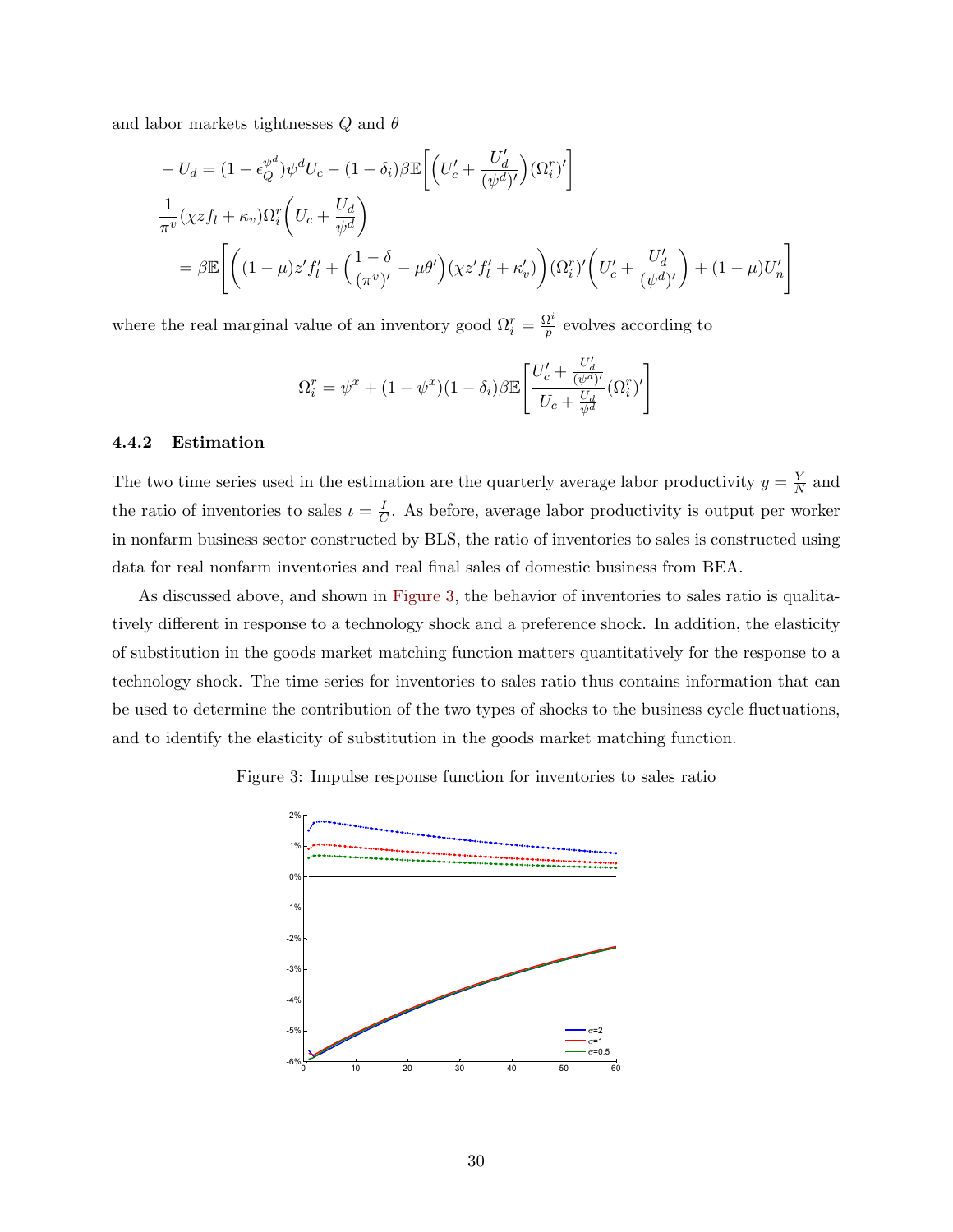and labor markets tightnesses $Q$ and $\theta$

$$
\begin{aligned}
& -U_d = (1-\epsilon_Q^{\psi^d})\psi^d U_c - (1-\delta_i)\beta\mathbb{E}\bigg[\Big(U_c' + \frac{U_d'}{(\psi^d)'}\Big)(\Omega_i^r)'\bigg] \\
& \frac{1}{\pi^v}(\chi z f_l + \kappa_v)\Omega_i^r\bigg(U_c + \frac{U_d}{\psi^d}\bigg) \\
& \quad = \beta\mathbb{E}\Bigg[\bigg((1-\mu)z' f_l' + \Big(\frac{1-\delta}{(\pi^v)'} - \mu\theta'\Big)(\chi z' f_l' + \kappa_v')\bigg)(\Omega_i^r)'\bigg(U_c' + \frac{U_d'}{(\psi^d)'}\bigg) + (1-\mu)U_n'\Bigg]
\end{aligned}
$$

where the real marginal value of an inventory good $\Omega_i^r = \frac{\Omega^i}{p}$ evolves according to

$$
\Omega_i^r = \psi^x + (1-\psi^x)(1-\delta_i)\beta\mathbb{E}\left[\frac{U_c' + \frac{U_d'}{(\psi^d)'}}{U_c + \frac{U_d}{\psi^d}}(\Omega_i^r)'\right]
$$

### 4.4.2 Estimation

The two time series used in the estimation are the quarterly average labor productivity $y = \frac{Y}{N}$ and the ratio of inventories to sales $\iota = \frac{I}{C}$. As before, average labor productivity is output per worker in nonfarm business sector constructed by BLS, the ratio of inventories to sales is constructed using data for real nonfarm inventories and real final sales of domestic business from BEA.

As discussed above, and shown in Figure 3, the behavior of inventories to sales ratio is qualitatively different in response to a technology shock and a preference shock. In addition, the elasticity of substitution in the goods market matching function matters quantitatively for the response to a technology shock. The time series for inventories to sales ratio thus contains information that can be used to determine the contribution of the two types of shocks to the business cycle fluctuations, and to identify the elasticity of substitution in the goods market matching function.

Figure 3: Impulse response function for inventories to sales ratio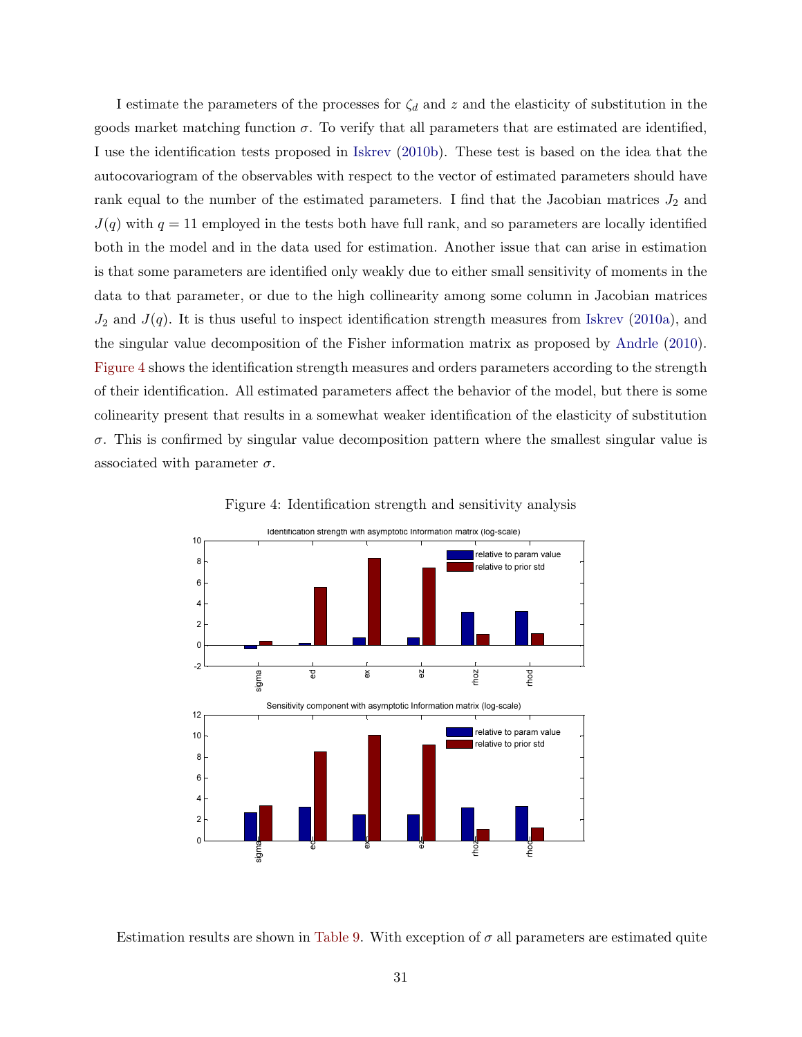I estimate the parameters of the processes for $\zeta_d$ and $z$ and the elasticity of substitution in the goods market matching function $\sigma$. To verify that all parameters that are estimated are identified, I use the identification tests proposed in Iskrev (2010b). These test is based on the idea that the autocovariogram of the observables with respect to the vector of estimated parameters should have rank equal to the number of the estimated parameters. I find that the Jacobian matrices $J_2$ and $J(q)$ with $q = 11$ employed in the tests both have full rank, and so parameters are locally identified both in the model and in the data used for estimation. Another issue that can arise in estimation is that some parameters are identified only weakly due to either small sensitivity of moments in the data to that parameter, or due to the high collinearity among some column in Jacobian matrices $J_2$ and $J(q)$. It is thus useful to inspect identification strength measures from Iskrev (2010a), and the singular value decomposition of the Fisher information matrix as proposed by Andrle (2010). Figure 4 shows the identification strength measures and orders parameters according to the strength of their identification. All estimated parameters affect the behavior of the model, but there is some colinearity present that results in a somewhat weaker identification of the elasticity of substitution $\sigma$. This is confirmed by singular value decomposition pattern where the smallest singular value is associated with parameter $\sigma$.

Figure 4: Identification strength and sensitivity analysis

Estimation results are shown in Table 9. With exception of $\sigma$ all parameters are estimated quite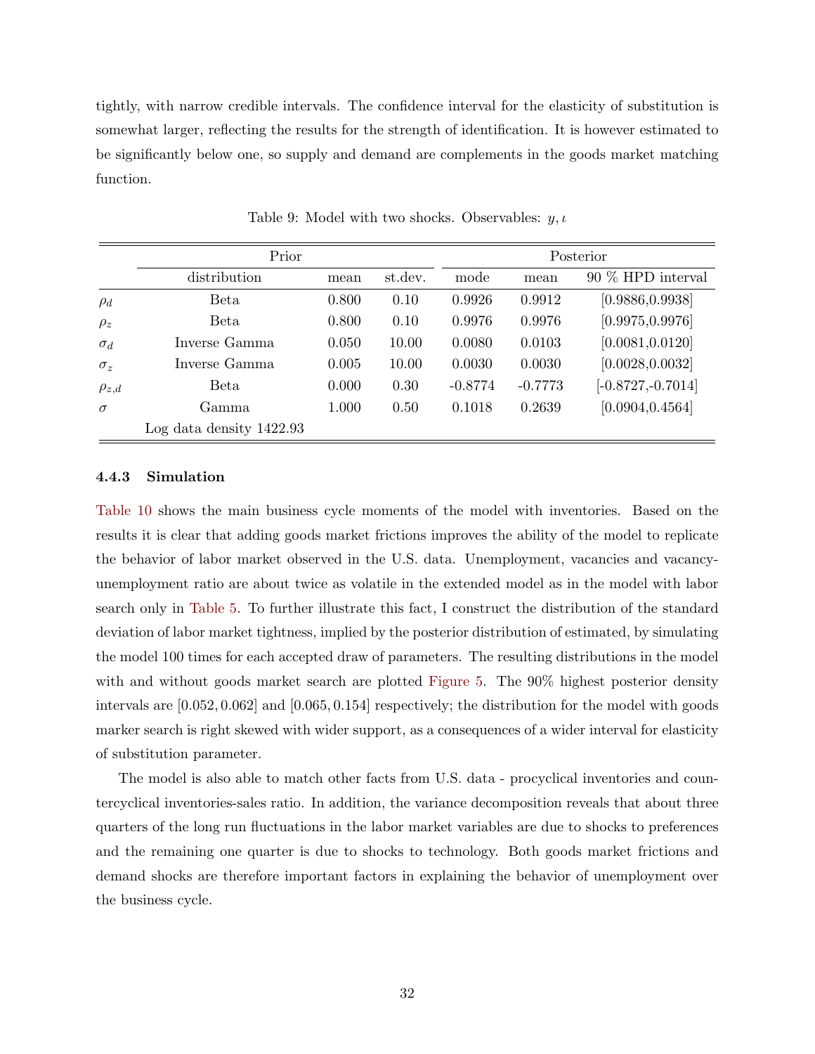tightly, with narrow credible intervals. The confidence interval for the elasticity of substitution is somewhat larger, reflecting the results for the strength of identification. It is however estimated to be significantly below one, so supply and demand are complements in the goods market matching function.

Table 9: Model with two shocks. Observables: $y, \iota$

| | Prior | | | Posterior | | |
|---|---|---|---|---|---|---|
| | distribution | mean | st.dev. | mode | mean | 90 % HPD interval |
| $\rho_d$ | Beta | 0.800 | 0.10 | 0.9926 | 0.9912 | [0.9886,0.9938] |
| $\rho_z$ | Beta | 0.800 | 0.10 | 0.9976 | 0.9976 | [0.9975,0.9976] |
| $\sigma_d$ | Inverse Gamma | 0.050 | 10.00 | 0.0080 | 0.0103 | [0.0081,0.0120] |
| $\sigma_z$ | Inverse Gamma | 0.005 | 10.00 | 0.0030 | 0.0030 | [0.0028,0.0032] |
| $\rho_{z,d}$ | Beta | 0.000 | 0.30 | -0.8774 | -0.7773 | [-0.8727,-0.7014] |
| $\sigma$ | Gamma | 1.000 | 0.50 | 0.1018 | 0.2639 | [0.0904,0.4564] |
| | Log data density 1422.93 | | | | | |

### 4.4.3 Simulation

Table 10 shows the main business cycle moments of the model with inventories. Based on the results it is clear that adding goods market frictions improves the ability of the model to replicate the behavior of labor market observed in the U.S. data. Unemployment, vacancies and vacancy-unemployment ratio are about twice as volatile in the extended model as in the model with labor search only in Table 5. To further illustrate this fact, I construct the distribution of the standard deviation of labor market tightness, implied by the posterior distribution of estimated, by simulating the model 100 times for each accepted draw of parameters. The resulting distributions in the model with and without goods market search are plotted Figure 5. The 90% highest posterior density intervals are $[0.052, 0.062]$ and $[0.065, 0.154]$ respectively; the distribution for the model with goods marker search is right skewed with wider support, as a consequences of a wider interval for elasticity of substitution parameter.

The model is also able to match other facts from U.S. data - procyclical inventories and countercyclical inventories-sales ratio. In addition, the variance decomposition reveals that about three quarters of the long run fluctuations in the labor market variables are due to shocks to preferences and the remaining one quarter is due to shocks to technology. Both goods market frictions and demand shocks are therefore important factors in explaining the behavior of unemployment over the business cycle.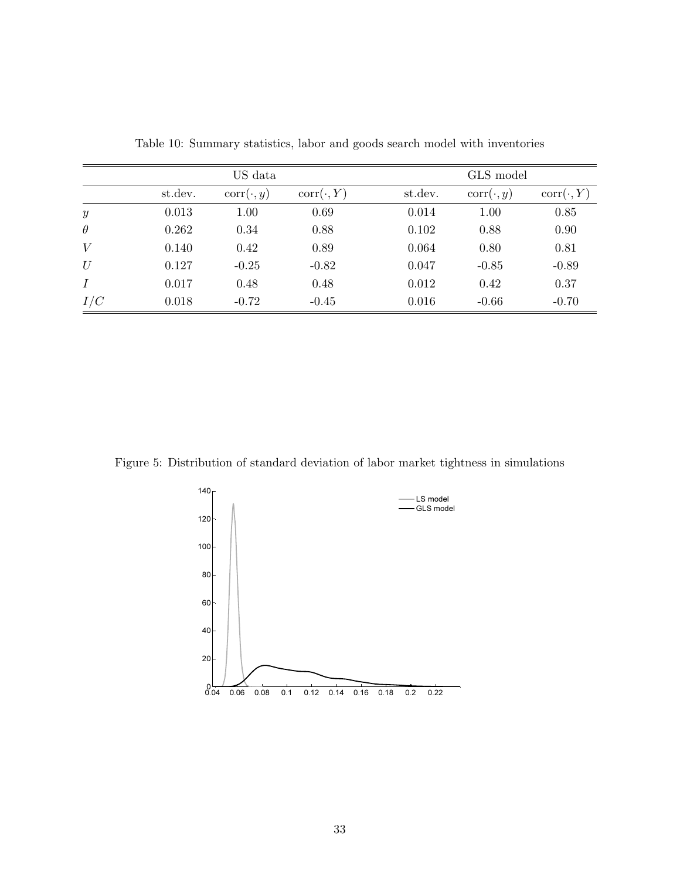Table 10: Summary statistics, labor and goods search model with inventories

| | US data | | | GLS model | | |
|---|---|---|---|---|---|---|
| | st.dev. | $\text{corr}(\cdot, y)$ | $\text{corr}(\cdot, Y)$ | st.dev. | $\text{corr}(\cdot, y)$ | $\text{corr}(\cdot, Y)$ |
| $y$ | 0.013 | 1.00 | 0.69 | 0.014 | 1.00 | 0.85 |
| $\theta$ | 0.262 | 0.34 | 0.88 | 0.102 | 0.88 | 0.90 |
| $V$ | 0.140 | 0.42 | 0.89 | 0.064 | 0.80 | 0.81 |
| $U$ | 0.127 | -0.25 | -0.82 | 0.047 | -0.85 | -0.89 |
| $I$ | 0.017 | 0.48 | 0.48 | 0.012 | 0.42 | 0.37 |
| $I/C$ | 0.018 | -0.72 | -0.45 | 0.016 | -0.66 | -0.70 |

Figure 5: Distribution of standard deviation of labor market tightness in simulations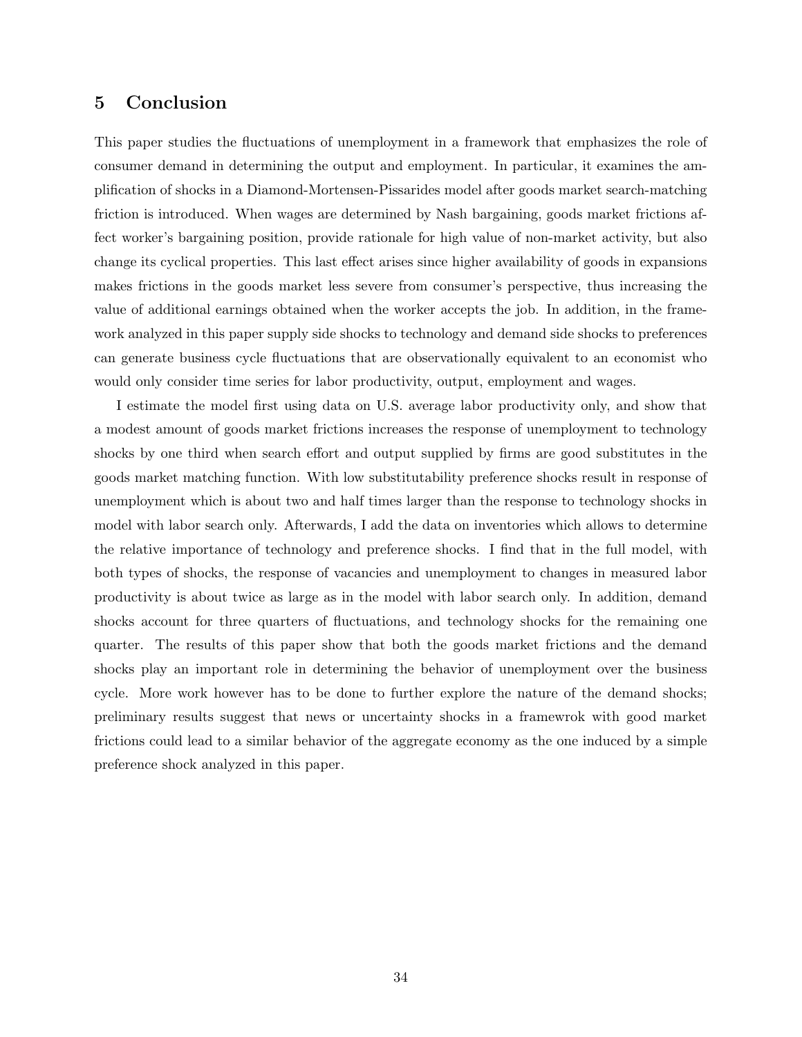## 5 Conclusion

This paper studies the fluctuations of unemployment in a framework that emphasizes the role of consumer demand in determining the output and employment. In particular, it examines the amplification of shocks in a Diamond-Mortensen-Pissarides model after goods market search-matching friction is introduced. When wages are determined by Nash bargaining, goods market frictions affect worker's bargaining position, provide rationale for high value of non-market activity, but also change its cyclical properties. This last effect arises since higher availability of goods in expansions makes frictions in the goods market less severe from consumer's perspective, thus increasing the value of additional earnings obtained when the worker accepts the job. In addition, in the framework analyzed in this paper supply side shocks to technology and demand side shocks to preferences can generate business cycle fluctuations that are observationally equivalent to an economist who would only consider time series for labor productivity, output, employment and wages.

I estimate the model first using data on U.S. average labor productivity only, and show that a modest amount of goods market frictions increases the response of unemployment to technology shocks by one third when search effort and output supplied by firms are good substitutes in the goods market matching function. With low substitutability preference shocks result in response of unemployment which is about two and half times larger than the response to technology shocks in model with labor search only. Afterwards, I add the data on inventories which allows to determine the relative importance of technology and preference shocks. I find that in the full model, with both types of shocks, the response of vacancies and unemployment to changes in measured labor productivity is about twice as large as in the model with labor search only. In addition, demand shocks account for three quarters of fluctuations, and technology shocks for the remaining one quarter. The results of this paper show that both the goods market frictions and the demand shocks play an important role in determining the behavior of unemployment over the business cycle. More work however has to be done to further explore the nature of the demand shocks; preliminary results suggest that news or uncertainty shocks in a framewrok with good market frictions could lead to a similar behavior of the aggregate economy as the one induced by a simple preference shock analyzed in this paper.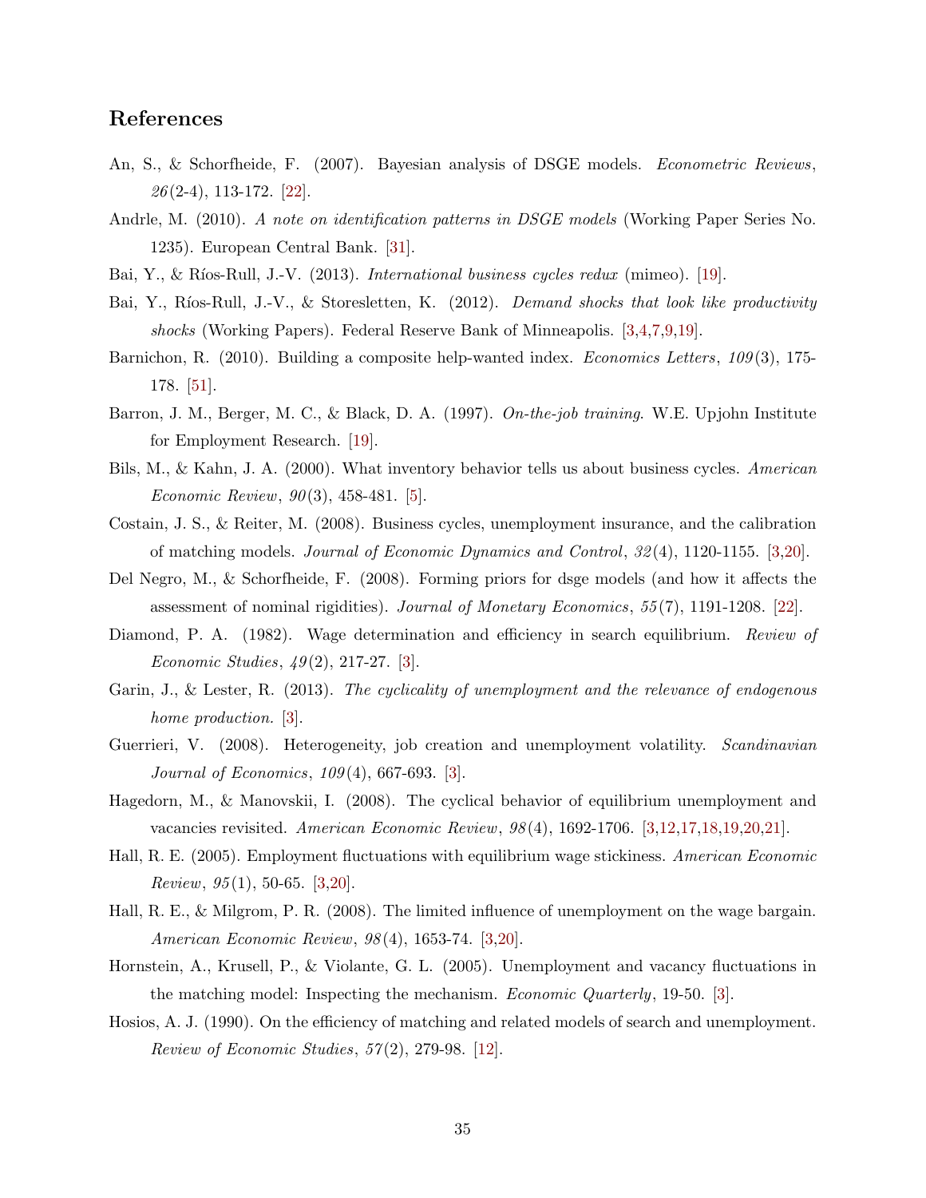## References

An, S., & Schorfheide, F. (2007). Bayesian analysis of DSGE models. *Econometric Reviews*, *26*(2-4), 113-172. [22].

Andrle, M. (2010). *A note on identification patterns in DSGE models* (Working Paper Series No. 1235). European Central Bank. [31].

Bai, Y., & Ríos-Rull, J.-V. (2013). *International business cycles redux* (mimeo). [19].

Bai, Y., Ríos-Rull, J.-V., & Storesletten, K. (2012). *Demand shocks that look like productivity shocks* (Working Papers). Federal Reserve Bank of Minneapolis. [3,4,7,9,19].

Barnichon, R. (2010). Building a composite help-wanted index. *Economics Letters*, *109*(3), 175-178. [51].

Barron, J. M., Berger, M. C., & Black, D. A. (1997). *On-the-job training*. W.E. Upjohn Institute for Employment Research. [19].

Bils, M., & Kahn, J. A. (2000). What inventory behavior tells us about business cycles. *American Economic Review*, *90*(3), 458-481. [5].

Costain, J. S., & Reiter, M. (2008). Business cycles, unemployment insurance, and the calibration of matching models. *Journal of Economic Dynamics and Control*, *32*(4), 1120-1155. [3,20].

Del Negro, M., & Schorfheide, F. (2008). Forming priors for dsge models (and how it affects the assessment of nominal rigidities). *Journal of Monetary Economics*, *55*(7), 1191-1208. [22].

Diamond, P. A. (1982). Wage determination and efficiency in search equilibrium. *Review of Economic Studies*, *49*(2), 217-27. [3].

Garin, J., & Lester, R. (2013). *The cyclicality of unemployment and the relevance of endogenous home production.* [3].

Guerrieri, V. (2008). Heterogeneity, job creation and unemployment volatility. *Scandinavian Journal of Economics*, *109*(4), 667-693. [3].

Hagedorn, M., & Manovskii, I. (2008). The cyclical behavior of equilibrium unemployment and vacancies revisited. *American Economic Review*, *98*(4), 1692-1706. [3,12,17,18,19,20,21].

Hall, R. E. (2005). Employment fluctuations with equilibrium wage stickiness. *American Economic Review*, *95*(1), 50-65. [3,20].

Hall, R. E., & Milgrom, P. R. (2008). The limited influence of unemployment on the wage bargain. *American Economic Review*, *98*(4), 1653-74. [3,20].

Hornstein, A., Krusell, P., & Violante, G. L. (2005). Unemployment and vacancy fluctuations in the matching model: Inspecting the mechanism. *Economic Quarterly*, 19-50. [3].

Hosios, A. J. (1990). On the efficiency of matching and related models of search and unemployment. *Review of Economic Studies*, *57*(2), 279-98. [12].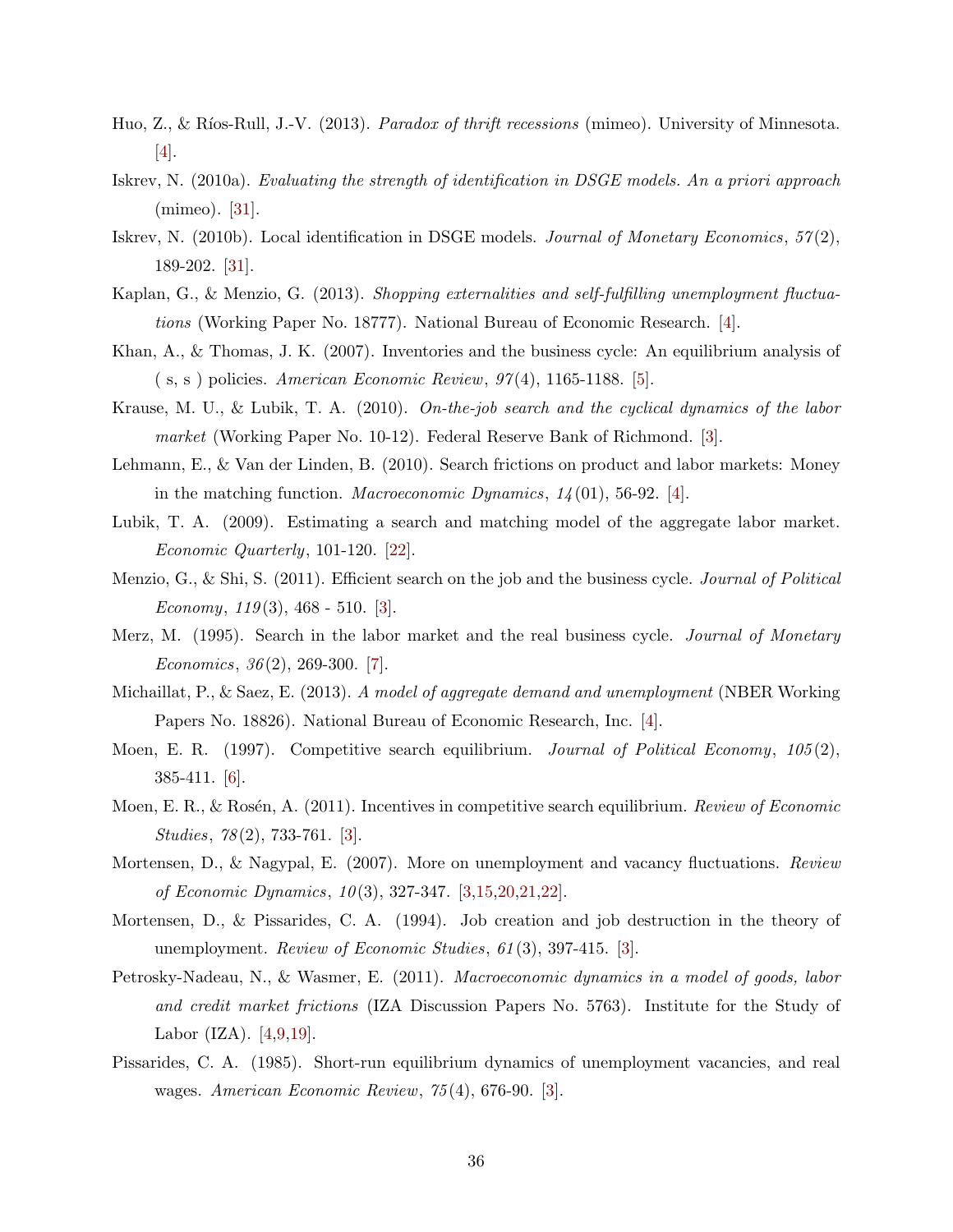Huo, Z., & Ríos-Rull, J.-V. (2013). *Paradox of thrift recessions* (mimeo). University of Minnesota. [4].

Iskrev, N. (2010a). *Evaluating the strength of identification in DSGE models. An a priori approach* (mimeo). [31].

Iskrev, N. (2010b). Local identification in DSGE models. *Journal of Monetary Economics*, *57*(2), 189-202. [31].

Kaplan, G., & Menzio, G. (2013). *Shopping externalities and self-fulfilling unemployment fluctuations* (Working Paper No. 18777). National Bureau of Economic Research. [4].

Khan, A., & Thomas, J. K. (2007). Inventories and the business cycle: An equilibrium analysis of ( s, s ) policies. *American Economic Review*, *97*(4), 1165-1188. [5].

Krause, M. U., & Lubik, T. A. (2010). *On-the-job search and the cyclical dynamics of the labor market* (Working Paper No. 10-12). Federal Reserve Bank of Richmond. [3].

Lehmann, E., & Van der Linden, B. (2010). Search frictions on product and labor markets: Money in the matching function. *Macroeconomic Dynamics*, *14*(01), 56-92. [4].

Lubik, T. A. (2009). Estimating a search and matching model of the aggregate labor market. *Economic Quarterly*, 101-120. [22].

Menzio, G., & Shi, S. (2011). Efficient search on the job and the business cycle. *Journal of Political Economy*, *119*(3), 468 - 510. [3].

Merz, M. (1995). Search in the labor market and the real business cycle. *Journal of Monetary Economics*, *36*(2), 269-300. [7].

Michaillat, P., & Saez, E. (2013). *A model of aggregate demand and unemployment* (NBER Working Papers No. 18826). National Bureau of Economic Research, Inc. [4].

Moen, E. R. (1997). Competitive search equilibrium. *Journal of Political Economy*, *105*(2), 385-411. [6].

Moen, E. R., & Rosén, A. (2011). Incentives in competitive search equilibrium. *Review of Economic Studies*, *78*(2), 733-761. [3].

Mortensen, D., & Nagypal, E. (2007). More on unemployment and vacancy fluctuations. *Review of Economic Dynamics*, *10*(3), 327-347. [3,15,20,21,22].

Mortensen, D., & Pissarides, C. A. (1994). Job creation and job destruction in the theory of unemployment. *Review of Economic Studies*, *61*(3), 397-415. [3].

Petrosky-Nadeau, N., & Wasmer, E. (2011). *Macroeconomic dynamics in a model of goods, labor and credit market frictions* (IZA Discussion Papers No. 5763). Institute for the Study of Labor (IZA). [4,9,19].

Pissarides, C. A. (1985). Short-run equilibrium dynamics of unemployment vacancies, and real wages. *American Economic Review*, *75*(4), 676-90. [3].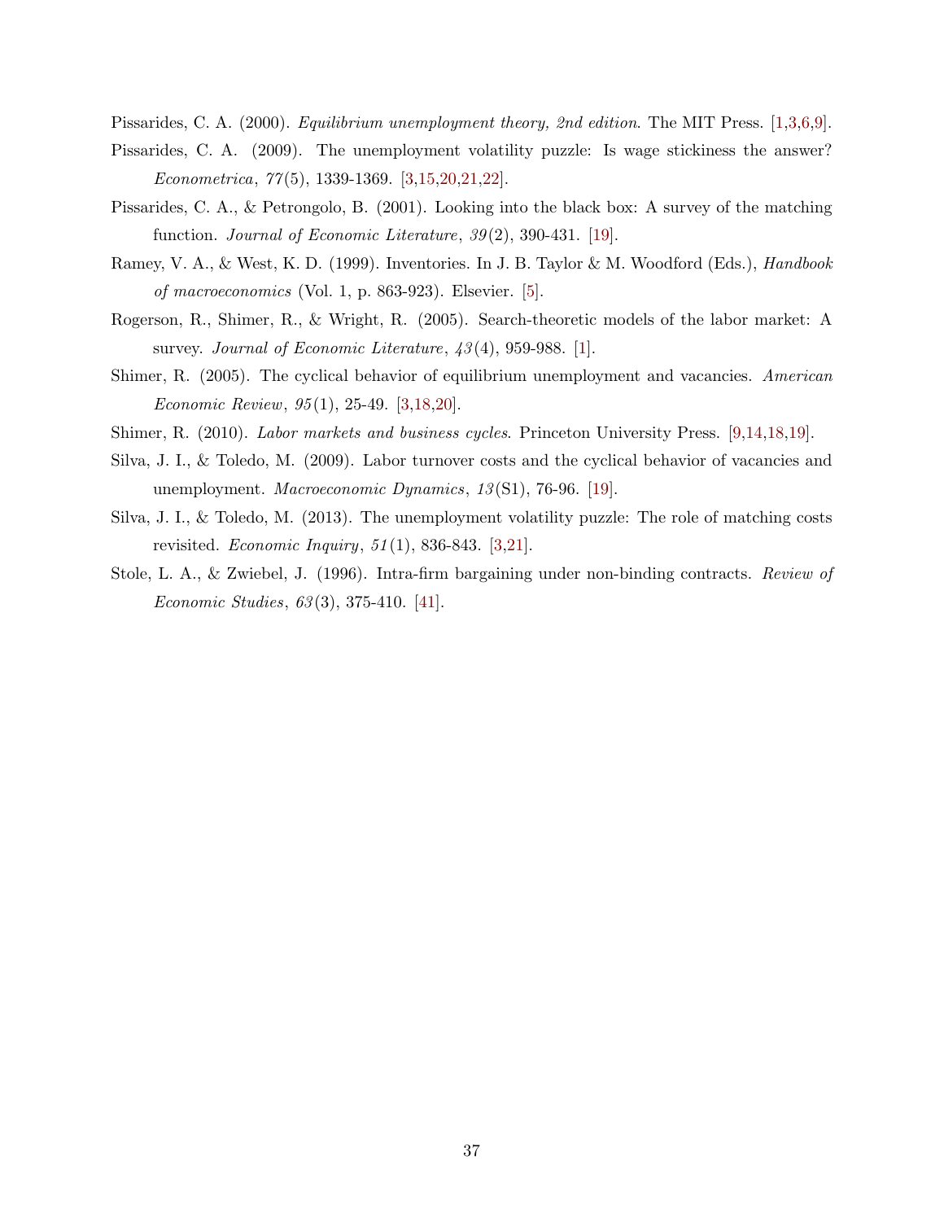Pissarides, C. A. (2000). *Equilibrium unemployment theory, 2nd edition*. The MIT Press. [1,3,6,9].

Pissarides, C. A. (2009). The unemployment volatility puzzle: Is wage stickiness the answer? *Econometrica*, *77*(5), 1339-1369. [3,15,20,21,22].

Pissarides, C. A., & Petrongolo, B. (2001). Looking into the black box: A survey of the matching function. *Journal of Economic Literature*, *39*(2), 390-431. [19].

Ramey, V. A., & West, K. D. (1999). Inventories. In J. B. Taylor & M. Woodford (Eds.), *Handbook of macroeconomics* (Vol. 1, p. 863-923). Elsevier. [5].

Rogerson, R., Shimer, R., & Wright, R. (2005). Search-theoretic models of the labor market: A survey. *Journal of Economic Literature*, *43*(4), 959-988. [1].

Shimer, R. (2005). The cyclical behavior of equilibrium unemployment and vacancies. *American Economic Review*, *95*(1), 25-49. [3,18,20].

Shimer, R. (2010). *Labor markets and business cycles*. Princeton University Press. [9,14,18,19].

Silva, J. I., & Toledo, M. (2009). Labor turnover costs and the cyclical behavior of vacancies and unemployment. *Macroeconomic Dynamics*, *13*(S1), 76-96. [19].

Silva, J. I., & Toledo, M. (2013). The unemployment volatility puzzle: The role of matching costs revisited. *Economic Inquiry*, *51*(1), 836-843. [3,21].

Stole, L. A., & Zwiebel, J. (1996). Intra-firm bargaining under non-binding contracts. *Review of Economic Studies*, *63*(3), 375-410. [41].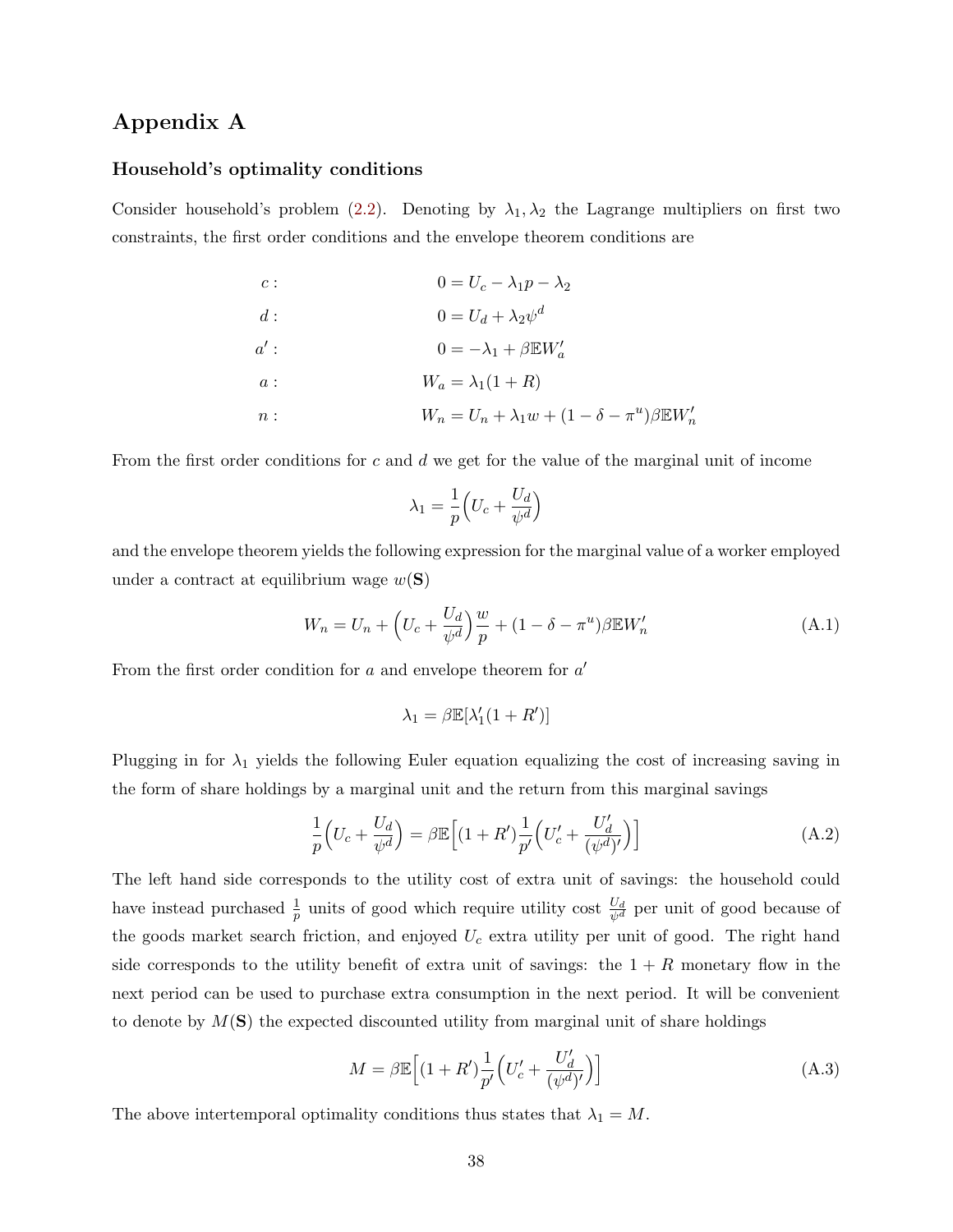# Appendix A

### Household's optimality conditions

Consider household's problem (2.2). Denoting by $\lambda_1, \lambda_2$ the Lagrange multipliers on first two constraints, the first order conditions and the envelope theorem conditions are

$$
\begin{aligned}
c: &\qquad 0 = U_c - \lambda_1 p - \lambda_2 \\
d: &\qquad 0 = U_d + \lambda_2 \psi^d \\
a': &\qquad 0 = -\lambda_1 + \beta \mathbb{E} W'_a \\
a: &\qquad W_a = \lambda_1 (1 + R) \\
n: &\qquad W_n = U_n + \lambda_1 w + (1 - \delta - \pi^u) \beta \mathbb{E} W'_n
\end{aligned}
$$

From the first order conditions for $c$ and $d$ we get for the value of the marginal unit of income

$$
\lambda_1 = \frac{1}{p}\Big(U_c + \frac{U_d}{\psi^d}\Big)
$$

and the envelope theorem yields the following expression for the marginal value of a worker employed under a contract at equilibrium wage $w(\mathbf{S})$

$$
W_n = U_n + \Big(U_c + \frac{U_d}{\psi^d}\Big)\frac{w}{p} + (1 - \delta - \pi^u)\beta \mathbb{E} W'_n \tag{A.1}
$$

From the first order condition for $a$ and envelope theorem for $a'$

$$
\lambda_1 = \beta \mathbb{E}[\lambda'_1 (1 + R')]
$$

Plugging in for $\lambda_1$ yields the following Euler equation equalizing the cost of increasing saving in the form of share holdings by a marginal unit and the return from this marginal savings

$$
\frac{1}{p}\Big(U_c + \frac{U_d}{\psi^d}\Big) = \beta \mathbb{E}\Big[(1 + R')\frac{1}{p'}\Big(U'_c + \frac{U'_d}{(\psi^d)'}\Big)\Big] \tag{A.2}
$$

The left hand side corresponds to the utility cost of extra unit of savings: the household could have instead purchased $\frac{1}{p}$ units of good which require utility cost $\frac{U_d}{\psi^d}$ per unit of good because of the goods market search friction, and enjoyed $U_c$ extra utility per unit of good. The right hand side corresponds to the utility benefit of extra unit of savings: the $1 + R$ monetary flow in the next period can be used to purchase extra consumption in the next period. It will be convenient to denote by $M(\mathbf{S})$ the expected discounted utility from marginal unit of share holdings

$$
M = \beta \mathbb{E}\Big[(1 + R')\frac{1}{p'}\Big(U'_c + \frac{U'_d}{(\psi^d)'}\Big)\Big] \tag{A.3}
$$

The above intertemporal optimality conditions thus states that $\lambda_1 = M$.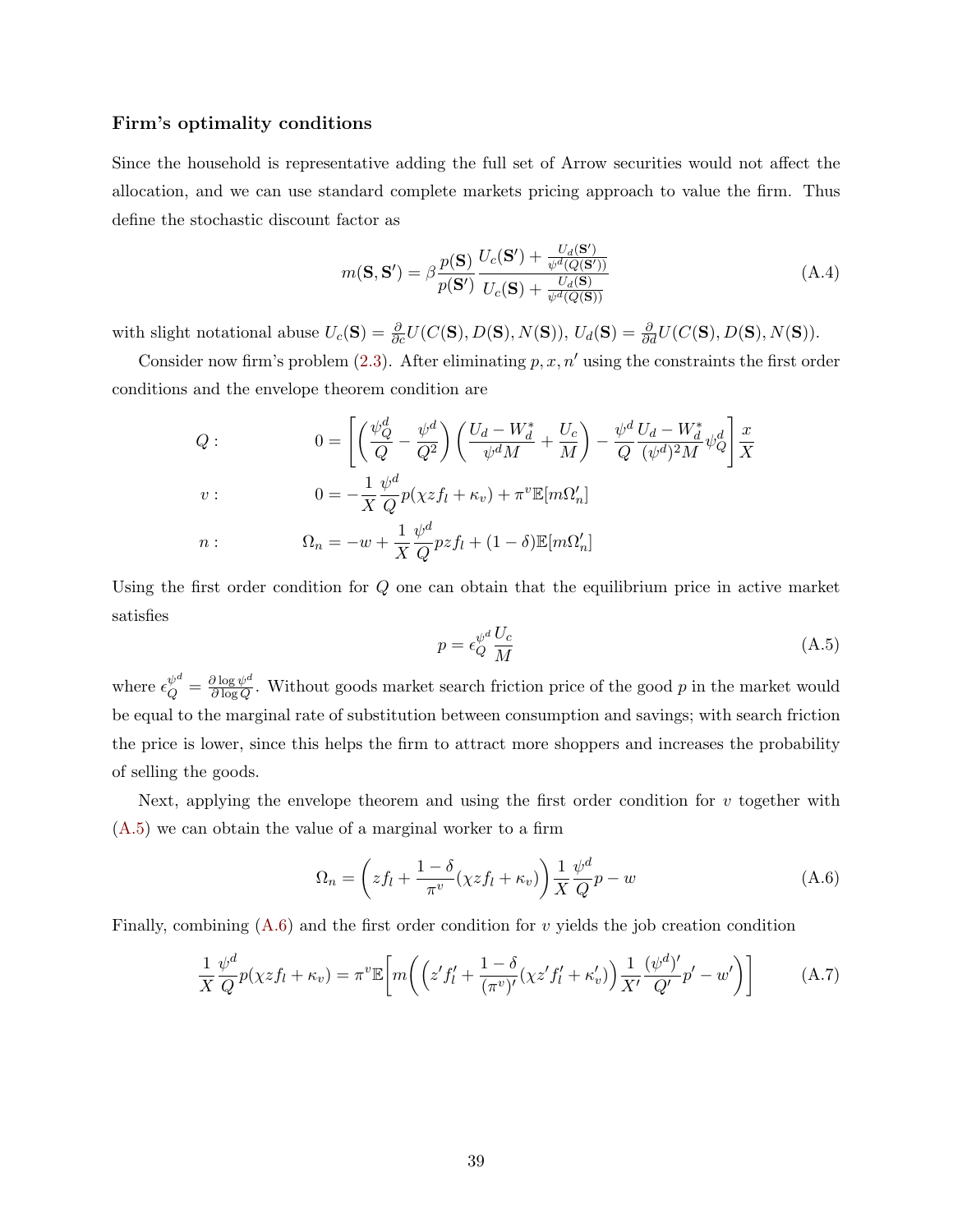### Firm's optimality conditions

Since the household is representative adding the full set of Arrow securities would not affect the allocation, and we can use standard complete markets pricing approach to value the firm. Thus define the stochastic discount factor as

$$m(\mathbf{S}, \mathbf{S}') = \beta \frac{p(\mathbf{S})}{p(\mathbf{S}')} \frac{U_c(\mathbf{S}') + \frac{U_d(\mathbf{S}')}{\psi^d(Q(\mathbf{S}'))}}{U_c(\mathbf{S}) + \frac{U_d(\mathbf{S})}{\psi^d(Q(\mathbf{S}))}} \tag{A.4}$$

with slight notational abuse $U_c(\mathbf{S}) = \frac{\partial}{\partial c} U(C(\mathbf{S}), D(\mathbf{S}), N(\mathbf{S}))$, $U_d(\mathbf{S}) = \frac{\partial}{\partial d} U(C(\mathbf{S}), D(\mathbf{S}), N(\mathbf{S}))$.

Consider now firm's problem (2.3). After eliminating $p, x, n'$ using the constraints the first order conditions and the envelope theorem condition are

$$Q: \qquad 0 = \left[ \left( \frac{\psi^d_Q}{Q} - \frac{\psi^d}{Q^2} \right) \left( \frac{U_d - W^*_d}{\psi^d M} + \frac{U_c}{M} \right) - \frac{\psi^d}{Q} \frac{U_d - W^*_d}{(\psi^d)^2 M} \psi^d_Q \right] \frac{x}{X}$$

$$v: \qquad 0 = -\frac{1}{X} \frac{\psi^d}{Q} p(\chi z f_l + \kappa_v) + \pi^v \mathbb{E}[m \Omega'_n]$$

$$n: \qquad \Omega_n = -w + \frac{1}{X} \frac{\psi^d}{Q} p z f_l + (1-\delta) \mathbb{E}[m \Omega'_n]$$

Using the first order condition for $Q$ one can obtain that the equilibrium price in active market satisfies

$$p = \epsilon^{\psi^d}_Q \frac{U_c}{M} \tag{A.5}$$

where $\epsilon^{\psi^d}_Q = \frac{\partial \log \psi^d}{\partial \log Q}$. Without goods market search friction price of the good $p$ in the market would be equal to the marginal rate of substitution between consumption and savings; with search friction the price is lower, since this helps the firm to attract more shoppers and increases the probability of selling the goods.

Next, applying the envelope theorem and using the first order condition for $v$ together with (A.5) we can obtain the value of a marginal worker to a firm

$$\Omega_n = \left( z f_l + \frac{1-\delta}{\pi^v} (\chi z f_l + \kappa_v) \right) \frac{1}{X} \frac{\psi^d}{Q} p - w \tag{A.6}$$

Finally, combining (A.6) and the first order condition for $v$ yields the job creation condition

$$\frac{1}{X} \frac{\psi^d}{Q} p(\chi z f_l + \kappa_v) = \pi^v \mathbb{E}\bigg[ m \bigg( \Big( z' f'_l + \frac{1-\delta}{(\pi^v)'} (\chi z' f'_l + \kappa'_v) \Big) \frac{1}{X'} \frac{(\psi^d)'}{Q'} p' - w' \bigg) \bigg] \tag{A.7}$$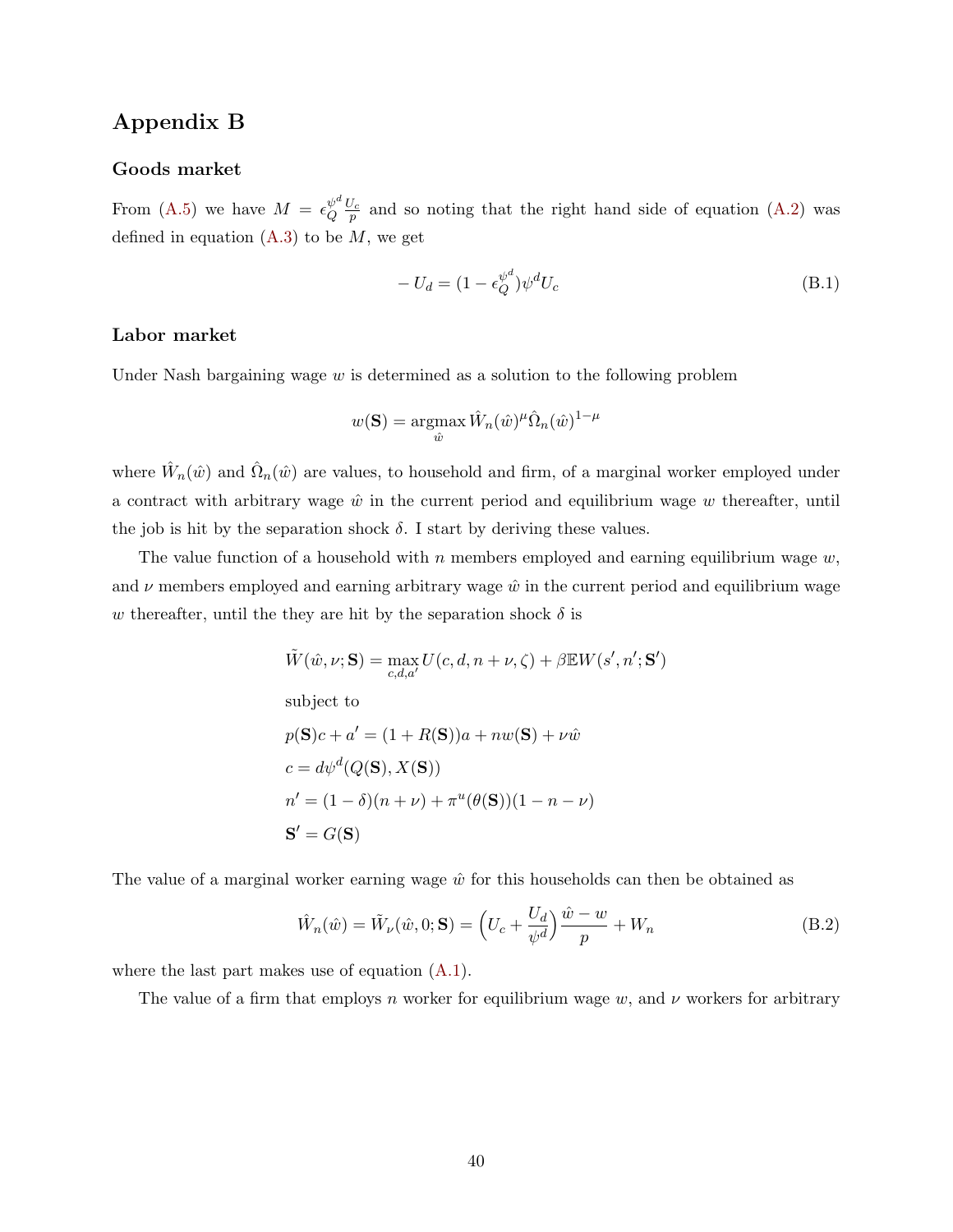# Appendix B

### Goods market

From (A.5) we have $M = \epsilon_Q^{\psi^d} \frac{U_c}{p}$ and so noting that the right hand side of equation (A.2) was defined in equation (A.3) to be $M$, we get

$$-U_d = (1 - \epsilon_Q^{\psi^d})\psi^d U_c \tag{B.1}$$

### Labor market

Under Nash bargaining wage $w$ is determined as a solution to the following problem

$$w(\mathbf{S}) = \operatorname*{argmax}_{\hat{w}} \hat{W}_n(\hat{w})^{\mu} \hat{\Omega}_n(\hat{w})^{1-\mu}$$

where $\hat{W}_n(\hat{w})$ and $\hat{\Omega}_n(\hat{w})$ are values, to household and firm, of a marginal worker employed under a contract with arbitrary wage $\hat{w}$ in the current period and equilibrium wage $w$ thereafter, until the job is hit by the separation shock $\delta$. I start by deriving these values.

The value function of a household with $n$ members employed and earning equilibrium wage $w$, and $\nu$ members employed and earning arbitrary wage $\hat{w}$ in the current period and equilibrium wage $w$ thereafter, until the they are hit by the separation shock $\delta$ is

$$\tilde{W}(\hat{w}, \nu; \mathbf{S}) = \max_{c,d,a'} U(c, d, n + \nu, \zeta) + \beta \mathbb{E} W(s', n'; \mathbf{S}')$$

subject to

$$p(\mathbf{S})c + a' = (1 + R(\mathbf{S}))a + nw(\mathbf{S}) + \nu \hat{w}$$

$$c = d\psi^d(Q(\mathbf{S}), X(\mathbf{S}))$$

$$n' = (1 - \delta)(n + \nu) + \pi^u(\theta(\mathbf{S}))(1 - n - \nu)$$

$$\mathbf{S}' = G(\mathbf{S})$$

The value of a marginal worker earning wage $\hat{w}$ for this households can then be obtained as

$$\hat{W}_n(\hat{w}) = \tilde{W}_\nu(\hat{w}, 0; \mathbf{S}) = \Big(U_c + \frac{U_d}{\psi^d}\Big)\frac{\hat{w} - w}{p} + W_n \tag{B.2}$$

where the last part makes use of equation (A.1).

The value of a firm that employs $n$ worker for equilibrium wage $w$, and $\nu$ workers for arbitrary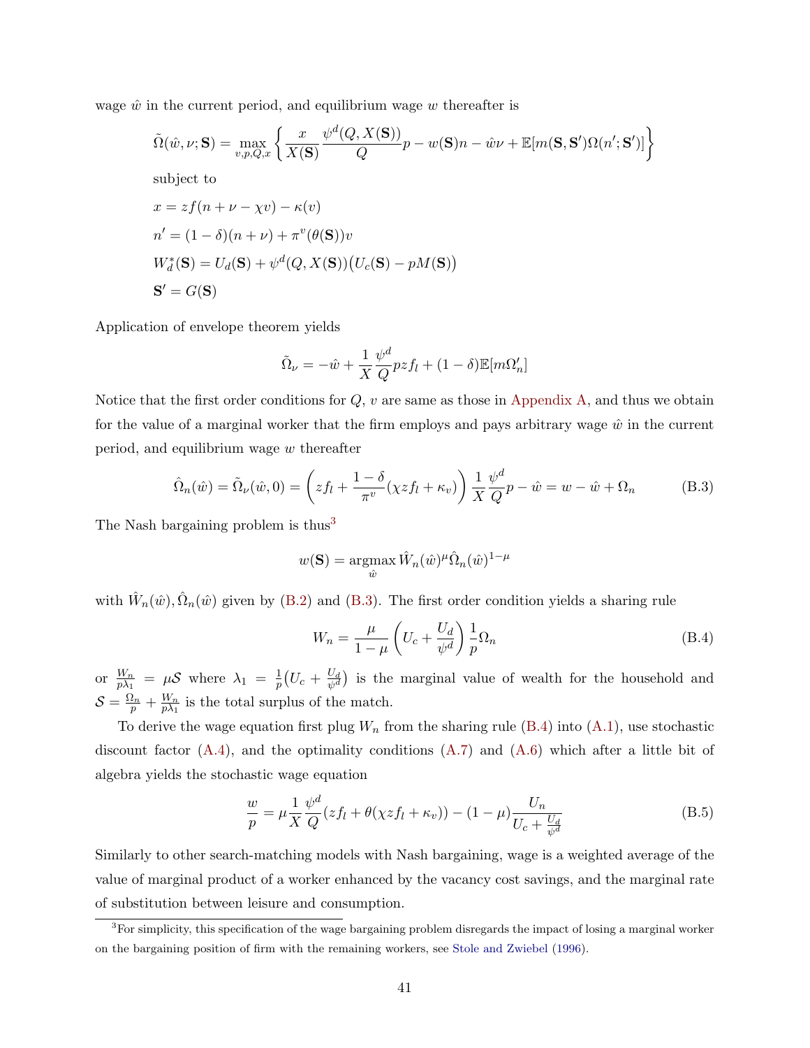wage $\hat{w}$ in the current period, and equilibrium wage $w$ thereafter is

$$\tilde{\Omega}(\hat{w}, \nu; \mathbf{S}) = \max_{v,p,Q,x} \left\{ \frac{x}{X(\mathbf{S})} \frac{\psi^d(Q, X(\mathbf{S}))}{Q} p - w(\mathbf{S})n - \hat{w}\nu + \mathbb{E}[m(\mathbf{S}, \mathbf{S}')\Omega(n'; \mathbf{S}')] \right\}$$

subject to

$$x = zf(n + \nu - \chi v) - \kappa(v)$$

$$n' = (1-\delta)(n+\nu) + \pi^v(\theta(\mathbf{S}))v$$

$$W_d^*(\mathbf{S}) = U_d(\mathbf{S}) + \psi^d(Q, X(\mathbf{S}))\big(U_c(\mathbf{S}) - pM(\mathbf{S})\big)$$

$$\mathbf{S}' = G(\mathbf{S})$$

Application of envelope theorem yields

$$\tilde{\Omega}_\nu = -\hat{w} + \frac{1}{X}\frac{\psi^d}{Q} pzf_l + (1-\delta)\mathbb{E}[m\Omega_n']$$

Notice that the first order conditions for $Q$, $v$ are same as those in Appendix A, and thus we obtain for the value of a marginal worker that the firm employs and pays arbitrary wage $\hat{w}$ in the current period, and equilibrium wage $w$ thereafter

$$\hat{\Omega}_n(\hat{w}) = \tilde{\Omega}_\nu(\hat{w}, 0) = \left( zf_l + \frac{1-\delta}{\pi^v}(\chi zf_l + \kappa_v) \right) \frac{1}{X}\frac{\psi^d}{Q} p - \hat{w} = w - \hat{w} + \Omega_n \tag{B.3}$$

The Nash bargaining problem is thus[3]

$$w(\mathbf{S}) = \underset{\hat{w}}{\operatorname{argmax}}\, \hat{W}_n(\hat{w})^\mu \hat{\Omega}_n(\hat{w})^{1-\mu}$$

with $\hat{W}_n(\hat{w}), \hat{\Omega}_n(\hat{w})$ given by (B.2) and (B.3). The first order condition yields a sharing rule

$$W_n = \frac{\mu}{1-\mu}\left( U_c + \frac{U_d}{\psi^d} \right) \frac{1}{p}\Omega_n \tag{B.4}$$

or $\frac{W_n}{p\lambda_1} = \mu\mathcal{S}$ where $\lambda_1 = \frac{1}{p}\big(U_c + \frac{U_d}{\psi^d}\big)$ is the marginal value of wealth for the household and $\mathcal{S} = \frac{\Omega_n}{p} + \frac{W_n}{p\lambda_1}$ is the total surplus of the match.

To derive the wage equation first plug $W_n$ from the sharing rule (B.4) into (A.1), use stochastic discount factor (A.4), and the optimality conditions (A.7) and (A.6) which after a little bit of algebra yields the stochastic wage equation

$$\frac{w}{p} = \mu \frac{1}{X}\frac{\psi^d}{Q}(zf_l + \theta(\chi zf_l + \kappa_v)) - (1-\mu)\frac{U_n}{U_c + \frac{U_d}{\psi^d}} \tag{B.5}$$

Similarly to other search-matching models with Nash bargaining, wage is a weighted average of the value of marginal product of a worker enhanced by the vacancy cost savings, and the marginal rate of substitution between leisure and consumption.

[3] For simplicity, this specification of the wage bargaining problem disregards the impact of losing a marginal worker on the bargaining position of firm with the remaining workers, see Stole and Zwiebel (1996).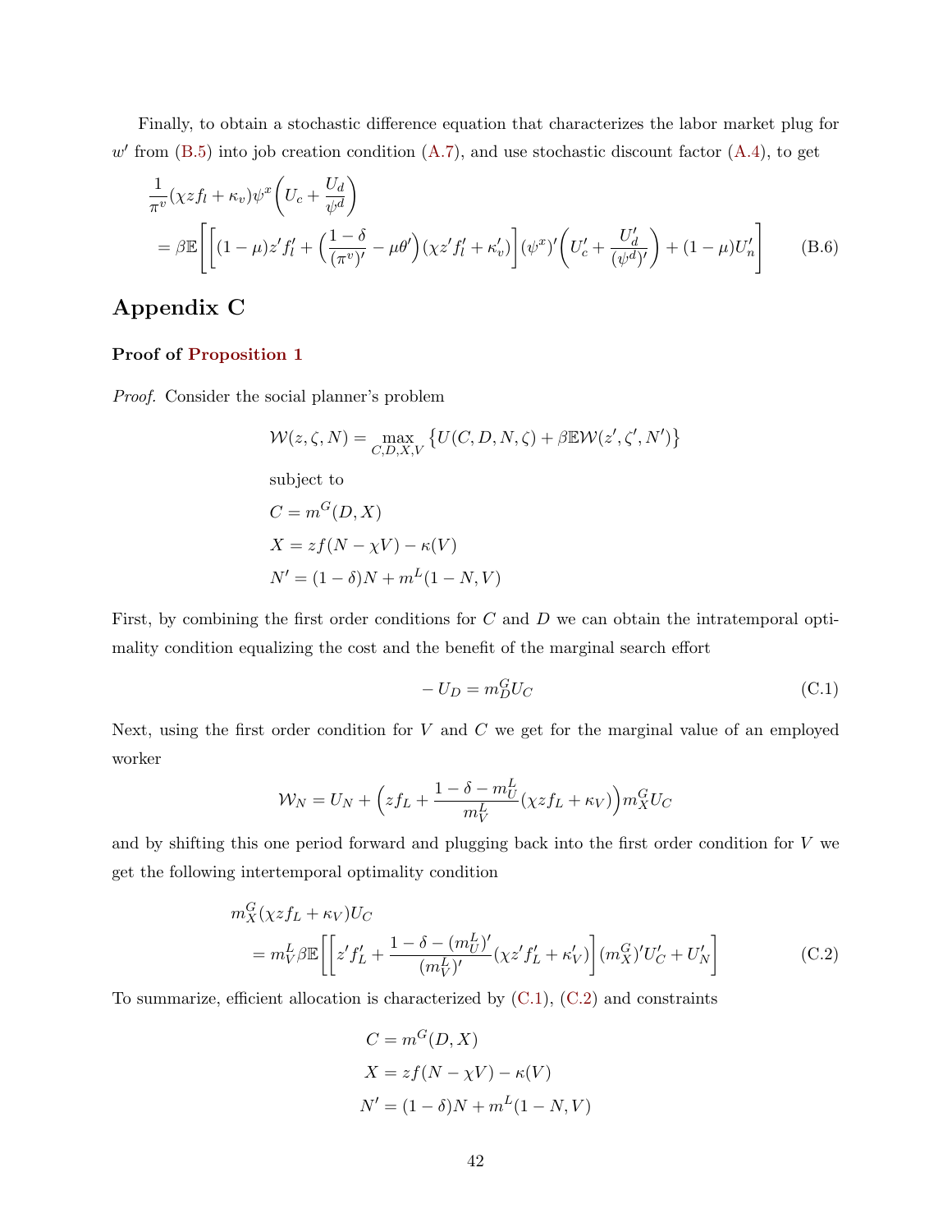Finally, to obtain a stochastic difference equation that characterizes the labor market plug for $w'$ from (B.5) into job creation condition (A.7), and use stochastic discount factor (A.4), to get

$$
\begin{aligned}
&\frac{1}{\pi^v}(\chi z f_l + \kappa_v)\psi^x\left(U_c + \frac{U_d}{\psi^d}\right) \\
&= \beta\mathbb{E}\left[\left[(1-\mu)z' f_l' + \left(\frac{1-\delta}{(\pi^v)'} - \mu\theta'\right)(\chi z' f_l' + \kappa_v')\right](\psi^x)'\left(U_c' + \frac{U_d'}{(\psi^d)'}\right) + (1-\mu)U_n'\right]
\end{aligned}
\tag{B.6}
$$

## Appendix C

### Proof of Proposition 1

*Proof.* Consider the social planner's problem

$$
\mathcal{W}(z,\zeta,N) = \max_{C,D,X,V}\left\{U(C,D,N,\zeta) + \beta\mathbb{E}\mathcal{W}(z',\zeta',N')\right\}
$$

subject to

$$
C = m^G(D,X)
$$

$$
X = zf(N-\chi V) - \kappa(V)
$$

$$
N' = (1-\delta)N + m^L(1-N,V)
$$

First, by combining the first order conditions for $C$ and $D$ we can obtain the intratemporal optimality condition equalizing the cost and the benefit of the marginal search effort

$$
-U_D = m_D^G U_C \tag{C.1}
$$

Next, using the first order condition for $V$ and $C$ we get for the marginal value of an employed worker

$$
\mathcal{W}_N = U_N + \Big(zf_L + \frac{1-\delta-m_U^L}{m_V^L}(\chi z f_L + \kappa_V)\Big)m_X^G U_C
$$

and by shifting this one period forward and plugging back into the first order condition for $V$ we get the following intertemporal optimality condition

$$
\begin{aligned}
&m_X^G(\chi z f_L + \kappa_V)U_C \\
&= m_V^L\beta\mathbb{E}\left[\left[z' f_L' + \frac{1-\delta-(m_U^L)'}{(m_V^L)'}(\chi z' f_L' + \kappa_V')\right](m_X^G)' U_C' + U_N'\right]
\end{aligned}
\tag{C.2}
$$

To summarize, efficient allocation is characterized by (C.1), (C.2) and constraints

$$
C = m^G(D,X)
$$

$$
X = zf(N-\chi V) - \kappa(V)
$$

$$
N' = (1-\delta)N + m^L(1-N,V)
$$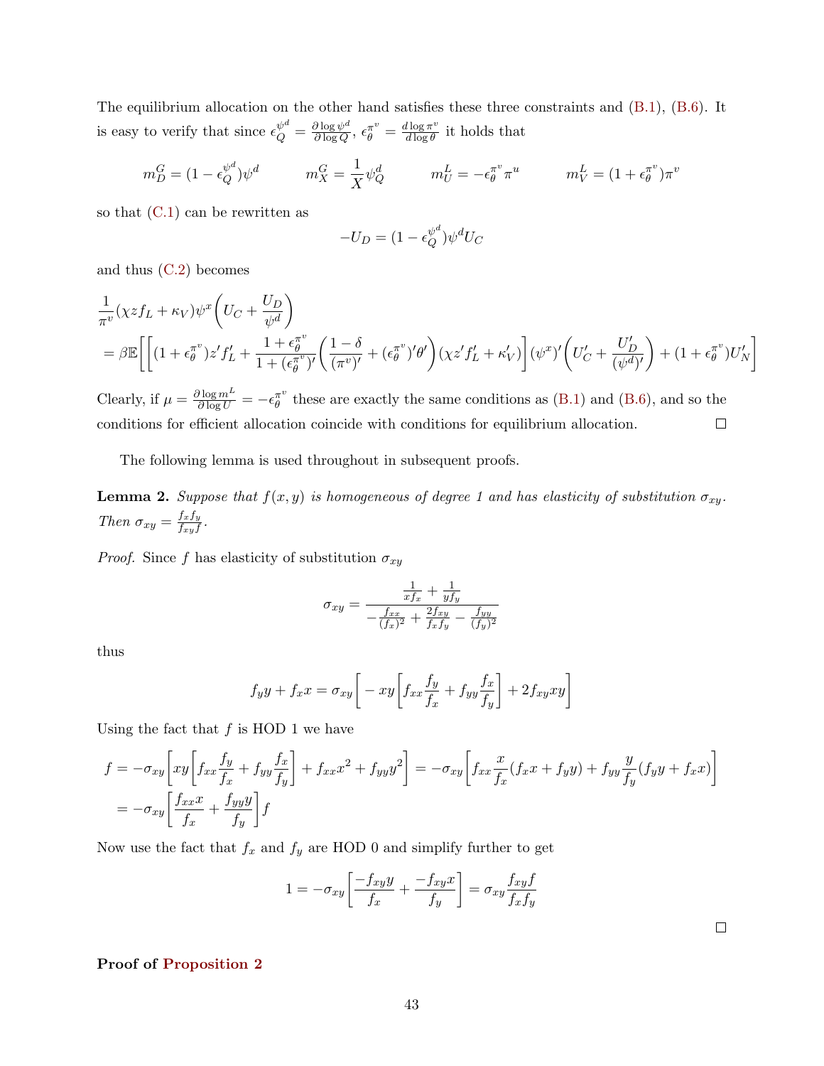The equilibrium allocation on the other hand satisfies these three constraints and (B.1), (B.6). It is easy to verify that since $\epsilon_Q^{\psi^d} = \frac{\partial \log \psi^d}{\partial \log Q}$, $\epsilon_\theta^{\pi^v} = \frac{d \log \pi^v}{d \log \theta}$ it holds that

$$m_D^G = (1 - \epsilon_Q^{\psi^d})\psi^d \qquad m_X^G = \frac{1}{X}\psi_Q^d \qquad m_U^L = -\epsilon_\theta^{\pi^v}\pi^u \qquad m_V^L = (1 + \epsilon_\theta^{\pi^v})\pi^v$$

so that (C.1) can be rewritten as

$$-U_D = (1 - \epsilon_Q^{\psi^d})\psi^d U_C$$

and thus (C.2) becomes

$$\begin{aligned}
&\frac{1}{\pi^v}(\chi z f_L + \kappa_V)\psi^x\left(U_C + \frac{U_D}{\psi^d}\right) \\
&= \beta\mathbb{E}\left[\left[(1 + \epsilon_\theta^{\pi^v})z' f_L' + \frac{1 + \epsilon_\theta^{\pi^v}}{1 + (\epsilon_\theta^{\pi^v})'}\left(\frac{1-\delta}{(\pi^v)'} + (\epsilon_\theta^{\pi^v})'\theta'\right)(\chi z' f_L' + \kappa_V')\right](\psi^x)'\left(U_C' + \frac{U_D'}{(\psi^d)'}\right) + (1 + \epsilon_\theta^{\pi^v})U_N'\right]
\end{aligned}$$

Clearly, if $\mu = \frac{\partial \log m^L}{\partial \log U} = -\epsilon_\theta^{\pi^v}$ these are exactly the same conditions as (B.1) and (B.6), and so the conditions for efficient allocation coincide with conditions for equilibrium allocation. □

The following lemma is used throughout in subsequent proofs.

**Lemma 2.** *Suppose that $f(x, y)$ is homogeneous of degree 1 and has elasticity of substitution $\sigma_{xy}$. Then $\sigma_{xy} = \frac{f_x f_y}{f_{xy} f}$.*

*Proof.* Since $f$ has elasticity of substitution $\sigma_{xy}$

$$\sigma_{xy} = \frac{\frac{1}{x f_x} + \frac{1}{y f_y}}{-\frac{f_{xx}}{(f_x)^2} + \frac{2 f_{xy}}{f_x f_y} - \frac{f_{yy}}{(f_y)^2}}$$

thus

$$f_y y + f_x x = \sigma_{xy}\left[-xy\left[f_{xx}\frac{f_y}{f_x} + f_{yy}\frac{f_x}{f_y}\right] + 2 f_{xy} xy\right]$$

Using the fact that $f$ is HOD 1 we have

$$\begin{aligned}
f &= -\sigma_{xy}\left[xy\left[f_{xx}\frac{f_y}{f_x} + f_{yy}\frac{f_x}{f_y}\right] + f_{xx}x^2 + f_{yy}y^2\right] = -\sigma_{xy}\left[f_{xx}\frac{x}{f_x}(f_x x + f_y y) + f_{yy}\frac{y}{f_y}(f_y y + f_x x)\right] \\
&= -\sigma_{xy}\left[\frac{f_{xx}x}{f_x} + \frac{f_{yy}y}{f_y}\right] f
\end{aligned}$$

Now use the fact that $f_x$ and $f_y$ are HOD 0 and simplify further to get

$$1 = -\sigma_{xy}\left[\frac{-f_{xy}y}{f_x} + \frac{-f_{xy}x}{f_y}\right] = \sigma_{xy}\frac{f_{xy}f}{f_x f_y}$$

□

**Proof of Proposition 2**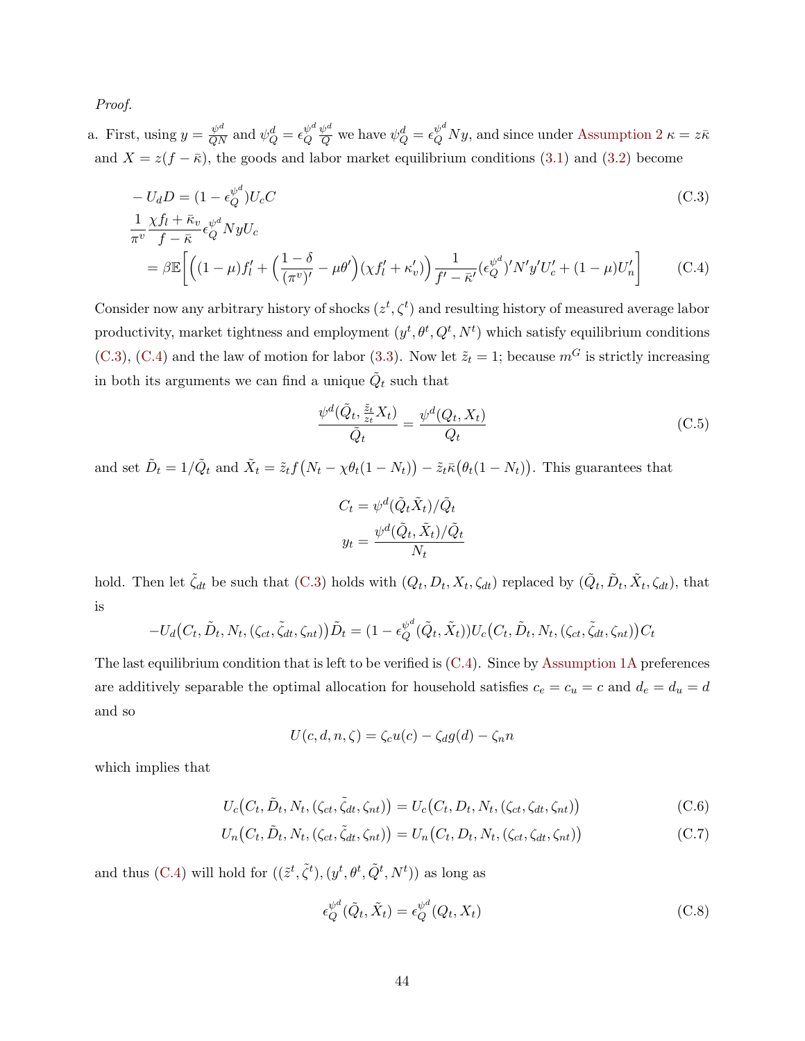*Proof.*

a. First, using $y = \frac{\psi^d}{QN}$ and $\psi^d_Q = \epsilon^{\psi^d}_Q \frac{\psi^d}{Q}$ we have $\psi^d_Q = \epsilon^{\psi^d}_Q Ny$, and since under Assumption 2 $\kappa = z\bar{\kappa}$ and $X = z(f - \bar{\kappa})$, the goods and labor market equilibrium conditions (3.1) and (3.2) become

$$-U_d D = (1 - \epsilon^{\psi^d}_Q)U_c C \tag{C.3}$$

$$\frac{1}{\pi^v}\frac{\chi f_l + \bar{\kappa}_v}{f - \bar{\kappa}}\epsilon^{\psi^d}_Q NyU_c$$
$$= \beta\mathbb{E}\bigg[\Big((1-\mu)f_l' + \Big(\frac{1-\delta}{(\pi^v)'} - \mu\theta'\Big)(\chi f_l' + \kappa_v')\Big)\frac{1}{f' - \bar{\kappa}'}(\epsilon^{\psi^d}_Q)'N'y'U_c' + (1-\mu)U_n'\bigg] \tag{C.4}$$

Consider now any arbitrary history of shocks $(z^t, \zeta^t)$ and resulting history of measured average labor productivity, market tightness and employment $(y^t, \theta^t, Q^t, N^t)$ which satisfy equilibrium conditions (C.3), (C.4) and the law of motion for labor (3.3). Now let $\tilde{z}_t = 1$; because $m^G$ is strictly increasing in both its arguments we can find a unique $\tilde{Q}_t$ such that

$$\frac{\psi^d(\tilde{Q}_t, \frac{\tilde{z}_t}{z_t}X_t)}{\tilde{Q}_t} = \frac{\psi^d(Q_t, X_t)}{Q_t} \tag{C.5}$$

and set $\tilde{D}_t = 1/\tilde{Q}_t$ and $\tilde{X}_t = \tilde{z}_t f\big(N_t - \chi\theta_t(1-N_t)\big) - \tilde{z}_t\bar{\kappa}\big(\theta_t(1-N_t)\big)$. This guarantees that

$$C_t = \psi^d(\tilde{Q}_t \tilde{X}_t)/\tilde{Q}_t$$
$$y_t = \frac{\psi^d(\tilde{Q}_t, \tilde{X}_t)/\tilde{Q}_t}{N_t}$$

hold. Then let $\tilde{\zeta}_{dt}$ be such that (C.3) holds with $(Q_t, D_t, X_t, \zeta_{dt})$ replaced by $(\tilde{Q}_t, \tilde{D}_t, \tilde{X}_t, \zeta_{dt})$, that is

$$-U_d\big(C_t, \tilde{D}_t, N_t, (\zeta_{ct}, \tilde{\zeta}_{dt}, \zeta_{nt})\big)\tilde{D}_t = (1 - \epsilon^{\psi^d}_Q(\tilde{Q}_t, \tilde{X}_t))U_c\big(C_t, \tilde{D}_t, N_t, (\zeta_{ct}, \tilde{\zeta}_{dt}, \zeta_{nt})\big)C_t$$

The last equilibrium condition that is left to be verified is (C.4). Since by Assumption 1A preferences are additively separable the optimal allocation for household satisfies $c_e = c_u = c$ and $d_e = d_u = d$ and so

$$U(c, d, n, \zeta) = \zeta_c u(c) - \zeta_d g(d) - \zeta_n n$$

which implies that

$$U_c\big(C_t, \tilde{D}_t, N_t, (\zeta_{ct}, \tilde{\zeta}_{dt}, \zeta_{nt})\big) = U_c\big(C_t, D_t, N_t, (\zeta_{ct}, \zeta_{dt}, \zeta_{nt})\big) \tag{C.6}$$

$$U_n\big(C_t, \tilde{D}_t, N_t, (\zeta_{ct}, \tilde{\zeta}_{dt}, \zeta_{nt})\big) = U_n\big(C_t, D_t, N_t, (\zeta_{ct}, \zeta_{dt}, \zeta_{nt})\big) \tag{C.7}$$

and thus (C.4) will hold for $((\tilde{z}^t, \tilde{\zeta}^t), (y^t, \theta^t, \tilde{Q}^t, N^t))$ as long as

$$\epsilon^{\psi^d}_Q(\tilde{Q}_t, \tilde{X}_t) = \epsilon^{\psi^d}_Q(Q_t, X_t) \tag{C.8}$$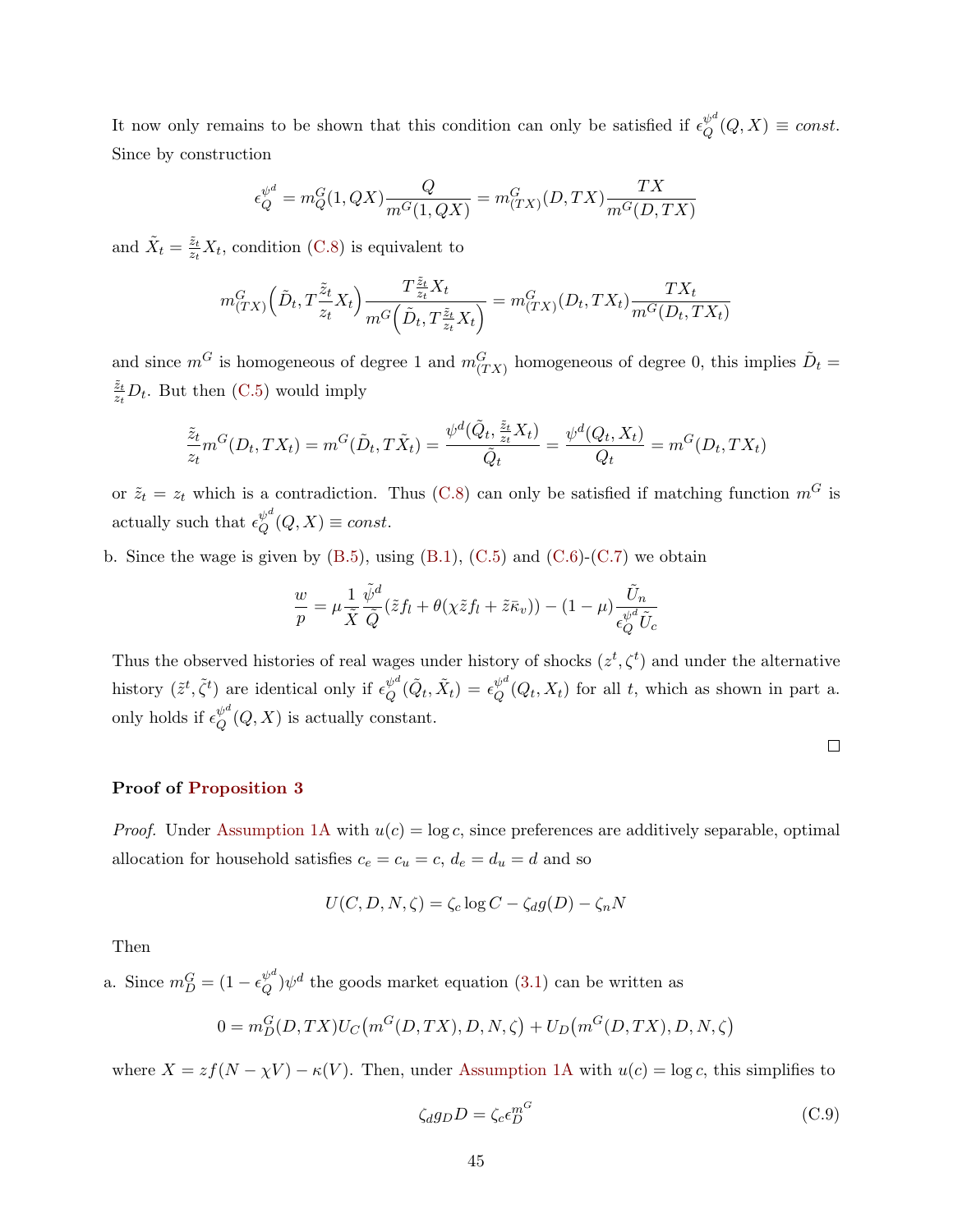It now only remains to be shown that this condition can only be satisfied if $\epsilon_Q^{\psi^d}(Q,X) \equiv const$. Since by construction

$$\epsilon_Q^{\psi^d} = m_Q^G(1, QX)\frac{Q}{m^G(1,QX)} = m_{(TX)}^G(D, TX)\frac{TX}{m^G(D,TX)}$$

and $\tilde{X}_t = \frac{\tilde{z}_t}{z_t}X_t$, condition (C.8) is equivalent to

$$m_{(TX)}^G\Big(\tilde{D}_t, T\frac{\tilde{z}_t}{z_t}X_t\Big)\frac{T\frac{\tilde{z}_t}{z_t}X_t}{m^G\Big(\tilde{D}_t, T\frac{\tilde{z}_t}{z_t}X_t\Big)} = m_{(TX)}^G(D_t, TX_t)\frac{TX_t}{m^G(D_t, TX_t)}$$

and since $m^G$ is homogeneous of degree 1 and $m_{(TX)}^G$ homogeneous of degree 0, this implies $\tilde{D}_t = \frac{\tilde{z}_t}{z_t}D_t$. But then (C.5) would imply

$$\frac{\tilde{z}_t}{z_t}m^G(D_t, TX_t) = m^G(\tilde{D}_t, T\tilde{X}_t) = \frac{\psi^d(\tilde{Q}_t, \frac{\tilde{z}_t}{z_t}X_t)}{\tilde{Q}_t} = \frac{\psi^d(Q_t, X_t)}{Q_t} = m^G(D_t, TX_t)$$

or $\tilde{z}_t = z_t$ which is a contradiction. Thus (C.8) can only be satisfied if matching function $m^G$ is actually such that $\epsilon_Q^{\psi^d}(Q,X) \equiv const$.

b. Since the wage is given by (B.5), using (B.1), (C.5) and (C.6)-(C.7) we obtain

$$\frac{w}{p} = \mu\frac{1}{\tilde{X}}\frac{\tilde{\psi}^d}{\tilde{Q}}(\tilde{z}f_l + \theta(\chi\tilde{z}f_l + \tilde{z}\bar{\kappa}_v)) - (1-\mu)\frac{\tilde{U}_n}{\epsilon_Q^{\psi^d}\tilde{U}_c}$$

Thus the observed histories of real wages under history of shocks $(z^t, \zeta^t)$ and under the alternative history $(\tilde{z}^t, \tilde{\zeta}^t)$ are identical only if $\epsilon_Q^{\psi^d}(\tilde{Q}_t, \tilde{X}_t) = \epsilon_Q^{\psi^d}(Q_t, X_t)$ for all $t$, which as shown in part a. only holds if $\epsilon_Q^{\psi^d}(Q,X)$ is actually constant.

□

**Proof of Proposition 3**

*Proof.* Under Assumption 1A with $u(c) = \log c$, since preferences are additively separable, optimal allocation for household satisfies $c_e = c_u = c$, $d_e = d_u = d$ and so

$$U(C,D,N,\zeta) = \zeta_c \log C - \zeta_d g(D) - \zeta_n N$$

Then

a. Since $m_D^G = (1-\epsilon_Q^{\psi^d})\psi^d$ the goods market equation (3.1) can be written as

$$0 = m_D^G(D, TX)U_C\big(m^G(D,TX), D, N, \zeta\big) + U_D\big(m^G(D,TX), D, N, \zeta\big)$$

where $X = zf(N - \chi V) - \kappa(V)$. Then, under Assumption 1A with $u(c) = \log c$, this simplifies to

$$\zeta_d g_D D = \zeta_c \epsilon_D^{m^G} \tag{C.9}$$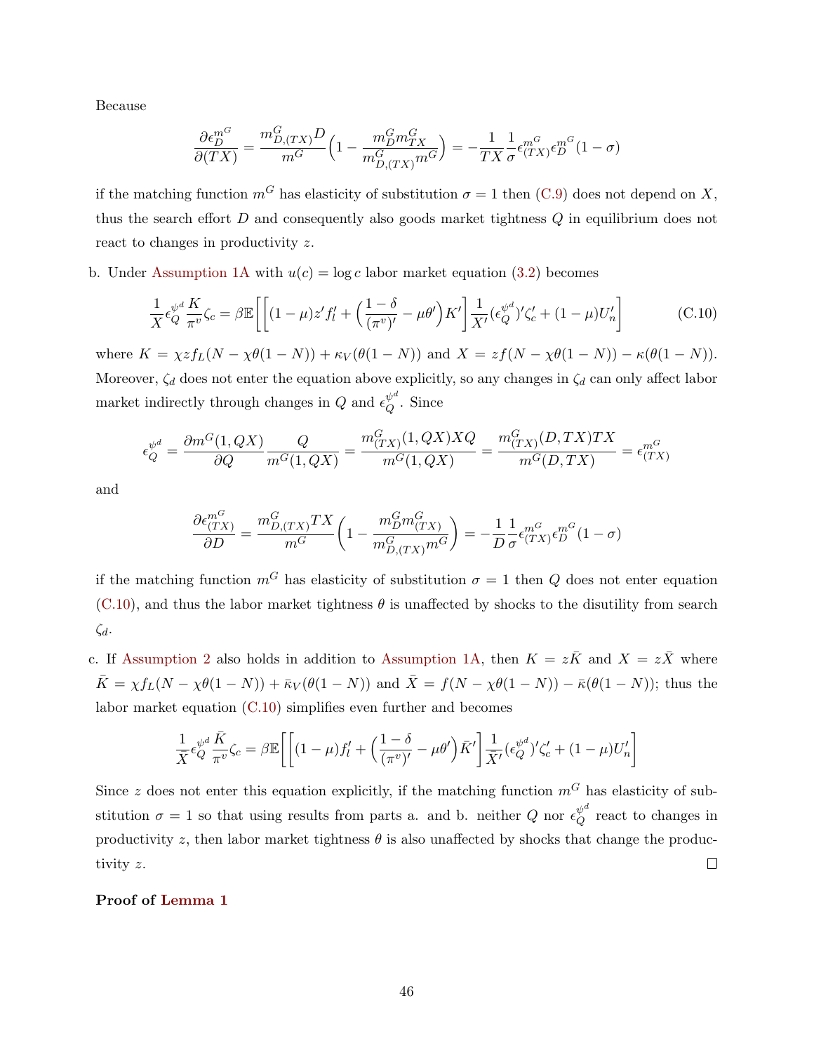Because

$$\frac{\partial \epsilon_D^{m^G}}{\partial (TX)} = \frac{m^G_{D,(TX)} D}{m^G}\Big(1 - \frac{m^G_D m^G_{TX}}{m^G_{D,(TX)} m^G}\Big) = -\frac{1}{TX}\frac{1}{\sigma}\epsilon^{m^G}_{(TX)}\epsilon^{m^G}_D(1-\sigma)$$

if the matching function $m^G$ has elasticity of substitution $\sigma = 1$ then (C.9) does not depend on $X$, thus the search effort $D$ and consequently also goods market tightness $Q$ in equilibrium does not react to changes in productivity $z$.

b. Under Assumption 1A with $u(c) = \log c$ labor market equation (3.2) becomes

$$\frac{1}{X}\epsilon_Q^{\psi^d}\frac{K}{\pi^v}\zeta_c = \beta\mathbb{E}\Bigg[\Big[(1-\mu)z'f_l' + \Big(\frac{1-\delta}{(\pi^v)'} - \mu\theta'\Big)K'\Big]\frac{1}{X'}(\epsilon_Q^{\psi^d})'\zeta_c' + (1-\mu)U_n'\Bigg] \tag{C.10}$$

where $K = \chi z f_L(N - \chi\theta(1-N)) + \kappa_V(\theta(1-N))$ and $X = zf(N - \chi\theta(1-N)) - \kappa(\theta(1-N))$. Moreover, $\zeta_d$ does not enter the equation above explicitly, so any changes in $\zeta_d$ can only affect labor market indirectly through changes in $Q$ and $\epsilon_Q^{\psi^d}$. Since

$$\epsilon_Q^{\psi^d} = \frac{\partial m^G(1, QX)}{\partial Q}\frac{Q}{m^G(1,QX)} = \frac{m^G_{(TX)}(1,QX)XQ}{m^G(1,QX)} = \frac{m^G_{(TX)}(D,TX)TX}{m^G(D,TX)} = \epsilon^{m^G}_{(TX)}$$

and

$$\frac{\partial \epsilon^{m^G}_{(TX)}}{\partial D} = \frac{m^G_{D,(TX)}TX}{m^G}\Bigg(1 - \frac{m^G_D m^G_{(TX)}}{m^G_{D,(TX)}m^G}\Bigg) = -\frac{1}{D}\frac{1}{\sigma}\epsilon^{m^G}_{(TX)}\epsilon^{m^G}_D(1-\sigma)$$

if the matching function $m^G$ has elasticity of substitution $\sigma = 1$ then $Q$ does not enter equation (C.10), and thus the labor market tightness $\theta$ is unaffected by shocks to the disutility from search $\zeta_d$.

c. If Assumption 2 also holds in addition to Assumption 1A, then $K = z\bar{K}$ and $X = z\bar{X}$ where $\bar{K} = \chi f_L(N - \chi\theta(1-N)) + \bar{\kappa}_V(\theta(1-N))$ and $\bar{X} = f(N - \chi\theta(1-N)) - \bar{\kappa}(\theta(1-N))$; thus the labor market equation (C.10) simplifies even further and becomes

$$\frac{1}{\bar{X}}\epsilon_Q^{\psi^d}\frac{\bar{K}}{\pi^v}\zeta_c = \beta\mathbb{E}\Bigg[\Big[(1-\mu)f_l' + \Big(\frac{1-\delta}{(\pi^v)'} - \mu\theta'\Big)\bar{K}'\Big]\frac{1}{\bar{X}'}(\epsilon_Q^{\psi^d})'\zeta_c' + (1-\mu)U_n'\Bigg]$$

Since $z$ does not enter this equation explicitly, if the matching function $m^G$ has elasticity of substitution $\sigma = 1$ so that using results from parts a. and b. neither $Q$ nor $\epsilon_Q^{\psi^d}$ react to changes in productivity $z$, then labor market tightness $\theta$ is also unaffected by shocks that change the productivity $z$. □

**Proof of Lemma 1**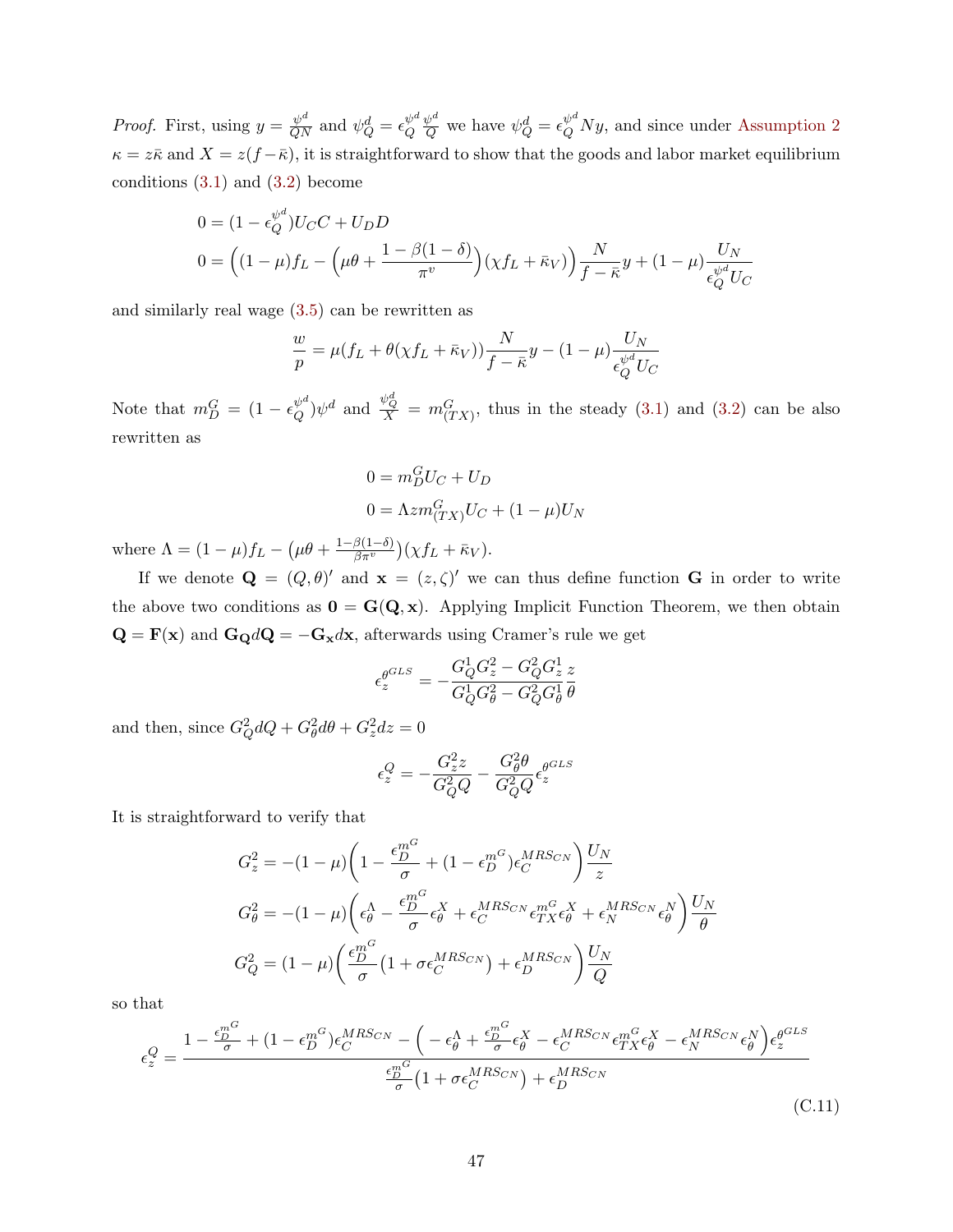*Proof.* First, using $y = \frac{\psi^d}{QN}$ and $\psi^d_Q = \epsilon^{\psi^d}_Q \frac{\psi^d}{Q}$ we have $\psi^d_Q = \epsilon^{\psi^d}_Q Ny$, and since under Assumption 2 $\kappa = z\bar{\kappa}$ and $X = z(f - \bar{\kappa})$, it is straightforward to show that the goods and labor market equilibrium conditions (3.1) and (3.2) become

$$0 = (1 - \epsilon^{\psi^d}_Q)U_C C + U_D D$$

$$0 = \Big((1-\mu)f_L - \Big(\mu\theta + \frac{1-\beta(1-\delta)}{\pi^v}\Big)(\chi f_L + \bar{\kappa}_V)\Big)\frac{N}{f - \bar{\kappa}}y + (1-\mu)\frac{U_N}{\epsilon^{\psi^d}_Q U_C}$$

and similarly real wage (3.5) can be rewritten as

$$\frac{w}{p} = \mu(f_L + \theta(\chi f_L + \bar{\kappa}_V))\frac{N}{f - \bar{\kappa}}y - (1-\mu)\frac{U_N}{\epsilon^{\psi^d}_Q U_C}$$

Note that $m^G_D = (1 - \epsilon^{\psi^d}_Q)\psi^d$ and $\frac{\psi^d_Q}{X} = m^G_{(TX)}$, thus in the steady (3.1) and (3.2) can be also rewritten as

$$0 = m^G_D U_C + U_D$$

$$0 = \Lambda z m^G_{(TX)} U_C + (1-\mu)U_N$$

where $\Lambda = (1-\mu)f_L - \big(\mu\theta + \frac{1-\beta(1-\delta)}{\beta\pi^v}\big)(\chi f_L + \bar{\kappa}_V)$.

If we denote $\mathbf{Q} = (Q, \theta)'$ and $\mathbf{x} = (z, \zeta)'$ we can thus define function $\mathbf{G}$ in order to write the above two conditions as $\mathbf{0} = \mathbf{G}(\mathbf{Q}, \mathbf{x})$. Applying Implicit Function Theorem, we then obtain $\mathbf{Q} = \mathbf{F}(\mathbf{x})$ and $\mathbf{G_Q}d\mathbf{Q} = -\mathbf{G_x}d\mathbf{x}$, afterwards using Cramer's rule we get

$$\epsilon^{\theta^{GLS}}_z = -\frac{G^1_Q G^2_z - G^2_Q G^1_z}{G^1_Q G^2_\theta - G^2_Q G^1_\theta}\frac{z}{\theta}$$

and then, since $G^2_Q dQ + G^2_\theta d\theta + G^2_z dz = 0$

$$\epsilon^Q_z = -\frac{G^2_z z}{G^2_Q Q} - \frac{G^2_\theta \theta}{G^2_Q Q}\epsilon^{\theta^{GLS}}_z$$

It is straightforward to verify that

$$G^2_z = -(1-\mu)\bigg(1 - \frac{\epsilon^{m^G}_D}{\sigma} + (1 - \epsilon^{m^G}_D)\epsilon^{MRS_{CN}}_C\bigg)\frac{U_N}{z}$$

$$G^2_\theta = -(1-\mu)\bigg(\epsilon^\Lambda_\theta - \frac{\epsilon^{m^G}_D}{\sigma}\epsilon^X_\theta + \epsilon^{MRS_{CN}}_C \epsilon^{m^G}_{TX}\epsilon^X_\theta + \epsilon^{MRS_{CN}}_N \epsilon^N_\theta\bigg)\frac{U_N}{\theta}$$

$$G^2_Q = (1-\mu)\bigg(\frac{\epsilon^{m^G}_D}{\sigma}\big(1 + \sigma\epsilon^{MRS_{CN}}_C\big) + \epsilon^{MRS_{CN}}_D\bigg)\frac{U_N}{Q}$$

so that

$$\epsilon^Q_z = \frac{1 - \frac{\epsilon^{m^G}_D}{\sigma} + (1 - \epsilon^{m^G}_D)\epsilon^{MRS_{CN}}_C - \Big(-\epsilon^\Lambda_\theta + \frac{\epsilon^{m^G}_D}{\sigma}\epsilon^X_\theta - \epsilon^{MRS_{CN}}_C \epsilon^{m^G}_{TX}\epsilon^X_\theta - \epsilon^{MRS_{CN}}_N \epsilon^N_\theta\Big)\epsilon^{\theta^{GLS}}_z}{\frac{\epsilon^{m^G}_D}{\sigma}\big(1 + \sigma\epsilon^{MRS_{CN}}_C\big) + \epsilon^{MRS_{CN}}_D} \tag{C.11}$$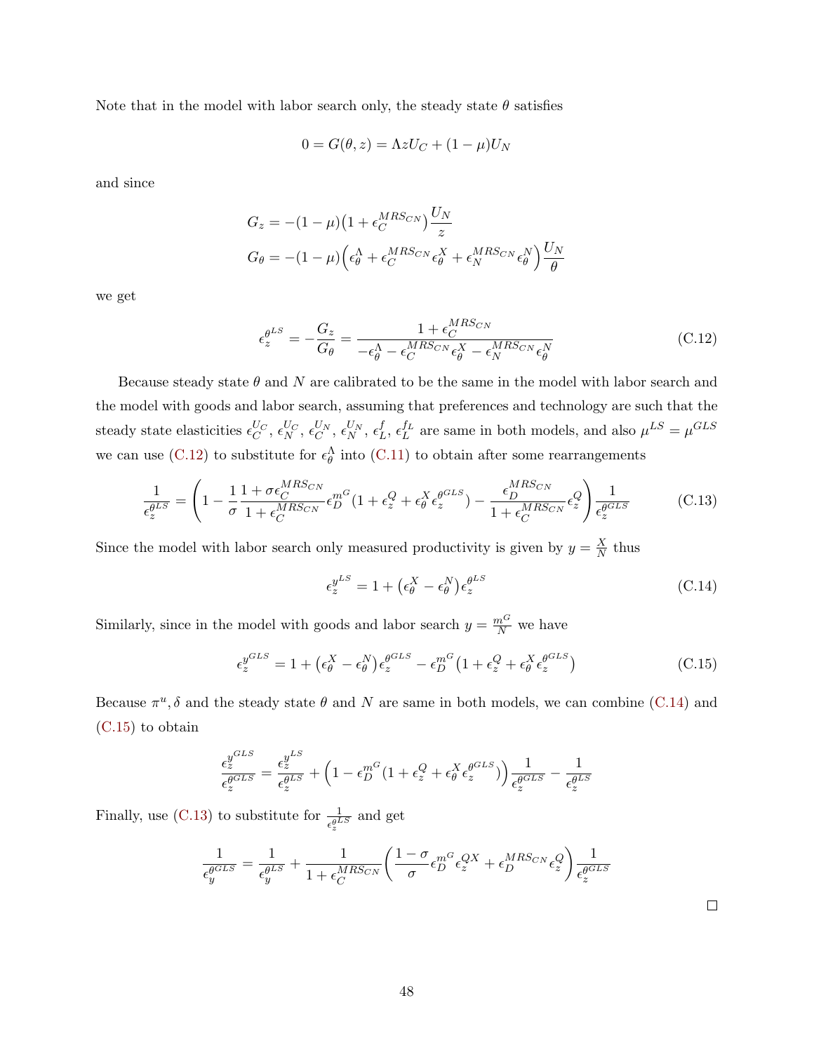Note that in the model with labor search only, the steady state $\theta$ satisfies

$$0 = G(\theta, z) = \Lambda z U_C + (1-\mu) U_N$$

and since

$$G_z = -(1-\mu)\big(1 + \epsilon_C^{MRS_{CN}}\big)\frac{U_N}{z}$$
$$G_\theta = -(1-\mu)\Big(\epsilon_\theta^\Lambda + \epsilon_C^{MRS_{CN}}\epsilon_\theta^X + \epsilon_N^{MRS_{CN}}\epsilon_\theta^N\Big)\frac{U_N}{\theta}$$

we get

$$\epsilon_z^{\theta^{LS}} = -\frac{G_z}{G_\theta} = \frac{1 + \epsilon_C^{MRS_{CN}}}{-\epsilon_\theta^\Lambda - \epsilon_C^{MRS_{CN}}\epsilon_\theta^X - \epsilon_N^{MRS_{CN}}\epsilon_\theta^N} \tag{C.12}$$

Because steady state $\theta$ and $N$ are calibrated to be the same in the model with labor search and the model with goods and labor search, assuming that preferences and technology are such that the steady state elasticities $\epsilon_C^{U_C}$, $\epsilon_N^{U_C}$, $\epsilon_C^{U_N}$, $\epsilon_N^{U_N}$, $\epsilon_L^f$, $\epsilon_L^{f_L}$ are same in both models, and also $\mu^{LS} = \mu^{GLS}$ we can use (C.12) to substitute for $\epsilon_\theta^\Lambda$ into (C.11) to obtain after some rearrangements

$$\frac{1}{\epsilon_z^{\theta^{LS}}} = \left(1 - \frac{1}{\sigma}\frac{1 + \sigma\epsilon_C^{MRS_{CN}}}{1 + \epsilon_C^{MRS_{CN}}}\epsilon_D^{m^G}(1 + \epsilon_z^Q + \epsilon_\theta^X\epsilon_z^{\theta^{GLS}}) - \frac{\epsilon_D^{MRS_{CN}}}{1 + \epsilon_C^{MRS_{CN}}}\epsilon_z^Q\right)\frac{1}{\epsilon_z^{\theta^{GLS}}} \tag{C.13}$$

Since the model with labor search only measured productivity is given by $y = \frac{X}{N}$ thus

$$\epsilon_z^{y^{LS}} = 1 + \big(\epsilon_\theta^X - \epsilon_\theta^N\big)\epsilon_z^{\theta^{LS}} \tag{C.14}$$

Similarly, since in the model with goods and labor search $y = \frac{m^G}{N}$ we have

$$\epsilon_z^{y^{GLS}} = 1 + \big(\epsilon_\theta^X - \epsilon_\theta^N\big)\epsilon_z^{\theta^{GLS}} - \epsilon_D^{m^G}\big(1 + \epsilon_z^Q + \epsilon_\theta^X\epsilon_z^{\theta^{GLS}}\big) \tag{C.15}$$

Because $\pi^u, \delta$ and the steady state $\theta$ and $N$ are same in both models, we can combine (C.14) and (C.15) to obtain

$$\frac{\epsilon_z^{y^{GLS}}}{\epsilon_z^{\theta^{GLS}}} = \frac{\epsilon_z^{y^{LS}}}{\epsilon_z^{\theta^{LS}}} + \Big(1 - \epsilon_D^{m^G}(1 + \epsilon_z^Q + \epsilon_\theta^X\epsilon_z^{\theta^{GLS}})\Big)\frac{1}{\epsilon_z^{\theta^{GLS}}} - \frac{1}{\epsilon_z^{\theta^{LS}}}$$

Finally, use (C.13) to substitute for $\frac{1}{\epsilon_z^{\theta^{LS}}}$ and get

$$\frac{1}{\epsilon_y^{\theta^{GLS}}} = \frac{1}{\epsilon_y^{\theta^{LS}}} + \frac{1}{1 + \epsilon_C^{MRS_{CN}}}\left(\frac{1-\sigma}{\sigma}\epsilon_D^{m^G}\epsilon_z^{QX} + \epsilon_D^{MRS_{CN}}\epsilon_z^Q\right)\frac{1}{\epsilon_z^{\theta^{GLS}}}$$

□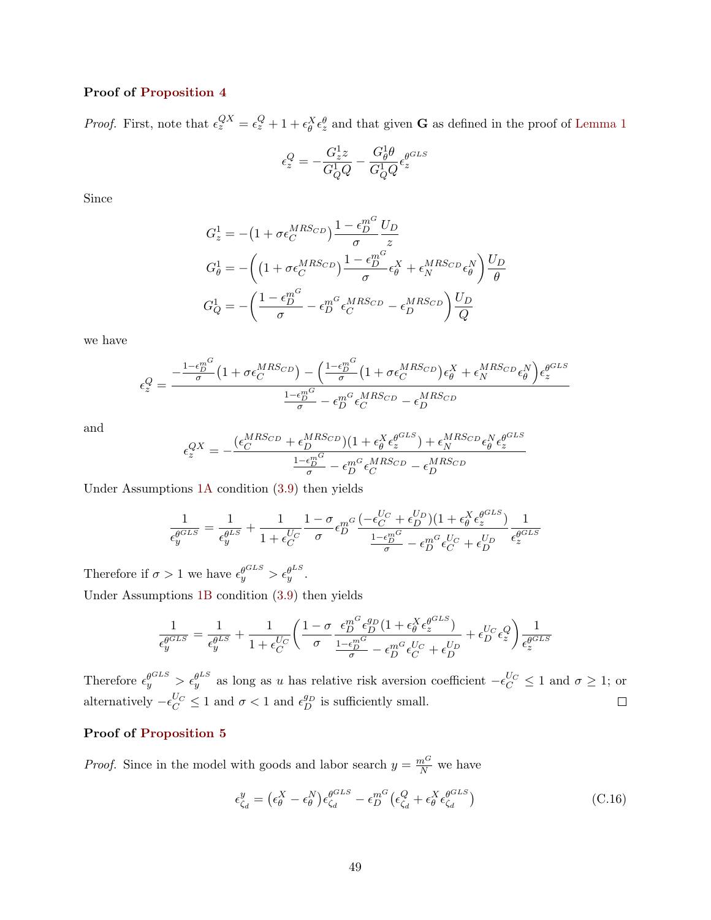**Proof of Proposition 4**

*Proof.* First, note that $\epsilon_z^{QX} = \epsilon_z^Q + 1 + \epsilon_\theta^X \epsilon_z^\theta$ and that given $\mathbf{G}$ as defined in the proof of Lemma 1

$$\epsilon_z^Q = -\frac{G_z^1 z}{G_Q^1 Q} - \frac{G_\theta^1 \theta}{G_Q^1 Q}\epsilon_z^{\theta^{GLS}}$$

Since

$$G_z^1 = -\left(1 + \sigma \epsilon_C^{MRS_{CD}}\right)\frac{1-\epsilon_D^{m^G}}{\sigma}\frac{U_D}{z}$$

$$G_\theta^1 = -\left(\left(1 + \sigma \epsilon_C^{MRS_{CD}}\right)\frac{1-\epsilon_D^{m^G}}{\sigma}\epsilon_\theta^X + \epsilon_N^{MRS_{CD}}\epsilon_\theta^N\right)\frac{U_D}{\theta}$$

$$G_Q^1 = -\left(\frac{1-\epsilon_D^{m^G}}{\sigma} - \epsilon_D^{m^G}\epsilon_C^{MRS_{CD}} - \epsilon_D^{MRS_{CD}}\right)\frac{U_D}{Q}$$

we have

$$\epsilon_z^Q = \frac{-\frac{1-\epsilon_D^{m^G}}{\sigma}\left(1 + \sigma \epsilon_C^{MRS_{CD}}\right) - \left(\frac{1-\epsilon_D^{m^G}}{\sigma}\left(1 + \sigma \epsilon_C^{MRS_{CD}}\right)\epsilon_\theta^X + \epsilon_N^{MRS_{CD}}\epsilon_\theta^N\right)\epsilon_z^{\theta^{GLS}}}{\frac{1-\epsilon_D^{m^G}}{\sigma} - \epsilon_D^{m^G}\epsilon_C^{MRS_{CD}} - \epsilon_D^{MRS_{CD}}}$$

and

$$\epsilon_z^{QX} = -\frac{(\epsilon_C^{MRS_{CD}} + \epsilon_D^{MRS_{CD}})(1 + \epsilon_\theta^X \epsilon_z^{\theta^{GLS}}) + \epsilon_N^{MRS_{CD}}\epsilon_\theta^N \epsilon_z^{\theta^{GLS}}}{\frac{1-\epsilon_D^{m^G}}{\sigma} - \epsilon_D^{m^G}\epsilon_C^{MRS_{CD}} - \epsilon_D^{MRS_{CD}}}$$

Under Assumptions 1A condition (3.9) then yields

$$\frac{1}{\epsilon_y^{\theta^{GLS}}} = \frac{1}{\epsilon_y^{\theta^{LS}}} + \frac{1}{1+\epsilon_C^{U_C}}\frac{1-\sigma}{\sigma}\epsilon_D^{m^G}\frac{(-\epsilon_C^{U_C} + \epsilon_D^{U_D})(1 + \epsilon_\theta^X \epsilon_z^{\theta^{GLS}})}{\frac{1-\epsilon_D^{m^G}}{\sigma} - \epsilon_D^{m^G}\epsilon_C^{U_C} + \epsilon_D^{U_D}}\frac{1}{\epsilon_z^{\theta^{GLS}}}$$

Therefore if $\sigma > 1$ we have $\epsilon_y^{\theta^{GLS}} > \epsilon_y^{\theta^{LS}}$.

Under Assumptions 1B condition (3.9) then yields

$$\frac{1}{\epsilon_y^{\theta^{GLS}}} = \frac{1}{\epsilon_y^{\theta^{LS}}} + \frac{1}{1+\epsilon_C^{U_C}}\left(\frac{1-\sigma}{\sigma}\frac{\epsilon_D^{m^G}\epsilon_D^{g_D}(1 + \epsilon_\theta^X \epsilon_z^{\theta^{GLS}})}{\frac{1-\epsilon_D^{m^G}}{\sigma} - \epsilon_D^{m^G}\epsilon_C^{U_C} + \epsilon_D^{U_D}} + \epsilon_D^{U_C}\epsilon_z^Q\right)\frac{1}{\epsilon_z^{\theta^{GLS}}}$$

Therefore $\epsilon_y^{\theta^{GLS}} > \epsilon_y^{\theta^{LS}}$ as long as $u$ has relative risk aversion coefficient $-\epsilon_C^{U_C} \leq 1$ and $\sigma \geq 1$; or alternatively $-\epsilon_C^{U_C} \leq 1$ and $\sigma < 1$ and $\epsilon_D^{g_D}$ is sufficiently small. $\square$

**Proof of Proposition 5**

*Proof.* Since in the model with goods and labor search $y = \frac{m^G}{N}$ we have

$$\epsilon_{\zeta_d}^y = \left(\epsilon_\theta^X - \epsilon_\theta^N\right)\epsilon_{\zeta_d}^{\theta^{GLS}} - \epsilon_D^{m^G}\left(\epsilon_{\zeta_d}^Q + \epsilon_\theta^X \epsilon_{\zeta_d}^{\theta^{GLS}}\right) \tag{C.16}$$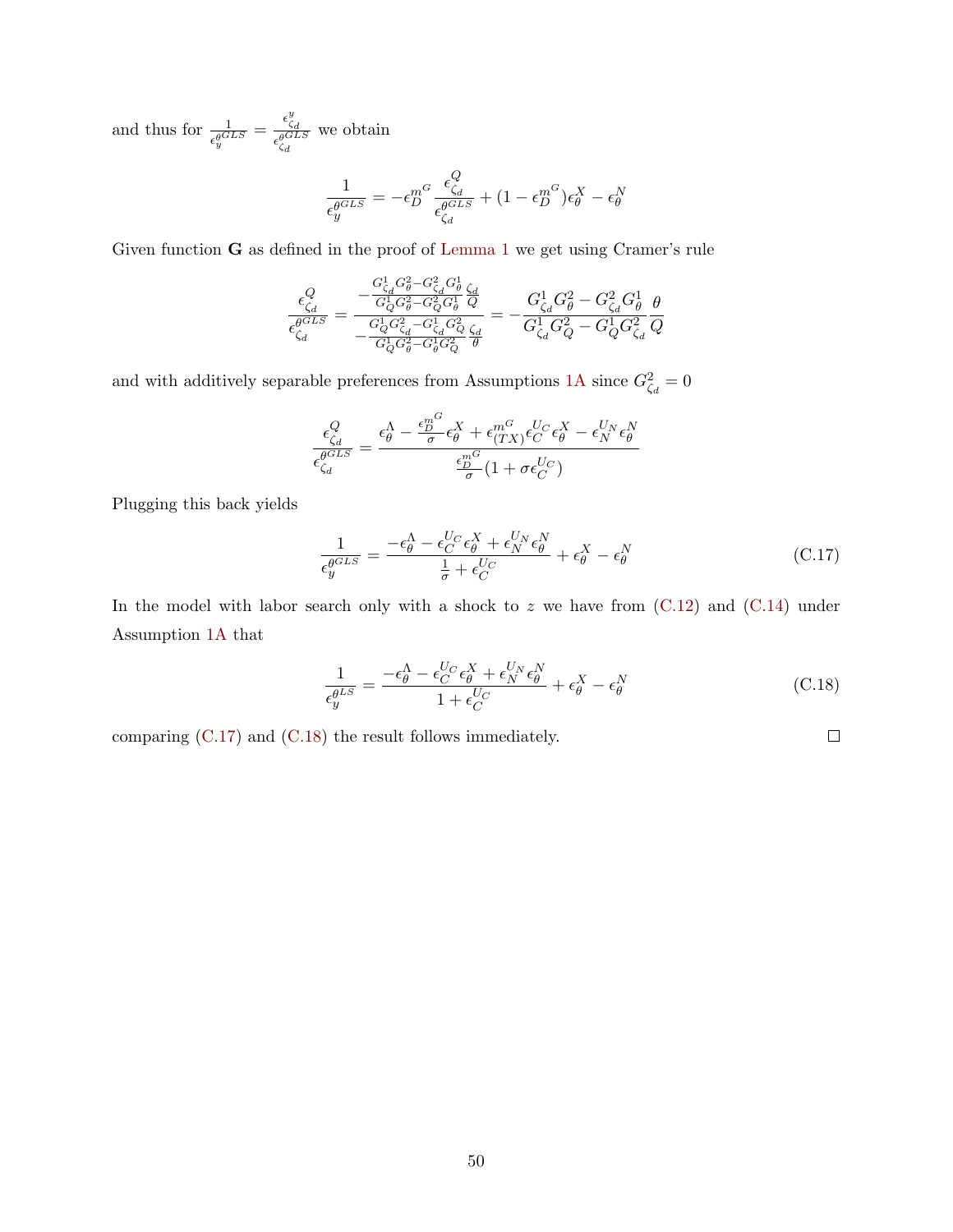and thus for $\frac{1}{\epsilon_y^{\theta^{GLS}}} = \frac{\epsilon_{\zeta_d}^y}{\epsilon_{\zeta_d}^{\theta^{GLS}}}$ we obtain

$$\frac{1}{\epsilon_y^{\theta^{GLS}}} = -\epsilon_D^{m^G} \frac{\epsilon_{\zeta_d}^Q}{\epsilon_{\zeta_d}^{\theta^{GLS}}} + (1 - \epsilon_D^{m^G})\epsilon_\theta^X - \epsilon_\theta^N$$

Given function $\mathbf{G}$ as defined in the proof of Lemma 1 we get using Cramer's rule

$$\frac{\epsilon_{\zeta_d}^Q}{\epsilon_{\zeta_d}^{\theta^{GLS}}} = \frac{-\frac{G_{\zeta_d}^1 G_\theta^2 - G_{\zeta_d}^2 G_\theta^1}{G_Q^1 G_\theta^2 - G_Q^2 G_\theta^1} \frac{\zeta_d}{Q}}{-\frac{G_Q^1 G_{\zeta_d}^2 - G_{\zeta_d}^1 G_Q^2}{G_Q^1 G_\theta^2 - G_\theta^1 G_Q^2} \frac{\zeta_d}{\theta}} = -\frac{G_{\zeta_d}^1 G_\theta^2 - G_{\zeta_d}^2 G_\theta^1}{G_{\zeta_d}^1 G_Q^2 - G_Q^1 G_{\zeta_d}^2} \frac{\theta}{Q}$$

and with additively separable preferences from Assumptions 1A since $G_{\zeta_d}^2 = 0$

$$\frac{\epsilon_{\zeta_d}^Q}{\epsilon_{\zeta_d}^{\theta^{GLS}}} = \frac{\epsilon_\theta^\Lambda - \frac{\epsilon_D^{m^G}}{\sigma}\epsilon_\theta^X + \epsilon_{(TX)}^{m^G}\epsilon_C^{U_C}\epsilon_\theta^X - \epsilon_N^{U_N}\epsilon_\theta^N}{\frac{\epsilon_D^{m^G}}{\sigma}(1 + \sigma\epsilon_C^{U_C})}$$

Plugging this back yields

$$\frac{1}{\epsilon_y^{\theta^{GLS}}} = \frac{-\epsilon_\theta^\Lambda - \epsilon_C^{U_C}\epsilon_\theta^X + \epsilon_N^{U_N}\epsilon_\theta^N}{\frac{1}{\sigma} + \epsilon_C^{U_C}} + \epsilon_\theta^X - \epsilon_\theta^N \tag{C.17}$$

In the model with labor search only with a shock to $z$ we have from (C.12) and (C.14) under Assumption 1A that

$$\frac{1}{\epsilon_y^{\theta^{LS}}} = \frac{-\epsilon_\theta^\Lambda - \epsilon_C^{U_C}\epsilon_\theta^X + \epsilon_N^{U_N}\epsilon_\theta^N}{1 + \epsilon_C^{U_C}} + \epsilon_\theta^X - \epsilon_\theta^N \tag{C.18}$$

comparing (C.17) and (C.18) the result follows immediately. □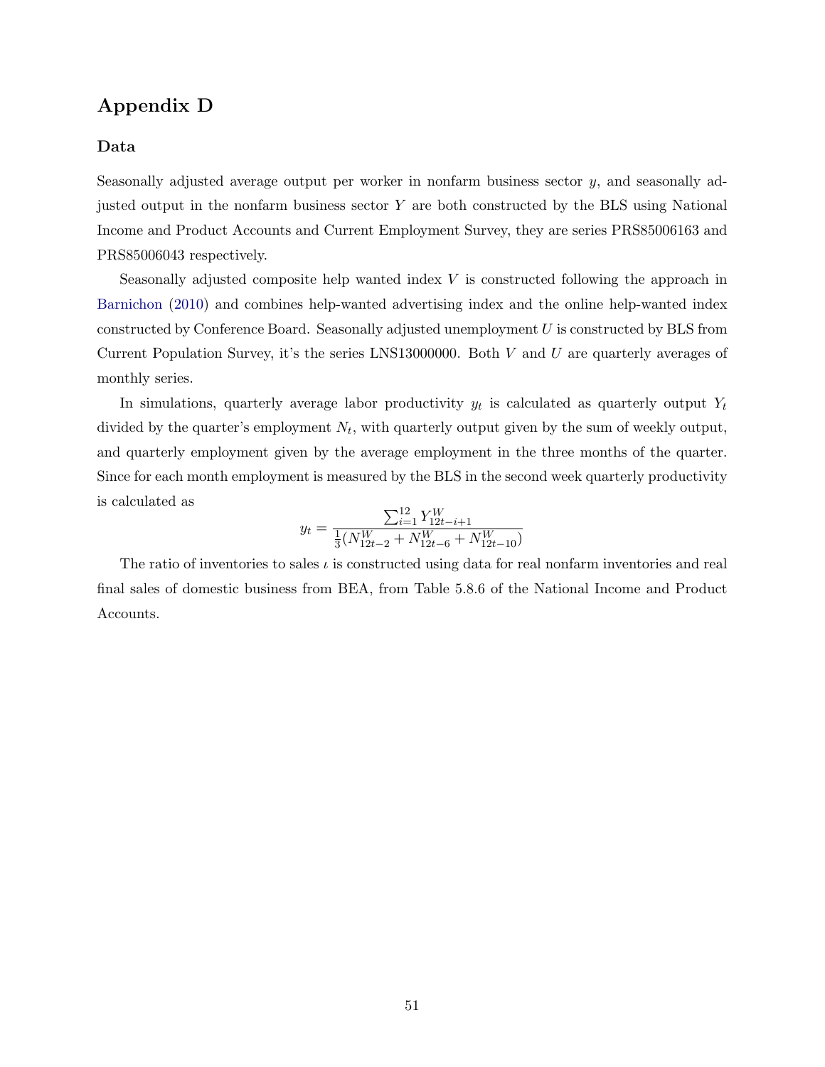# Appendix D

## Data

Seasonally adjusted average output per worker in nonfarm business sector $y$, and seasonally adjusted output in the nonfarm business sector $Y$ are both constructed by the BLS using National Income and Product Accounts and Current Employment Survey, they are series PRS85006163 and PRS85006043 respectively.

Seasonally adjusted composite help wanted index $V$ is constructed following the approach in Barnichon (2010) and combines help-wanted advertising index and the online help-wanted index constructed by Conference Board. Seasonally adjusted unemployment $U$ is constructed by BLS from Current Population Survey, it's the series LNS13000000. Both $V$ and $U$ are quarterly averages of monthly series.

In simulations, quarterly average labor productivity $y_t$ is calculated as quarterly output $Y_t$ divided by the quarter's employment $N_t$, with quarterly output given by the sum of weekly output, and quarterly employment given by the average employment in the three months of the quarter. Since for each month employment is measured by the BLS in the second week quarterly productivity is calculated as

$$y_t = \frac{\sum_{i=1}^{12} Y^W_{12t-i+1}}{\frac{1}{3}(N^W_{12t-2} + N^W_{12t-6} + N^W_{12t-10})}$$

The ratio of inventories to sales $\iota$ is constructed using data for real nonfarm inventories and real final sales of domestic business from BEA, from Table 5.8.6 of the National Income and Product Accounts.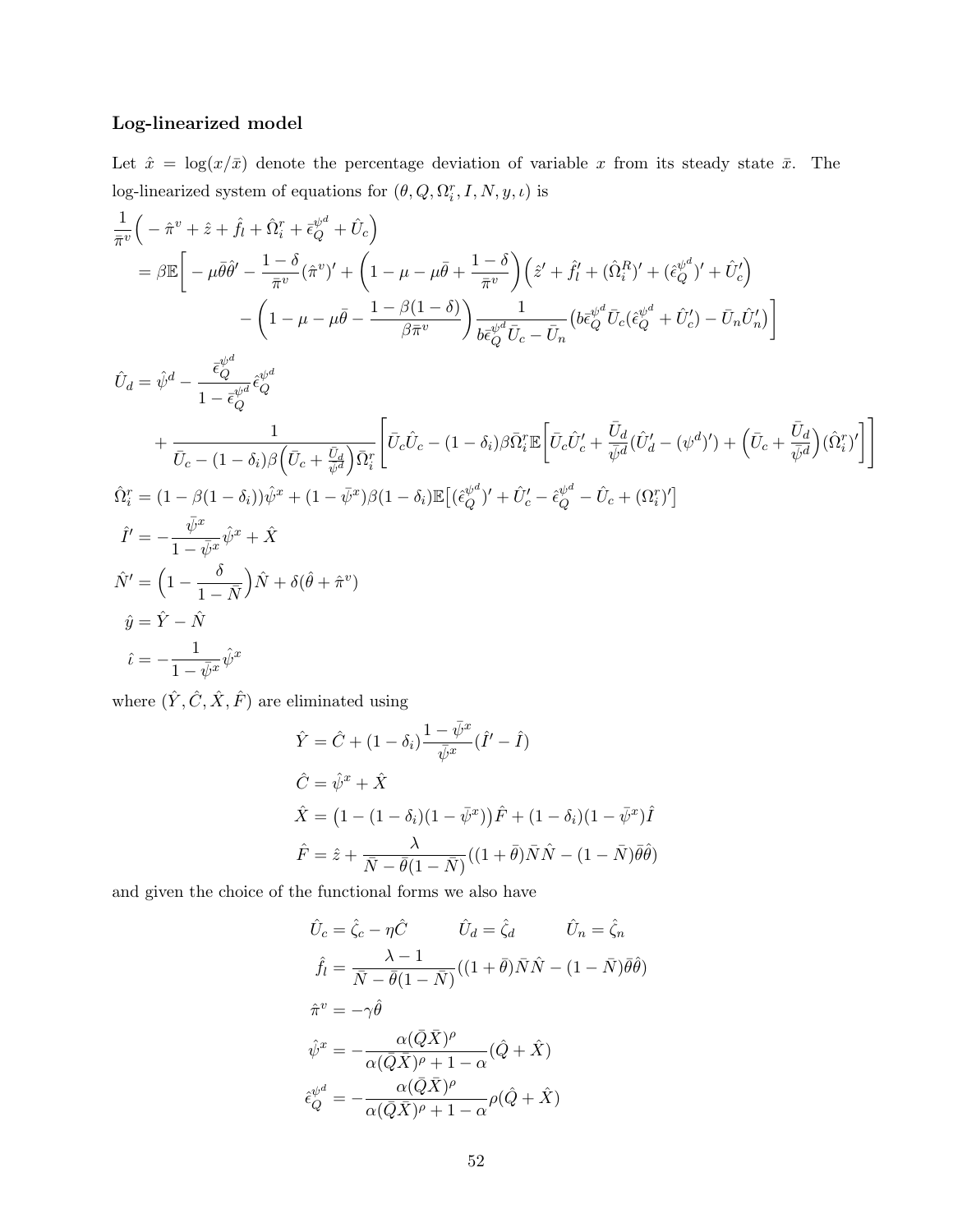### Log-linearized model

Let $\hat{x} = \log(x/\bar{x})$ denote the percentage deviation of variable $x$ from its steady state $\bar{x}$. The log-linearized system of equations for $(\theta, Q, \Omega_i^r, I, N, y, \iota)$ is

$$
\begin{aligned}
&\frac{1}{\bar{\pi}^v}\Big( -\hat{\pi}^v + \hat{z} + \hat{f}_l + \hat{\Omega}_i^r + \bar{\epsilon}_Q^{\psi^d} + \hat{U}_c \Big) \\
&\quad = \beta \mathbb{E}\bigg[ -\mu\bar{\theta}\hat{\theta}' - \frac{1-\delta}{\bar{\pi}^v}(\hat{\pi}^v)' + \Big(1 - \mu - \mu\bar{\theta} + \frac{1-\delta}{\bar{\pi}^v}\Big)\Big(\hat{z}' + \hat{f}_l' + (\hat{\Omega}_i^R)' + (\hat{\epsilon}_Q^{\psi^d})' + \hat{U}_c'\Big) \\
&\qquad\qquad - \Big(1 - \mu - \mu\bar{\theta} - \frac{1-\beta(1-\delta)}{\beta\bar{\pi}^v}\Big)\frac{1}{b\bar{\epsilon}_Q^{\psi^d}\bar{U}_c - \bar{U}_n}\big(b\bar{\epsilon}_Q^{\psi^d}\bar{U}_c(\hat{\epsilon}_Q^{\psi^d} + \hat{U}_c') - \bar{U}_n\hat{U}_n'\big)\bigg]
\end{aligned}
$$

$$
\begin{aligned}
\hat{U}_d &= \hat{\psi}^d - \frac{\bar{\epsilon}_Q^{\psi^d}}{1 - \bar{\epsilon}_Q^{\psi^d}}\hat{\epsilon}_Q^{\psi^d} \\
&\quad + \frac{1}{\bar{U}_c - (1-\delta_i)\beta\Big(\bar{U}_c + \frac{\bar{U}_d}{\bar{\psi}^d}\Big)\bar{\Omega}_i^r}\bigg[\bar{U}_c\hat{U}_c - (1-\delta_i)\beta\bar{\Omega}_i^r\mathbb{E}\Big[\bar{U}_c\hat{U}_c' + \frac{\bar{U}_d}{\bar{\psi}^d}(\hat{U}_d' - (\psi^d)') + \Big(\bar{U}_c + \frac{\bar{U}_d}{\bar{\psi}^d}\Big)(\hat{\Omega}_i^r)'\Big]\bigg]
\end{aligned}
$$

$$
\hat{\Omega}_i^r = (1 - \beta(1-\delta_i))\hat{\psi}^x + (1 - \bar{\psi}^x)\beta(1-\delta_i)\mathbb{E}\big[(\hat{\epsilon}_Q^{\psi^d})' + \hat{U}_c' - \hat{\epsilon}_Q^{\psi^d} - \hat{U}_c + (\Omega_i^r)'\big]
$$

$$
\hat{I}' = -\frac{\bar{\psi}^x}{1 - \bar{\psi}^x}\hat{\psi}^x + \hat{X}
$$

$$
\hat{N}' = \Big(1 - \frac{\delta}{1 - \bar{N}}\Big)\hat{N} + \delta(\hat{\theta} + \hat{\pi}^v)
$$

$$
\hat{y} = \hat{Y} - \hat{N}
$$

$$
\hat{\iota} = -\frac{1}{1 - \bar{\psi}^x}\hat{\psi}^x
$$

where $(\hat{Y}, \hat{C}, \hat{X}, \hat{F})$ are eliminated using

$$
\hat{Y} = \hat{C} + (1-\delta_i)\frac{1 - \bar{\psi}^x}{\bar{\psi}^x}(\hat{I}' - \hat{I})
$$

$$
\hat{C} = \hat{\psi}^x + \hat{X}
$$

$$
\hat{X} = \big(1 - (1-\delta_i)(1 - \bar{\psi}^x)\big)\hat{F} + (1-\delta_i)(1 - \bar{\psi}^x)\hat{I}
$$

$$
\hat{F} = \hat{z} + \frac{\lambda}{\bar{N} - \bar{\theta}(1 - \bar{N})}((1 + \bar{\theta})\bar{N}\hat{N} - (1 - \bar{N})\bar{\theta}\hat{\theta})
$$

and given the choice of the functional forms we also have

$$
\hat{U}_c = \hat{\zeta}_c - \eta\hat{C} \qquad \hat{U}_d = \hat{\zeta}_d \qquad \hat{U}_n = \hat{\zeta}_n
$$

$$
\hat{f}_l = \frac{\lambda - 1}{\bar{N} - \bar{\theta}(1 - \bar{N})}((1 + \bar{\theta})\bar{N}\hat{N} - (1 - \bar{N})\bar{\theta}\hat{\theta})
$$

$$
\hat{\pi}^v = -\gamma\hat{\theta}
$$

$$
\hat{\psi}^x = -\frac{\alpha(\bar{Q}\bar{X})^\rho}{\alpha(\bar{Q}\bar{X})^\rho + 1 - \alpha}(\hat{Q} + \hat{X})
$$

$$
\hat{\epsilon}_Q^{\psi^d} = -\frac{\alpha(\bar{Q}\bar{X})^\rho}{\alpha(\bar{Q}\bar{X})^\rho + 1 - \alpha}\rho(\hat{Q} + \hat{X})
$$